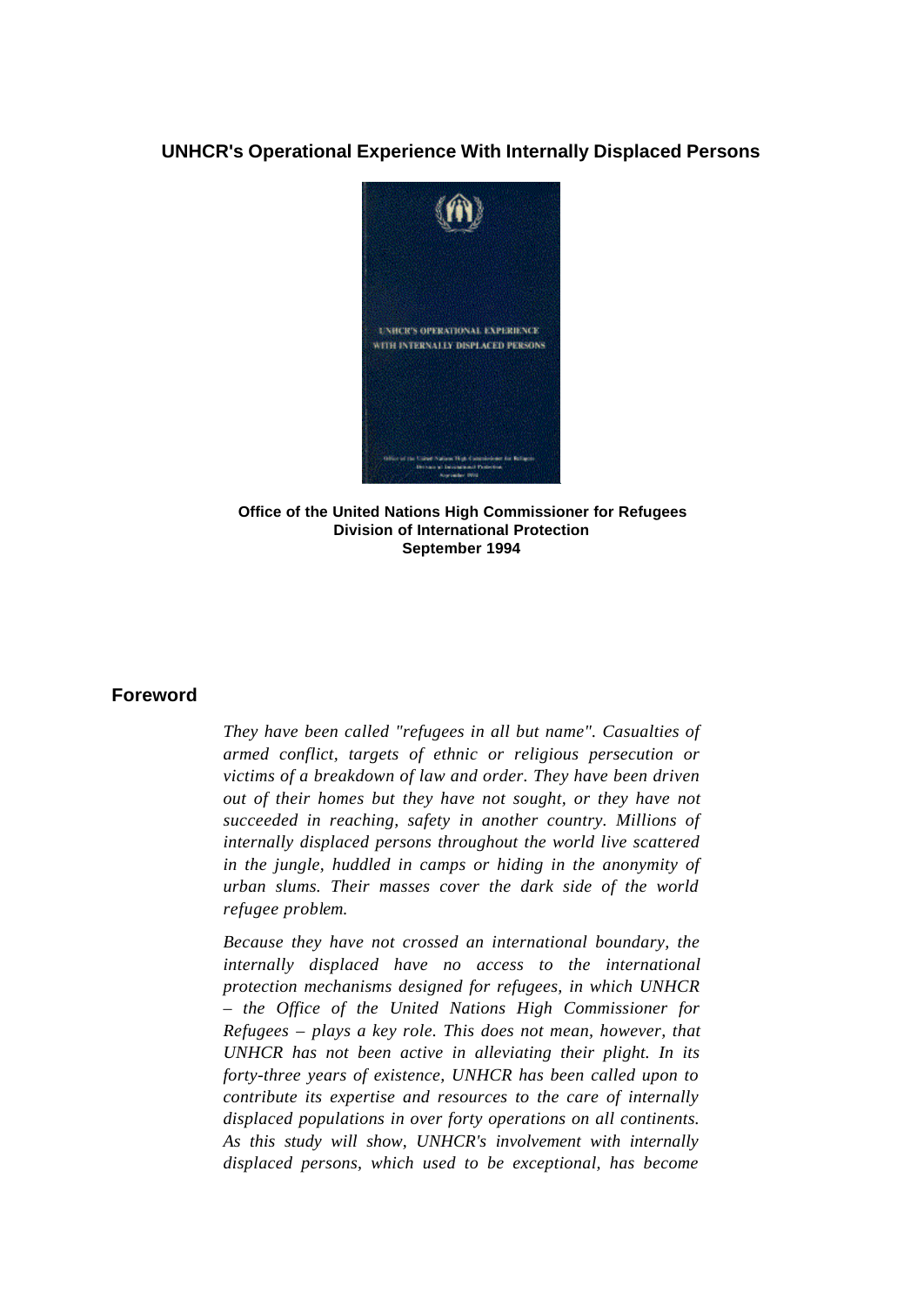# UNHCR's Operational Experience With Internally Displaced Persons

**Office of the United Nations High Commissioner for Refugees**
**Division of International Protection**
**September 1994**

## Foreword

*They have been called "refugees in all but name". Casualties of armed conflict, targets of ethnic or religious persecution or victims of a breakdown of law and order. They have been driven out of their homes but they have not sought, or they have not succeeded in reaching, safety in another country. Millions of internally displaced persons throughout the world live scattered in the jungle, huddled in camps or hiding in the anonymity of urban slums. Their masses cover the dark side of the world refugee problem.*

*Because they have not crossed an international boundary, the internally displaced have no access to the international protection mechanisms designed for refugees, in which UNHCR – the Office of the United Nations High Commissioner for Refugees – plays a key role. This does not mean, however, that UNHCR has not been active in alleviating their plight. In its forty-three years of existence, UNHCR has been called upon to contribute its expertise and resources to the care of internally displaced populations in over forty operations on all continents. As this study will show, UNHCR's involvement with internally displaced persons, which used to be exceptional, has become*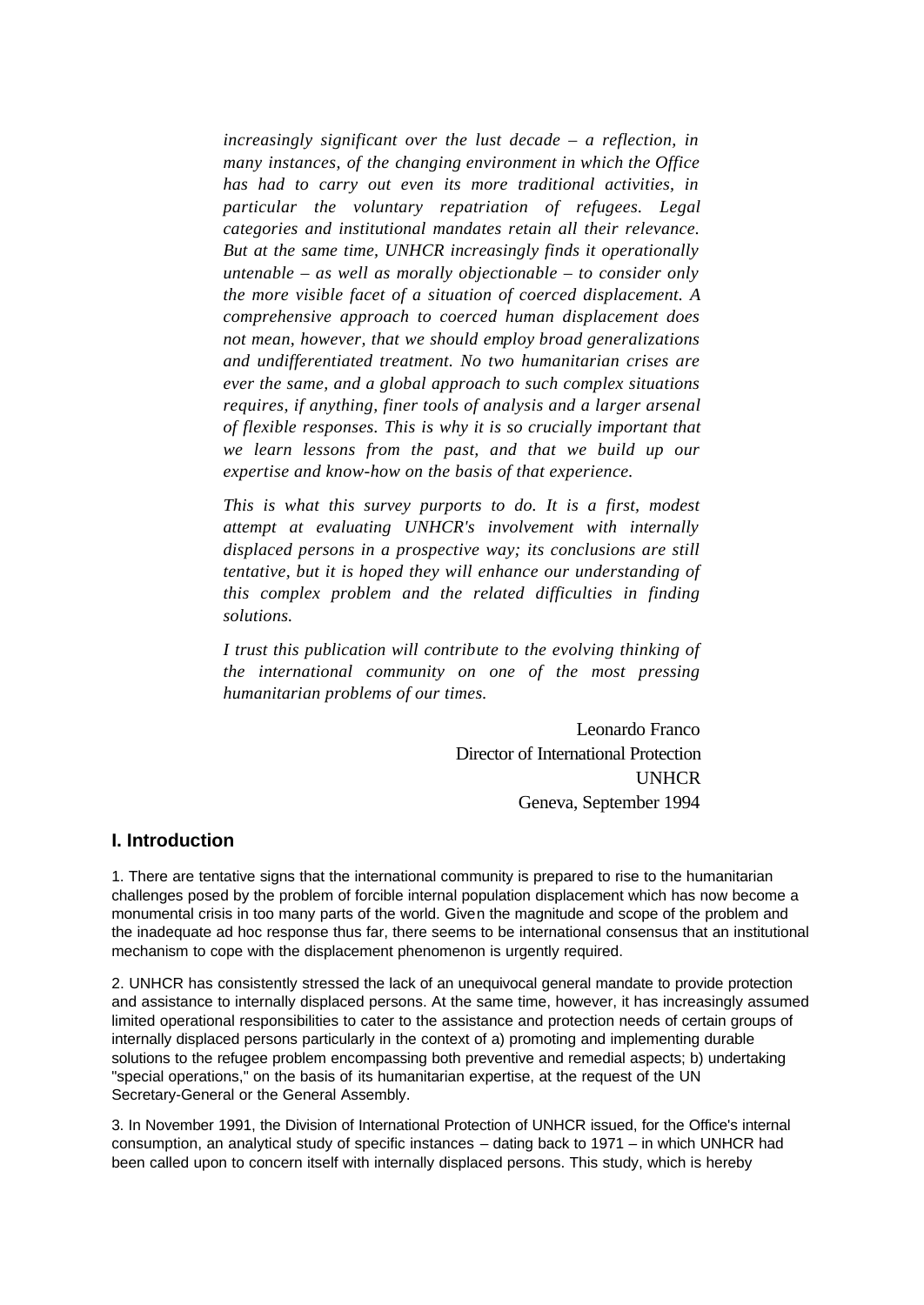*increasingly significant over the lust decade – a reflection, in many instances, of the changing environment in which the Office has had to carry out even its more traditional activities, in particular the voluntary repatriation of refugees. Legal categories and institutional mandates retain all their relevance. But at the same time, UNHCR increasingly finds it operationally untenable – as well as morally objectionable – to consider only the more visible facet of a situation of coerced displacement. A comprehensive approach to coerced human displacement does not mean, however, that we should employ broad generalizations and undifferentiated treatment. No two humanitarian crises are ever the same, and a global approach to such complex situations requires, if anything, finer tools of analysis and a larger arsenal of flexible responses. This is why it is so crucially important that we learn lessons from the past, and that we build up our expertise and know-how on the basis of that experience.*

*This is what this survey purports to do. It is a first, modest attempt at evaluating UNHCR's involvement with internally displaced persons in a prospective way; its conclusions are still tentative, but it is hoped they will enhance our understanding of this complex problem and the related difficulties in finding solutions.*

*I trust this publication will contribute to the evolving thinking of the international community on one of the most pressing humanitarian problems of our times.*

Leonardo Franco
Director of International Protection
UNHCR
Geneva, September 1994

## I. Introduction

1. There are tentative signs that the international community is prepared to rise to the humanitarian challenges posed by the problem of forcible internal population displacement which has now become a monumental crisis in too many parts of the world. Given the magnitude and scope of the problem and the inadequate ad hoc response thus far, there seems to be international consensus that an institutional mechanism to cope with the displacement phenomenon is urgently required.

2. UNHCR has consistently stressed the lack of an unequivocal general mandate to provide protection and assistance to internally displaced persons. At the same time, however, it has increasingly assumed limited operational responsibilities to cater to the assistance and protection needs of certain groups of internally displaced persons particularly in the context of a) promoting and implementing durable solutions to the refugee problem encompassing both preventive and remedial aspects; b) undertaking "special operations," on the basis of its humanitarian expertise, at the request of the UN Secretary-General or the General Assembly.

3. In November 1991, the Division of International Protection of UNHCR issued, for the Office's internal consumption, an analytical study of specific instances – dating back to 1971 – in which UNHCR had been called upon to concern itself with internally displaced persons. This study, which is hereby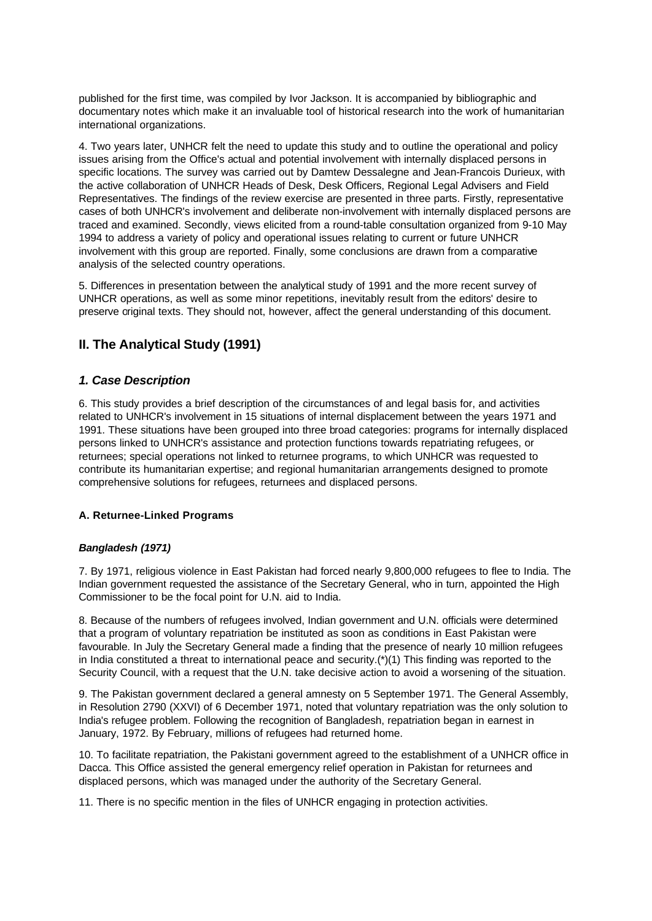published for the first time, was compiled by Ivor Jackson. It is accompanied by bibliographic and documentary notes which make it an invaluable tool of historical research into the work of humanitarian international organizations.

4. Two years later, UNHCR felt the need to update this study and to outline the operational and policy issues arising from the Office's actual and potential involvement with internally displaced persons in specific locations. The survey was carried out by Damtew Dessalegne and Jean-Francois Durieux, with the active collaboration of UNHCR Heads of Desk, Desk Officers, Regional Legal Advisers and Field Representatives. The findings of the review exercise are presented in three parts. Firstly, representative cases of both UNHCR's involvement and deliberate non-involvement with internally displaced persons are traced and examined. Secondly, views elicited from a round-table consultation organized from 9-10 May 1994 to address a variety of policy and operational issues relating to current or future UNHCR involvement with this group are reported. Finally, some conclusions are drawn from a comparative analysis of the selected country operations.

5. Differences in presentation between the analytical study of 1991 and the more recent survey of UNHCR operations, as well as some minor repetitions, inevitably result from the editors' desire to preserve original texts. They should not, however, affect the general understanding of this document.

## II. The Analytical Study (1991)

### *1. Case Description*

6. This study provides a brief description of the circumstances of and legal basis for, and activities related to UNHCR's involvement in 15 situations of internal displacement between the years 1971 and 1991. These situations have been grouped into three broad categories: programs for internally displaced persons linked to UNHCR's assistance and protection functions towards repatriating refugees, or returnees; special operations not linked to returnee programs, to which UNHCR was requested to contribute its humanitarian expertise; and regional humanitarian arrangements designed to promote comprehensive solutions for refugees, returnees and displaced persons.

#### A. Returnee-Linked Programs

##### *Bangladesh (1971)*

7. By 1971, religious violence in East Pakistan had forced nearly 9,800,000 refugees to flee to India. The Indian government requested the assistance of the Secretary General, who in turn, appointed the High Commissioner to be the focal point for U.N. aid to India.

8. Because of the numbers of refugees involved, Indian government and U.N. officials were determined that a program of voluntary repatriation be instituted as soon as conditions in East Pakistan were favourable. In July the Secretary General made a finding that the presence of nearly 10 million refugees in India constituted a threat to international peace and security.(*)(1) This finding was reported to the Security Council, with a request that the U.N. take decisive action to avoid a worsening of the situation.

9. The Pakistan government declared a general amnesty on 5 September 1971. The General Assembly, in Resolution 2790 (XXVI) of 6 December 1971, noted that voluntary repatriation was the only solution to India's refugee problem. Following the recognition of Bangladesh, repatriation began in earnest in January, 1972. By February, millions of refugees had returned home.

10. To facilitate repatriation, the Pakistani government agreed to the establishment of a UNHCR office in Dacca. This Office assisted the general emergency relief operation in Pakistan for returnees and displaced persons, which was managed under the authority of the Secretary General.

11. There is no specific mention in the files of UNHCR engaging in protection activities.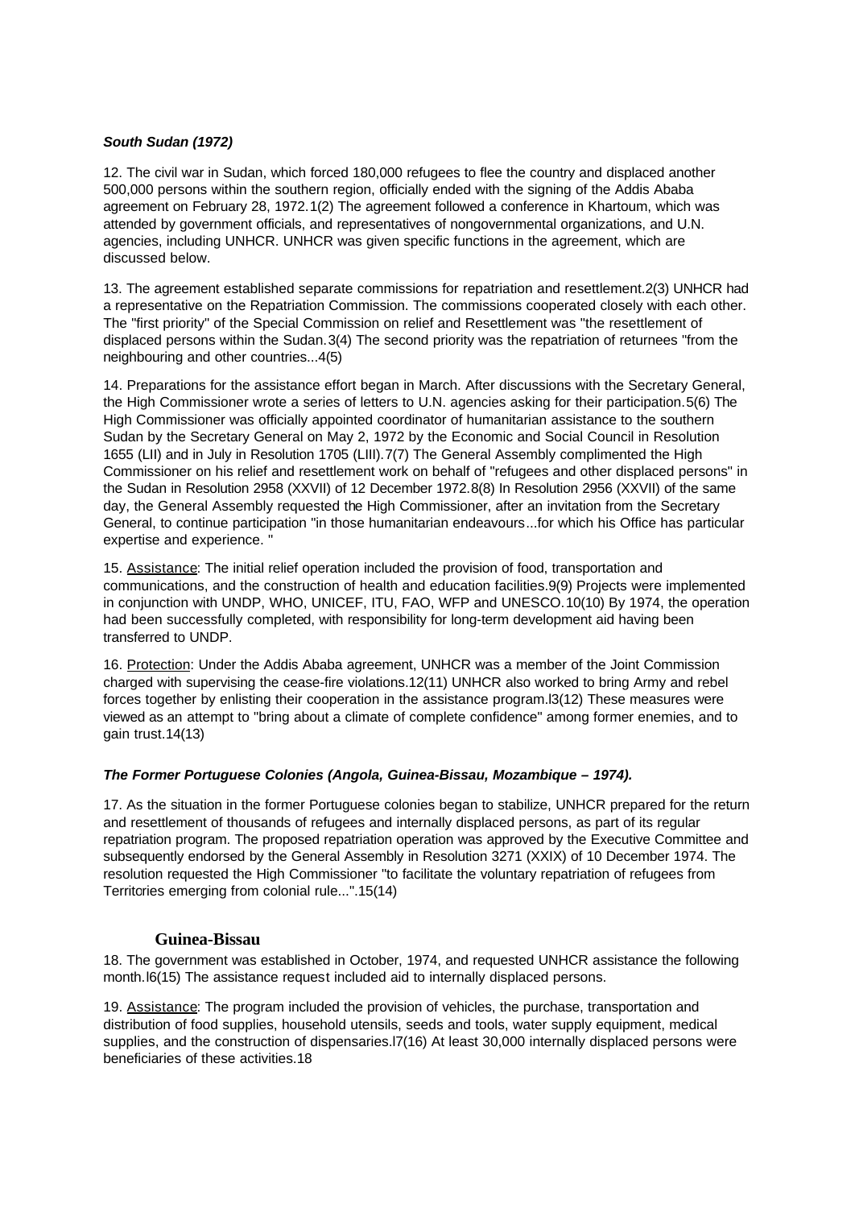***South Sudan (1972)***

12. The civil war in Sudan, which forced 180,000 refugees to flee the country and displaced another 500,000 persons within the southern region, officially ended with the signing of the Addis Ababa agreement on February 28, 1972.1(2) The agreement followed a conference in Khartoum, which was attended by government officials, and representatives of nongovernmental organizations, and U.N. agencies, including UNHCR. UNHCR was given specific functions in the agreement, which are discussed below.

13. The agreement established separate commissions for repatriation and resettlement.2(3) UNHCR had a representative on the Repatriation Commission. The commissions cooperated closely with each other. The "first priority" of the Special Commission on relief and Resettlement was "the resettlement of displaced persons within the Sudan.3(4) The second priority was the repatriation of returnees "from the neighbouring and other countries...4(5)

14. Preparations for the assistance effort began in March. After discussions with the Secretary General, the High Commissioner wrote a series of letters to U.N. agencies asking for their participation.5(6) The High Commissioner was officially appointed coordinator of humanitarian assistance to the southern Sudan by the Secretary General on May 2, 1972 by the Economic and Social Council in Resolution 1655 (LII) and in July in Resolution 1705 (LIII).7(7) The General Assembly complimented the High Commissioner on his relief and resettlement work on behalf of "refugees and other displaced persons" in the Sudan in Resolution 2958 (XXVII) of 12 December 1972.8(8) In Resolution 2956 (XXVII) of the same day, the General Assembly requested the High Commissioner, after an invitation from the Secretary General, to continue participation "in those humanitarian endeavours...for which his Office has particular expertise and experience. "

15. Assistance: The initial relief operation included the provision of food, transportation and communications, and the construction of health and education facilities.9(9) Projects were implemented in conjunction with UNDP, WHO, UNICEF, ITU, FAO, WFP and UNESCO.10(10) By 1974, the operation had been successfully completed, with responsibility for long-term development aid having been transferred to UNDP.

16. Protection: Under the Addis Ababa agreement, UNHCR was a member of the Joint Commission charged with supervising the cease-fire violations.12(11) UNHCR also worked to bring Army and rebel forces together by enlisting their cooperation in the assistance program.l3(12) These measures were viewed as an attempt to "bring about a climate of complete confidence" among former enemies, and to gain trust.14(13)

***The Former Portuguese Colonies (Angola, Guinea-Bissau, Mozambique – 1974).***

17. As the situation in the former Portuguese colonies began to stabilize, UNHCR prepared for the return and resettlement of thousands of refugees and internally displaced persons, as part of its regular repatriation program. The proposed repatriation operation was approved by the Executive Committee and subsequently endorsed by the General Assembly in Resolution 3271 (XXIX) of 10 December 1974. The resolution requested the High Commissioner "to facilitate the voluntary repatriation of refugees from Territories emerging from colonial rule...".15(14)

**Guinea-Bissau**

18. The government was established in October, 1974, and requested UNHCR assistance the following month.l6(15) The assistance request included aid to internally displaced persons.

19. Assistance: The program included the provision of vehicles, the purchase, transportation and distribution of food supplies, household utensils, seeds and tools, water supply equipment, medical supplies, and the construction of dispensaries.l7(16) At least 30,000 internally displaced persons were beneficiaries of these activities.18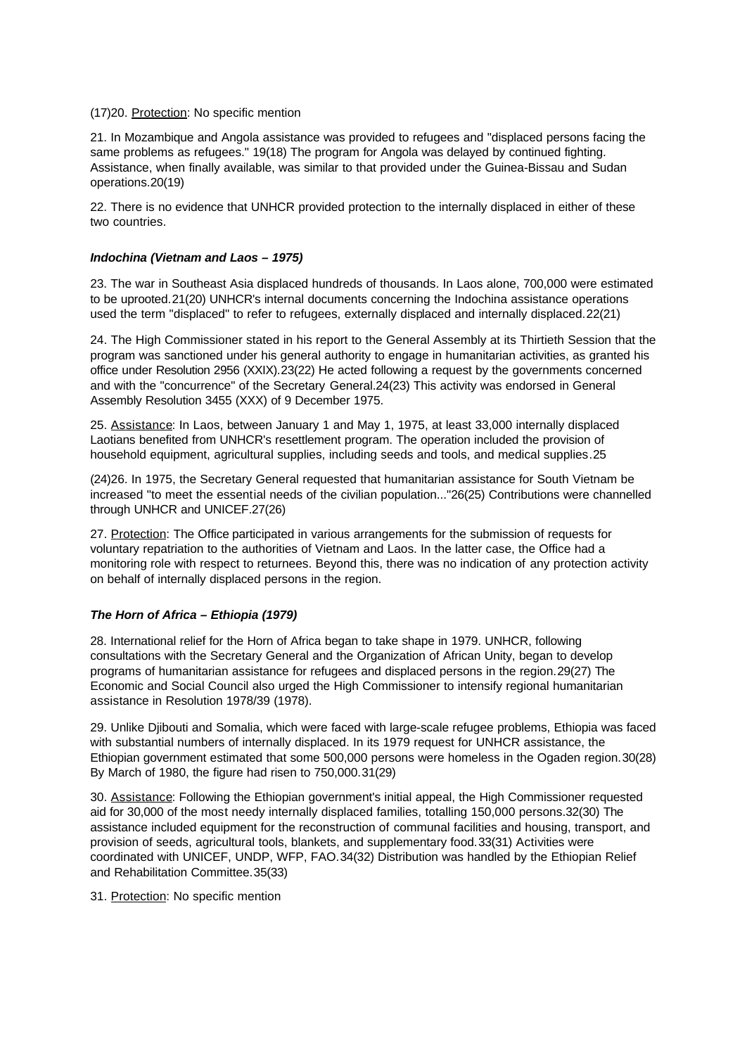(17)20. Protection: No specific mention

21. In Mozambique and Angola assistance was provided to refugees and "displaced persons facing the same problems as refugees." 19(18) The program for Angola was delayed by continued fighting. Assistance, when finally available, was similar to that provided under the Guinea-Bissau and Sudan operations.20(19)

22. There is no evidence that UNHCR provided protection to the internally displaced in either of these two countries.

### *Indochina (Vietnam and Laos – 1975)*

23. The war in Southeast Asia displaced hundreds of thousands. In Laos alone, 700,000 were estimated to be uprooted.21(20) UNHCR's internal documents concerning the Indochina assistance operations used the term "displaced" to refer to refugees, externally displaced and internally displaced.22(21)

24. The High Commissioner stated in his report to the General Assembly at its Thirtieth Session that the program was sanctioned under his general authority to engage in humanitarian activities, as granted his office under Resolution 2956 (XXIX).23(22) He acted following a request by the governments concerned and with the "concurrence" of the Secretary General.24(23) This activity was endorsed in General Assembly Resolution 3455 (XXX) of 9 December 1975.

25. Assistance: In Laos, between January 1 and May 1, 1975, at least 33,000 internally displaced Laotians benefited from UNHCR's resettlement program. The operation included the provision of household equipment, agricultural supplies, including seeds and tools, and medical supplies.25

(24)26. In 1975, the Secretary General requested that humanitarian assistance for South Vietnam be increased "to meet the essential needs of the civilian population..."26(25) Contributions were channelled through UNHCR and UNICEF.27(26)

27. Protection: The Office participated in various arrangements for the submission of requests for voluntary repatriation to the authorities of Vietnam and Laos. In the latter case, the Office had a monitoring role with respect to returnees. Beyond this, there was no indication of any protection activity on behalf of internally displaced persons in the region.

### *The Horn of Africa – Ethiopia (1979)*

28. International relief for the Horn of Africa began to take shape in 1979. UNHCR, following consultations with the Secretary General and the Organization of African Unity, began to develop programs of humanitarian assistance for refugees and displaced persons in the region.29(27) The Economic and Social Council also urged the High Commissioner to intensify regional humanitarian assistance in Resolution 1978/39 (1978).

29. Unlike Djibouti and Somalia, which were faced with large-scale refugee problems, Ethiopia was faced with substantial numbers of internally displaced. In its 1979 request for UNHCR assistance, the Ethiopian government estimated that some 500,000 persons were homeless in the Ogaden region.30(28) By March of 1980, the figure had risen to 750,000.31(29)

30. Assistance: Following the Ethiopian government's initial appeal, the High Commissioner requested aid for 30,000 of the most needy internally displaced families, totalling 150,000 persons.32(30) The assistance included equipment for the reconstruction of communal facilities and housing, transport, and provision of seeds, agricultural tools, blankets, and supplementary food.33(31) Activities were coordinated with UNICEF, UNDP, WFP, FAO.34(32) Distribution was handled by the Ethiopian Relief and Rehabilitation Committee.35(33)

31. Protection: No specific mention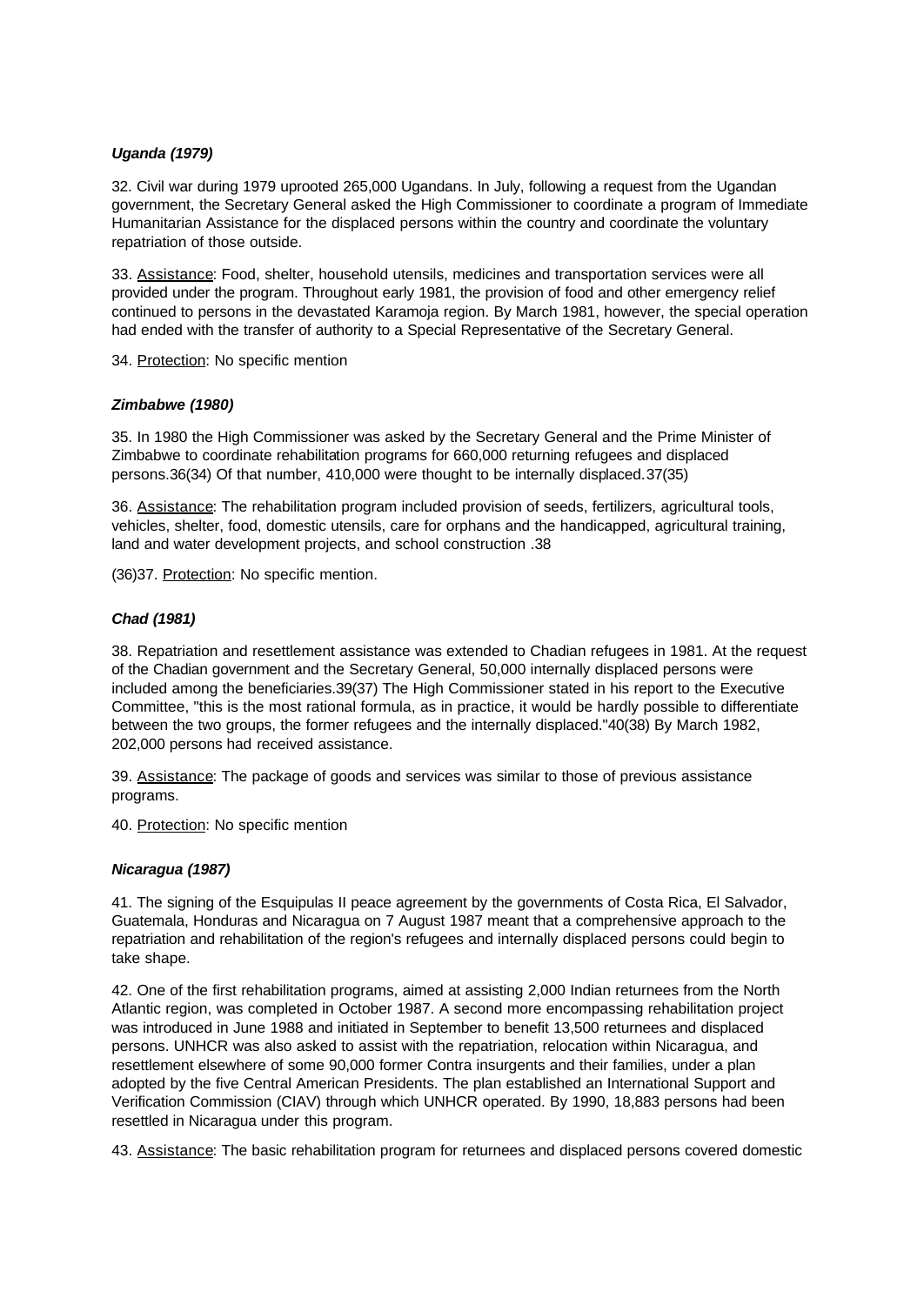***Uganda (1979)***

32. Civil war during 1979 uprooted 265,000 Ugandans. In July, following a request from the Ugandan government, the Secretary General asked the High Commissioner to coordinate a program of Immediate Humanitarian Assistance for the displaced persons within the country and coordinate the voluntary repatriation of those outside.

33. Assistance: Food, shelter, household utensils, medicines and transportation services were all provided under the program. Throughout early 1981, the provision of food and other emergency relief continued to persons in the devastated Karamoja region. By March 1981, however, the special operation had ended with the transfer of authority to a Special Representative of the Secretary General.

34. Protection: No specific mention

***Zimbabwe (1980)***

35. In 1980 the High Commissioner was asked by the Secretary General and the Prime Minister of Zimbabwe to coordinate rehabilitation programs for 660,000 returning refugees and displaced persons.36(34) Of that number, 410,000 were thought to be internally displaced.37(35)

36. Assistance: The rehabilitation program included provision of seeds, fertilizers, agricultural tools, vehicles, shelter, food, domestic utensils, care for orphans and the handicapped, agricultural training, land and water development projects, and school construction .38

(36)37. Protection: No specific mention.

***Chad (1981)***

38. Repatriation and resettlement assistance was extended to Chadian refugees in 1981. At the request of the Chadian government and the Secretary General, 50,000 internally displaced persons were included among the beneficiaries.39(37) The High Commissioner stated in his report to the Executive Committee, "this is the most rational formula, as in practice, it would be hardly possible to differentiate between the two groups, the former refugees and the internally displaced."40(38) By March 1982, 202,000 persons had received assistance.

39. Assistance: The package of goods and services was similar to those of previous assistance programs.

40. Protection: No specific mention

***Nicaragua (1987)***

41. The signing of the Esquipulas II peace agreement by the governments of Costa Rica, El Salvador, Guatemala, Honduras and Nicaragua on 7 August 1987 meant that a comprehensive approach to the repatriation and rehabilitation of the region's refugees and internally displaced persons could begin to take shape.

42. One of the first rehabilitation programs, aimed at assisting 2,000 Indian returnees from the North Atlantic region, was completed in October 1987. A second more encompassing rehabilitation project was introduced in June 1988 and initiated in September to benefit 13,500 returnees and displaced persons. UNHCR was also asked to assist with the repatriation, relocation within Nicaragua, and resettlement elsewhere of some 90,000 former Contra insurgents and their families, under a plan adopted by the five Central American Presidents. The plan established an International Support and Verification Commission (CIAV) through which UNHCR operated. By 1990, 18,883 persons had been resettled in Nicaragua under this program.

43. Assistance: The basic rehabilitation program for returnees and displaced persons covered domestic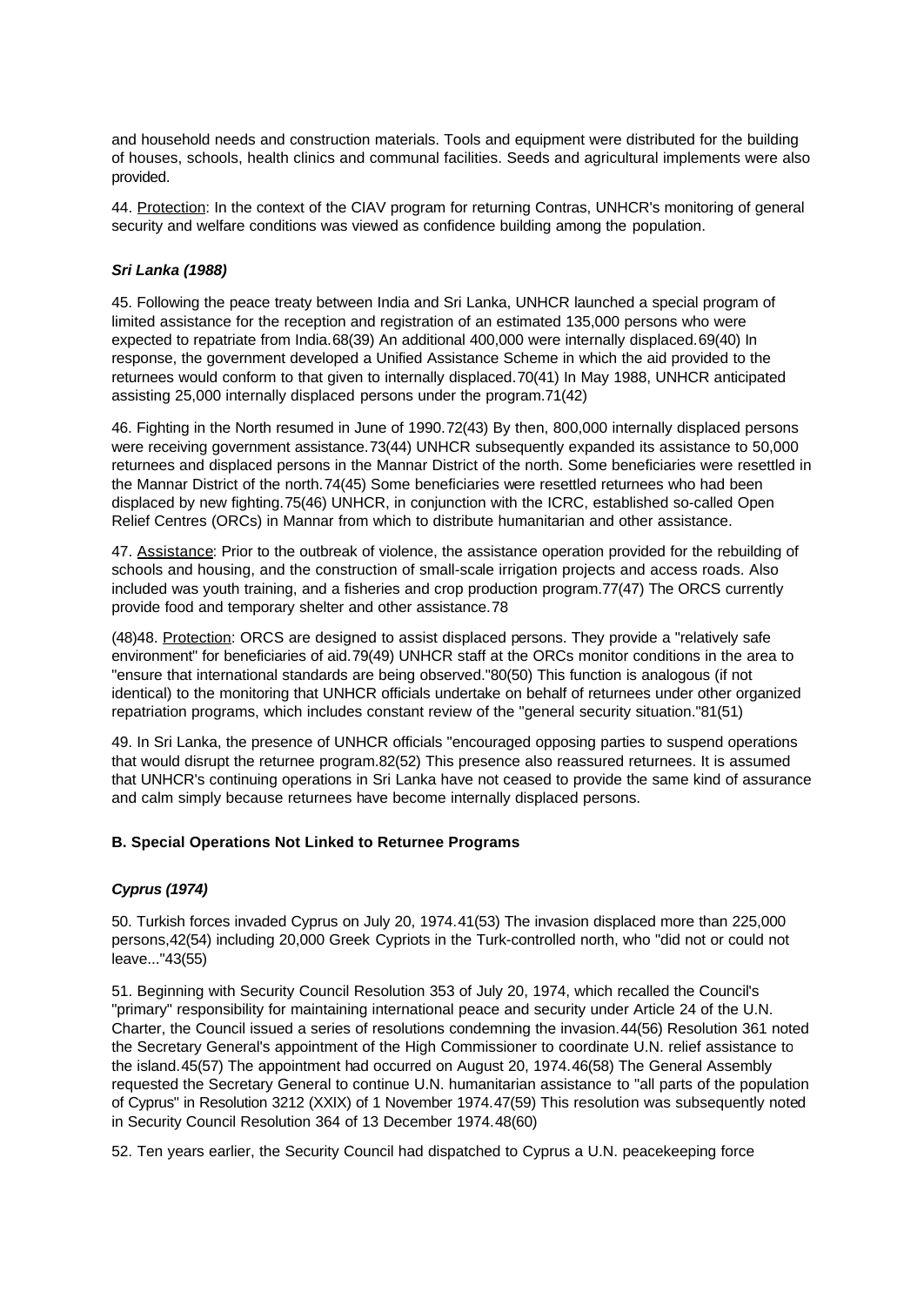and household needs and construction materials. Tools and equipment were distributed for the building of houses, schools, health clinics and communal facilities. Seeds and agricultural implements were also provided.

44. Protection: In the context of the CIAV program for returning Contras, UNHCR's monitoring of general security and welfare conditions was viewed as confidence building among the population.

#### *Sri Lanka (1988)*

45. Following the peace treaty between India and Sri Lanka, UNHCR launched a special program of limited assistance for the reception and registration of an estimated 135,000 persons who were expected to repatriate from India.68(39) An additional 400,000 were internally displaced.69(40) In response, the government developed a Unified Assistance Scheme in which the aid provided to the returnees would conform to that given to internally displaced.70(41) In May 1988, UNHCR anticipated assisting 25,000 internally displaced persons under the program.71(42)

46. Fighting in the North resumed in June of 1990.72(43) By then, 800,000 internally displaced persons were receiving government assistance.73(44) UNHCR subsequently expanded its assistance to 50,000 returnees and displaced persons in the Mannar District of the north. Some beneficiaries were resettled in the Mannar District of the north.74(45) Some beneficiaries were resettled returnees who had been displaced by new fighting.75(46) UNHCR, in conjunction with the ICRC, established so-called Open Relief Centres (ORCs) in Mannar from which to distribute humanitarian and other assistance.

47. Assistance: Prior to the outbreak of violence, the assistance operation provided for the rebuilding of schools and housing, and the construction of small-scale irrigation projects and access roads. Also included was youth training, and a fisheries and crop production program.77(47) The ORCS currently provide food and temporary shelter and other assistance.78

(48)48. Protection: ORCS are designed to assist displaced persons. They provide a "relatively safe environment" for beneficiaries of aid.79(49) UNHCR staff at the ORCs monitor conditions in the area to "ensure that international standards are being observed."80(50) This function is analogous (if not identical) to the monitoring that UNHCR officials undertake on behalf of returnees under other organized repatriation programs, which includes constant review of the "general security situation."81(51)

49. In Sri Lanka, the presence of UNHCR officials "encouraged opposing parties to suspend operations that would disrupt the returnee program.82(52) This presence also reassured returnees. It is assumed that UNHCR's continuing operations in Sri Lanka have not ceased to provide the same kind of assurance and calm simply because returnees have become internally displaced persons.

### B. Special Operations Not Linked to Returnee Programs

#### *Cyprus (1974)*

50. Turkish forces invaded Cyprus on July 20, 1974.41(53) The invasion displaced more than 225,000 persons,42(54) including 20,000 Greek Cypriots in the Turk-controlled north, who "did not or could not leave..."43(55)

51. Beginning with Security Council Resolution 353 of July 20, 1974, which recalled the Council's "primary" responsibility for maintaining international peace and security under Article 24 of the U.N. Charter, the Council issued a series of resolutions condemning the invasion.44(56) Resolution 361 noted the Secretary General's appointment of the High Commissioner to coordinate U.N. relief assistance to the island.45(57) The appointment had occurred on August 20, 1974.46(58) The General Assembly requested the Secretary General to continue U.N. humanitarian assistance to "all parts of the population of Cyprus" in Resolution 3212 (XXIX) of 1 November 1974.47(59) This resolution was subsequently noted in Security Council Resolution 364 of 13 December 1974.48(60)

52. Ten years earlier, the Security Council had dispatched to Cyprus a U.N. peacekeeping force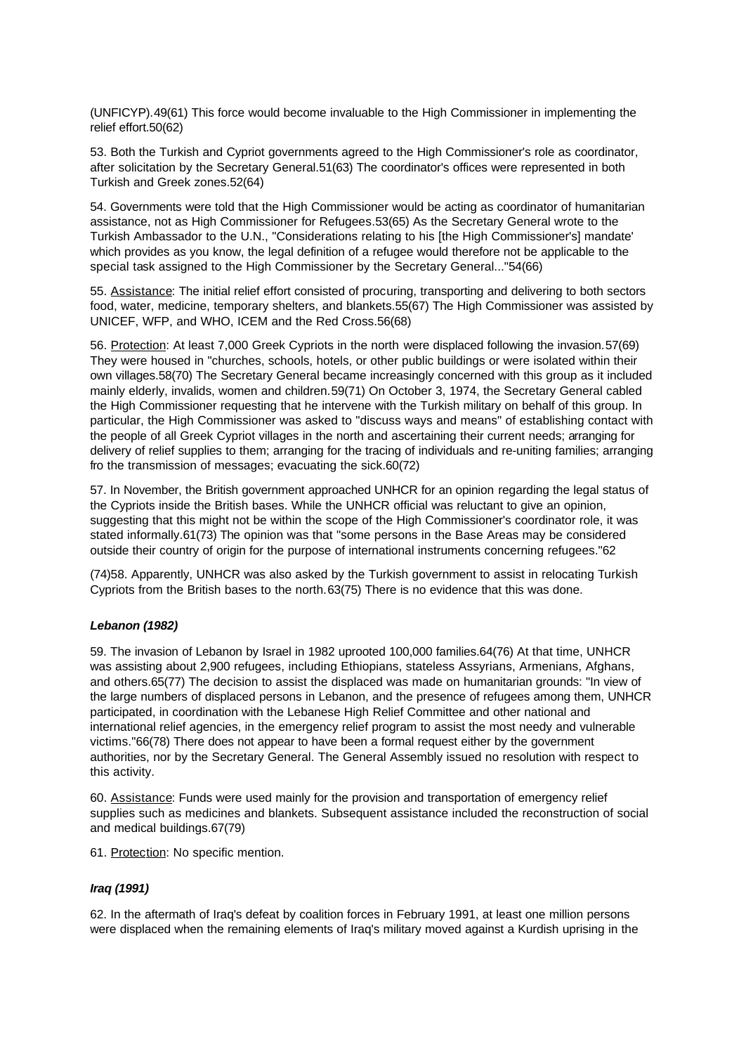(UNFICYP).49(61) This force would become invaluable to the High Commissioner in implementing the relief effort.50(62)

53. Both the Turkish and Cypriot governments agreed to the High Commissioner's role as coordinator, after solicitation by the Secretary General.51(63) The coordinator's offices were represented in both Turkish and Greek zones.52(64)

54. Governments were told that the High Commissioner would be acting as coordinator of humanitarian assistance, not as High Commissioner for Refugees.53(65) As the Secretary General wrote to the Turkish Ambassador to the U.N., "Considerations relating to his [the High Commissioner's] mandate' which provides as you know, the legal definition of a refugee would therefore not be applicable to the special task assigned to the High Commissioner by the Secretary General..."54(66)

55. Assistance: The initial relief effort consisted of procuring, transporting and delivering to both sectors food, water, medicine, temporary shelters, and blankets.55(67) The High Commissioner was assisted by UNICEF, WFP, and WHO, ICEM and the Red Cross.56(68)

56. Protection: At least 7,000 Greek Cypriots in the north were displaced following the invasion.57(69) They were housed in "churches, schools, hotels, or other public buildings or were isolated within their own villages.58(70) The Secretary General became increasingly concerned with this group as it included mainly elderly, invalids, women and children.59(71) On October 3, 1974, the Secretary General cabled the High Commissioner requesting that he intervene with the Turkish military on behalf of this group. In particular, the High Commissioner was asked to "discuss ways and means" of establishing contact with the people of all Greek Cypriot villages in the north and ascertaining their current needs; arranging for delivery of relief supplies to them; arranging for the tracing of individuals and re-uniting families; arranging fro the transmission of messages; evacuating the sick.60(72)

57. In November, the British government approached UNHCR for an opinion regarding the legal status of the Cypriots inside the British bases. While the UNHCR official was reluctant to give an opinion, suggesting that this might not be within the scope of the High Commissioner's coordinator role, it was stated informally.61(73) The opinion was that "some persons in the Base Areas may be considered outside their country of origin for the purpose of international instruments concerning refugees."62

(74)58. Apparently, UNHCR was also asked by the Turkish government to assist in relocating Turkish Cypriots from the British bases to the north.63(75) There is no evidence that this was done.

### *Lebanon (1982)*

59. The invasion of Lebanon by Israel in 1982 uprooted 100,000 families.64(76) At that time, UNHCR was assisting about 2,900 refugees, including Ethiopians, stateless Assyrians, Armenians, Afghans, and others.65(77) The decision to assist the displaced was made on humanitarian grounds: "In view of the large numbers of displaced persons in Lebanon, and the presence of refugees among them, UNHCR participated, in coordination with the Lebanese High Relief Committee and other national and international relief agencies, in the emergency relief program to assist the most needy and vulnerable victims."66(78) There does not appear to have been a formal request either by the government authorities, nor by the Secretary General. The General Assembly issued no resolution with respect to this activity.

60. Assistance: Funds were used mainly for the provision and transportation of emergency relief supplies such as medicines and blankets. Subsequent assistance included the reconstruction of social and medical buildings.67(79)

61. Protection: No specific mention.

### *Iraq (1991)*

62. In the aftermath of Iraq's defeat by coalition forces in February 1991, at least one million persons were displaced when the remaining elements of Iraq's military moved against a Kurdish uprising in the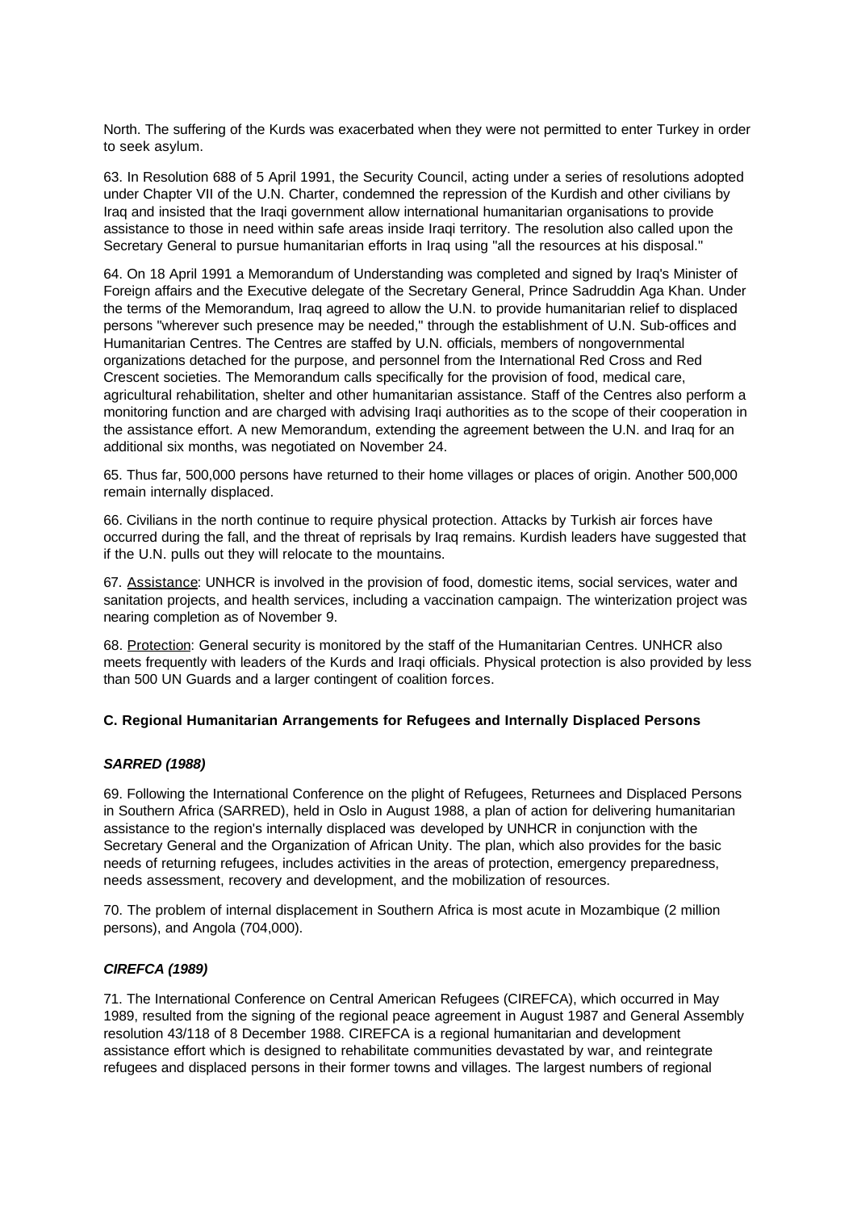North. The suffering of the Kurds was exacerbated when they were not permitted to enter Turkey in order to seek asylum.

63. In Resolution 688 of 5 April 1991, the Security Council, acting under a series of resolutions adopted under Chapter VII of the U.N. Charter, condemned the repression of the Kurdish and other civilians by Iraq and insisted that the Iraqi government allow international humanitarian organisations to provide assistance to those in need within safe areas inside Iraqi territory. The resolution also called upon the Secretary General to pursue humanitarian efforts in Iraq using "all the resources at his disposal."

64. On 18 April 1991 a Memorandum of Understanding was completed and signed by Iraq's Minister of Foreign affairs and the Executive delegate of the Secretary General, Prince Sadruddin Aga Khan. Under the terms of the Memorandum, Iraq agreed to allow the U.N. to provide humanitarian relief to displaced persons "wherever such presence may be needed," through the establishment of U.N. Sub-offices and Humanitarian Centres. The Centres are staffed by U.N. officials, members of nongovernmental organizations detached for the purpose, and personnel from the International Red Cross and Red Crescent societies. The Memorandum calls specifically for the provision of food, medical care, agricultural rehabilitation, shelter and other humanitarian assistance. Staff of the Centres also perform a monitoring function and are charged with advising Iraqi authorities as to the scope of their cooperation in the assistance effort. A new Memorandum, extending the agreement between the U.N. and Iraq for an additional six months, was negotiated on November 24.

65. Thus far, 500,000 persons have returned to their home villages or places of origin. Another 500,000 remain internally displaced.

66. Civilians in the north continue to require physical protection. Attacks by Turkish air forces have occurred during the fall, and the threat of reprisals by Iraq remains. Kurdish leaders have suggested that if the U.N. pulls out they will relocate to the mountains.

67. Assistance: UNHCR is involved in the provision of food, domestic items, social services, water and sanitation projects, and health services, including a vaccination campaign. The winterization project was nearing completion as of November 9.

68. Protection: General security is monitored by the staff of the Humanitarian Centres. UNHCR also meets frequently with leaders of the Kurds and Iraqi officials. Physical protection is also provided by less than 500 UN Guards and a larger contingent of coalition forces.

### C. Regional Humanitarian Arrangements for Refugees and Internally Displaced Persons

#### ***SARRED (1988)***

69. Following the International Conference on the plight of Refugees, Returnees and Displaced Persons in Southern Africa (SARRED), held in Oslo in August 1988, a plan of action for delivering humanitarian assistance to the region's internally displaced was developed by UNHCR in conjunction with the Secretary General and the Organization of African Unity. The plan, which also provides for the basic needs of returning refugees, includes activities in the areas of protection, emergency preparedness, needs assessment, recovery and development, and the mobilization of resources.

70. The problem of internal displacement in Southern Africa is most acute in Mozambique (2 million persons), and Angola (704,000).

#### ***CIREFCA (1989)***

71. The International Conference on Central American Refugees (CIREFCA), which occurred in May 1989, resulted from the signing of the regional peace agreement in August 1987 and General Assembly resolution 43/118 of 8 December 1988. CIREFCA is a regional humanitarian and development assistance effort which is designed to rehabilitate communities devastated by war, and reintegrate refugees and displaced persons in their former towns and villages. The largest numbers of regional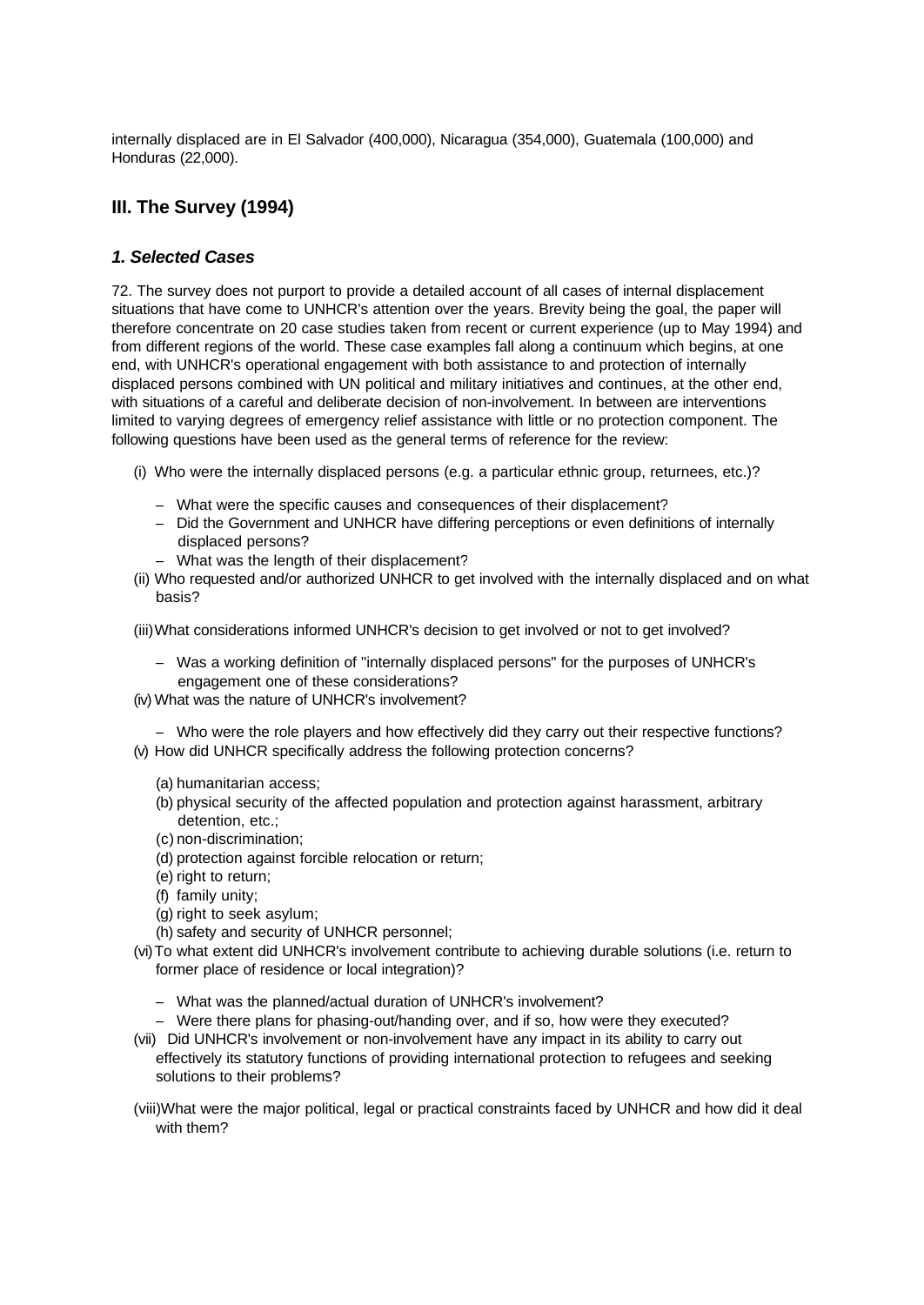internally displaced are in El Salvador (400,000), Nicaragua (354,000), Guatemala (100,000) and Honduras (22,000).

## III. The Survey (1994)

### *1. Selected Cases*

72. The survey does not purport to provide a detailed account of all cases of internal displacement situations that have come to UNHCR's attention over the years. Brevity being the goal, the paper will therefore concentrate on 20 case studies taken from recent or current experience (up to May 1994) and from different regions of the world. These case examples fall along a continuum which begins, at one end, with UNHCR's operational engagement with both assistance to and protection of internally displaced persons combined with UN political and military initiatives and continues, at the other end, with situations of a careful and deliberate decision of non-involvement. In between are interventions limited to varying degrees of emergency relief assistance with little or no protection component. The following questions have been used as the general terms of reference for the review:

(i) Who were the internally displaced persons (e.g. a particular ethnic group, returnees, etc.)?

- What were the specific causes and consequences of their displacement?
- Did the Government and UNHCR have differing perceptions or even definitions of internally displaced persons?
- What was the length of their displacement?

(ii) Who requested and/or authorized UNHCR to get involved with the internally displaced and on what basis?

(iii) What considerations informed UNHCR's decision to get involved or not to get involved?

- Was a working definition of "internally displaced persons" for the purposes of UNHCR's engagement one of these considerations?

(iv) What was the nature of UNHCR's involvement?

- Who were the role players and how effectively did they carry out their respective functions?

(v) How did UNHCR specifically address the following protection concerns?

(a) humanitarian access;
(b) physical security of the affected population and protection against harassment, arbitrary detention, etc.;
(c) non-discrimination;
(d) protection against forcible relocation or return;
(e) right to return;
(f) family unity;
(g) right to seek asylum;
(h) safety and security of UNHCR personnel;

(vi) To what extent did UNHCR's involvement contribute to achieving durable solutions (i.e. return to former place of residence or local integration)?

- What was the planned/actual duration of UNHCR's involvement?
- Were there plans for phasing-out/handing over, and if so, how were they executed?

(vii) Did UNHCR's involvement or non-involvement have any impact in its ability to carry out effectively its statutory functions of providing international protection to refugees and seeking solutions to their problems?

(viii) What were the major political, legal or practical constraints faced by UNHCR and how did it deal with them?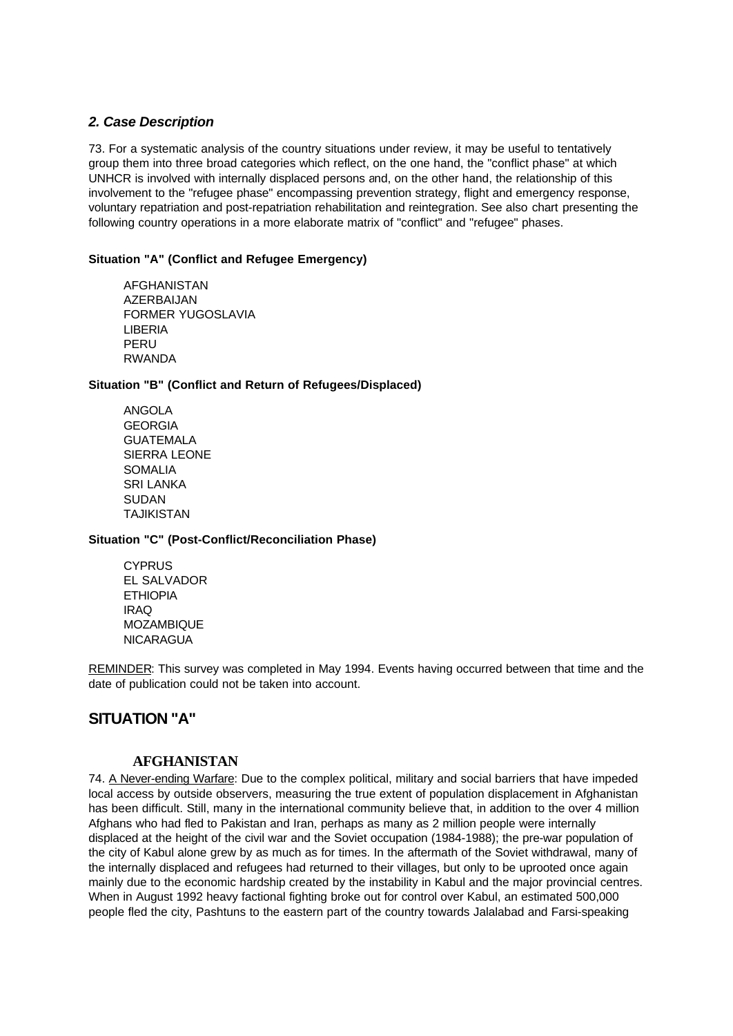### *2. Case Description*

73. For a systematic analysis of the country situations under review, it may be useful to tentatively group them into three broad categories which reflect, on the one hand, the "conflict phase" at which UNHCR is involved with internally displaced persons and, on the other hand, the relationship of this involvement to the "refugee phase" encompassing prevention strategy, flight and emergency response, voluntary repatriation and post-repatriation rehabilitation and reintegration. See also chart presenting the following country operations in a more elaborate matrix of "conflict" and "refugee" phases.

**Situation "A" (Conflict and Refugee Emergency)**

- AFGHANISTAN
- AZERBAIJAN
- FORMER YUGOSLAVIA
- LIBERIA
- PERU
- RWANDA

**Situation "B" (Conflict and Return of Refugees/Displaced)**

- ANGOLA
- GEORGIA
- GUATEMALA
- SIERRA LEONE
- SOMALIA
- SRI LANKA
- SUDAN
- TAJIKISTAN

**Situation "C" (Post-Conflict/Reconciliation Phase)**

- CYPRUS
- EL SALVADOR
- ETHIOPIA
- IRAQ
- MOZAMBIQUE
- NICARAGUA

REMINDER: This survey was completed in May 1994. Events having occurred between that time and the date of publication could not be taken into account.

## SITUATION "A"

### AFGHANISTAN

74. A Never-ending Warfare: Due to the complex political, military and social barriers that have impeded local access by outside observers, measuring the true extent of population displacement in Afghanistan has been difficult. Still, many in the international community believe that, in addition to the over 4 million Afghans who had fled to Pakistan and Iran, perhaps as many as 2 million people were internally displaced at the height of the civil war and the Soviet occupation (1984-1988); the pre-war population of the city of Kabul alone grew by as much as for times. In the aftermath of the Soviet withdrawal, many of the internally displaced and refugees had returned to their villages, but only to be uprooted once again mainly due to the economic hardship created by the instability in Kabul and the major provincial centres. When in August 1992 heavy factional fighting broke out for control over Kabul, an estimated 500,000 people fled the city, Pashtuns to the eastern part of the country towards Jalalabad and Farsi-speaking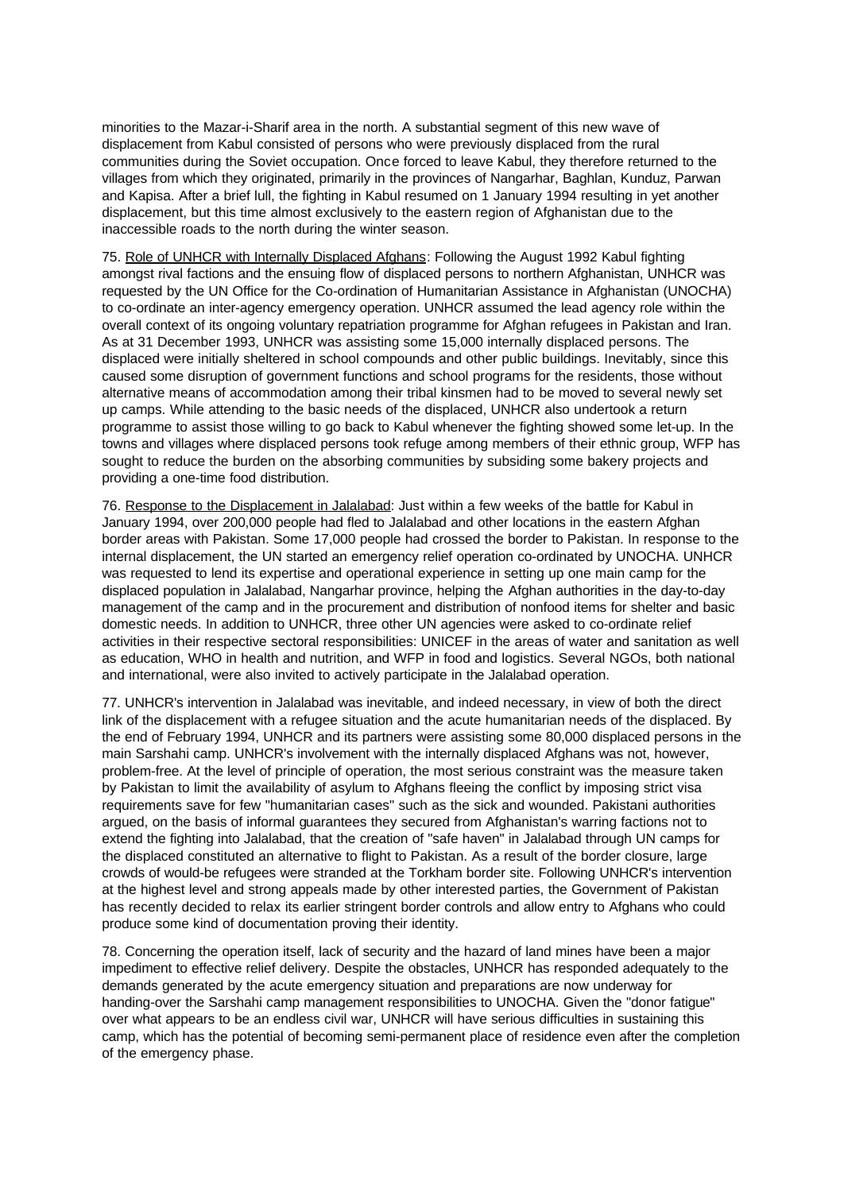minorities to the Mazar-i-Sharif area in the north. A substantial segment of this new wave of displacement from Kabul consisted of persons who were previously displaced from the rural communities during the Soviet occupation. Once forced to leave Kabul, they therefore returned to the villages from which they originated, primarily in the provinces of Nangarhar, Baghlan, Kunduz, Parwan and Kapisa. After a brief lull, the fighting in Kabul resumed on 1 January 1994 resulting in yet another displacement, but this time almost exclusively to the eastern region of Afghanistan due to the inaccessible roads to the north during the winter season.

75. Role of UNHCR with Internally Displaced Afghans: Following the August 1992 Kabul fighting amongst rival factions and the ensuing flow of displaced persons to northern Afghanistan, UNHCR was requested by the UN Office for the Co-ordination of Humanitarian Assistance in Afghanistan (UNOCHA) to co-ordinate an inter-agency emergency operation. UNHCR assumed the lead agency role within the overall context of its ongoing voluntary repatriation programme for Afghan refugees in Pakistan and Iran. As at 31 December 1993, UNHCR was assisting some 15,000 internally displaced persons. The displaced were initially sheltered in school compounds and other public buildings. Inevitably, since this caused some disruption of government functions and school programs for the residents, those without alternative means of accommodation among their tribal kinsmen had to be moved to several newly set up camps. While attending to the basic needs of the displaced, UNHCR also undertook a return programme to assist those willing to go back to Kabul whenever the fighting showed some let-up. In the towns and villages where displaced persons took refuge among members of their ethnic group, WFP has sought to reduce the burden on the absorbing communities by subsiding some bakery projects and providing a one-time food distribution.

76. Response to the Displacement in Jalalabad: Just within a few weeks of the battle for Kabul in January 1994, over 200,000 people had fled to Jalalabad and other locations in the eastern Afghan border areas with Pakistan. Some 17,000 people had crossed the border to Pakistan. In response to the internal displacement, the UN started an emergency relief operation co-ordinated by UNOCHA. UNHCR was requested to lend its expertise and operational experience in setting up one main camp for the displaced population in Jalalabad, Nangarhar province, helping the Afghan authorities in the day-to-day management of the camp and in the procurement and distribution of nonfood items for shelter and basic domestic needs. In addition to UNHCR, three other UN agencies were asked to co-ordinate relief activities in their respective sectoral responsibilities: UNICEF in the areas of water and sanitation as well as education, WHO in health and nutrition, and WFP in food and logistics. Several NGOs, both national and international, were also invited to actively participate in the Jalalabad operation.

77. UNHCR's intervention in Jalalabad was inevitable, and indeed necessary, in view of both the direct link of the displacement with a refugee situation and the acute humanitarian needs of the displaced. By the end of February 1994, UNHCR and its partners were assisting some 80,000 displaced persons in the main Sarshahi camp. UNHCR's involvement with the internally displaced Afghans was not, however, problem-free. At the level of principle of operation, the most serious constraint was the measure taken by Pakistan to limit the availability of asylum to Afghans fleeing the conflict by imposing strict visa requirements save for few "humanitarian cases" such as the sick and wounded. Pakistani authorities argued, on the basis of informal guarantees they secured from Afghanistan's warring factions not to extend the fighting into Jalalabad, that the creation of "safe haven" in Jalalabad through UN camps for the displaced constituted an alternative to flight to Pakistan. As a result of the border closure, large crowds of would-be refugees were stranded at the Torkham border site. Following UNHCR's intervention at the highest level and strong appeals made by other interested parties, the Government of Pakistan has recently decided to relax its earlier stringent border controls and allow entry to Afghans who could produce some kind of documentation proving their identity.

78. Concerning the operation itself, lack of security and the hazard of land mines have been a major impediment to effective relief delivery. Despite the obstacles, UNHCR has responded adequately to the demands generated by the acute emergency situation and preparations are now underway for handing-over the Sarshahi camp management responsibilities to UNOCHA. Given the "donor fatigue" over what appears to be an endless civil war, UNHCR will have serious difficulties in sustaining this camp, which has the potential of becoming semi-permanent place of residence even after the completion of the emergency phase.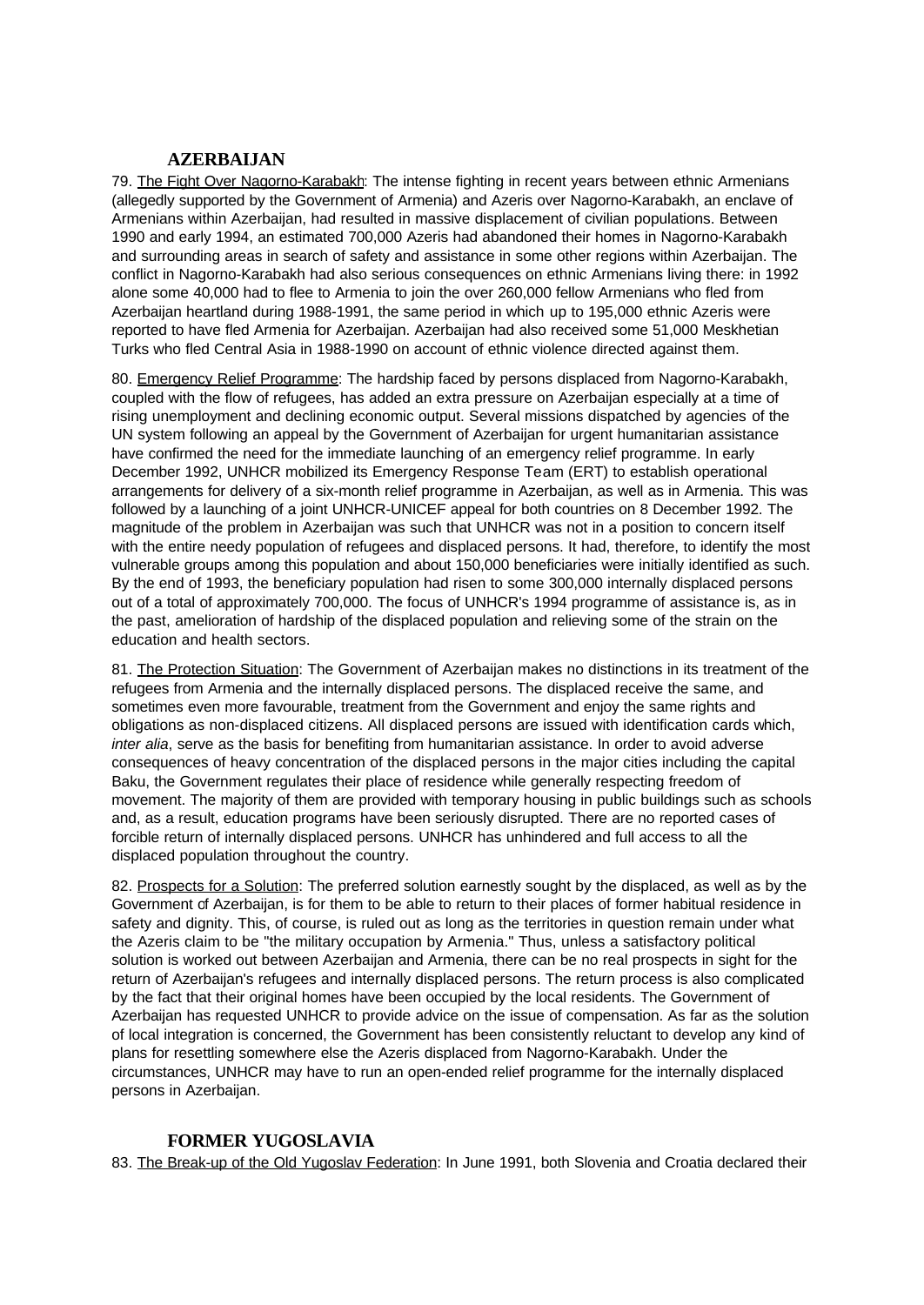## AZERBAIJAN

79. The Fight Over Nagorno-Karabakh: The intense fighting in recent years between ethnic Armenians (allegedly supported by the Government of Armenia) and Azeris over Nagorno-Karabakh, an enclave of Armenians within Azerbaijan, had resulted in massive displacement of civilian populations. Between 1990 and early 1994, an estimated 700,000 Azeris had abandoned their homes in Nagorno-Karabakh and surrounding areas in search of safety and assistance in some other regions within Azerbaijan. The conflict in Nagorno-Karabakh had also serious consequences on ethnic Armenians living there: in 1992 alone some 40,000 had to flee to Armenia to join the over 260,000 fellow Armenians who fled from Azerbaijan heartland during 1988-1991, the same period in which up to 195,000 ethnic Azeris were reported to have fled Armenia for Azerbaijan. Azerbaijan had also received some 51,000 Meskhetian Turks who fled Central Asia in 1988-1990 on account of ethnic violence directed against them.

80. Emergency Relief Programme: The hardship faced by persons displaced from Nagorno-Karabakh, coupled with the flow of refugees, has added an extra pressure on Azerbaijan especially at a time of rising unemployment and declining economic output. Several missions dispatched by agencies of the UN system following an appeal by the Government of Azerbaijan for urgent humanitarian assistance have confirmed the need for the immediate launching of an emergency relief programme. In early December 1992, UNHCR mobilized its Emergency Response Team (ERT) to establish operational arrangements for delivery of a six-month relief programme in Azerbaijan, as well as in Armenia. This was followed by a launching of a joint UNHCR-UNICEF appeal for both countries on 8 December 1992. The magnitude of the problem in Azerbaijan was such that UNHCR was not in a position to concern itself with the entire needy population of refugees and displaced persons. It had, therefore, to identify the most vulnerable groups among this population and about 150,000 beneficiaries were initially identified as such. By the end of 1993, the beneficiary population had risen to some 300,000 internally displaced persons out of a total of approximately 700,000. The focus of UNHCR's 1994 programme of assistance is, as in the past, amelioration of hardship of the displaced population and relieving some of the strain on the education and health sectors.

81. The Protection Situation: The Government of Azerbaijan makes no distinctions in its treatment of the refugees from Armenia and the internally displaced persons. The displaced receive the same, and sometimes even more favourable, treatment from the Government and enjoy the same rights and obligations as non-displaced citizens. All displaced persons are issued with identification cards which, *inter alia*, serve as the basis for benefiting from humanitarian assistance. In order to avoid adverse consequences of heavy concentration of the displaced persons in the major cities including the capital Baku, the Government regulates their place of residence while generally respecting freedom of movement. The majority of them are provided with temporary housing in public buildings such as schools and, as a result, education programs have been seriously disrupted. There are no reported cases of forcible return of internally displaced persons. UNHCR has unhindered and full access to all the displaced population throughout the country.

82. Prospects for a Solution: The preferred solution earnestly sought by the displaced, as well as by the Government of Azerbaijan, is for them to be able to return to their places of former habitual residence in safety and dignity. This, of course, is ruled out as long as the territories in question remain under what the Azeris claim to be "the military occupation by Armenia." Thus, unless a satisfactory political solution is worked out between Azerbaijan and Armenia, there can be no real prospects in sight for the return of Azerbaijan's refugees and internally displaced persons. The return process is also complicated by the fact that their original homes have been occupied by the local residents. The Government of Azerbaijan has requested UNHCR to provide advice on the issue of compensation. As far as the solution of local integration is concerned, the Government has been consistently reluctant to develop any kind of plans for resettling somewhere else the Azeris displaced from Nagorno-Karabakh. Under the circumstances, UNHCR may have to run an open-ended relief programme for the internally displaced persons in Azerbaijan.

## FORMER YUGOSLAVIA

83. The Break-up of the Old Yugoslav Federation: In June 1991, both Slovenia and Croatia declared their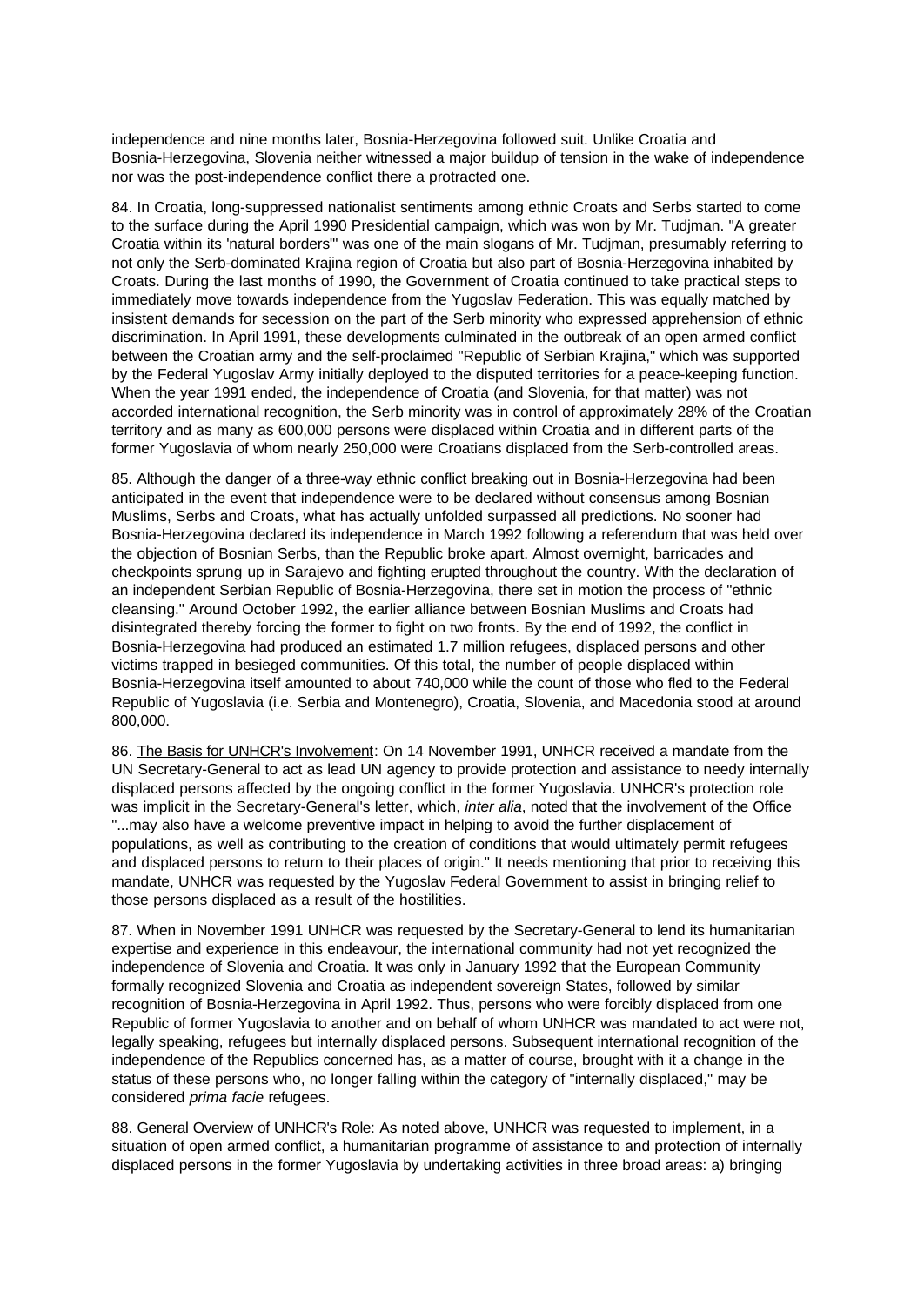independence and nine months later, Bosnia-Herzegovina followed suit. Unlike Croatia and Bosnia-Herzegovina, Slovenia neither witnessed a major buildup of tension in the wake of independence nor was the post-independence conflict there a protracted one.

84. In Croatia, long-suppressed nationalist sentiments among ethnic Croats and Serbs started to come to the surface during the April 1990 Presidential campaign, which was won by Mr. Tudjman. "A greater Croatia within its 'natural borders'" was one of the main slogans of Mr. Tudjman, presumably referring to not only the Serb-dominated Krajina region of Croatia but also part of Bosnia-Herzegovina inhabited by Croats. During the last months of 1990, the Government of Croatia continued to take practical steps to immediately move towards independence from the Yugoslav Federation. This was equally matched by insistent demands for secession on the part of the Serb minority who expressed apprehension of ethnic discrimination. In April 1991, these developments culminated in the outbreak of an open armed conflict between the Croatian army and the self-proclaimed "Republic of Serbian Krajina," which was supported by the Federal Yugoslav Army initially deployed to the disputed territories for a peace-keeping function. When the year 1991 ended, the independence of Croatia (and Slovenia, for that matter) was not accorded international recognition, the Serb minority was in control of approximately 28% of the Croatian territory and as many as 600,000 persons were displaced within Croatia and in different parts of the former Yugoslavia of whom nearly 250,000 were Croatians displaced from the Serb-controlled areas.

85. Although the danger of a three-way ethnic conflict breaking out in Bosnia-Herzegovina had been anticipated in the event that independence were to be declared without consensus among Bosnian Muslims, Serbs and Croats, what has actually unfolded surpassed all predictions. No sooner had Bosnia-Herzegovina declared its independence in March 1992 following a referendum that was held over the objection of Bosnian Serbs, than the Republic broke apart. Almost overnight, barricades and checkpoints sprung up in Sarajevo and fighting erupted throughout the country. With the declaration of an independent Serbian Republic of Bosnia-Herzegovina, there set in motion the process of "ethnic cleansing." Around October 1992, the earlier alliance between Bosnian Muslims and Croats had disintegrated thereby forcing the former to fight on two fronts. By the end of 1992, the conflict in Bosnia-Herzegovina had produced an estimated 1.7 million refugees, displaced persons and other victims trapped in besieged communities. Of this total, the number of people displaced within Bosnia-Herzegovina itself amounted to about 740,000 while the count of those who fled to the Federal Republic of Yugoslavia (i.e. Serbia and Montenegro), Croatia, Slovenia, and Macedonia stood at around 800,000.

86. <u>The Basis for UNHCR's Involvement</u>: On 14 November 1991, UNHCR received a mandate from the UN Secretary-General to act as lead UN agency to provide protection and assistance to needy internally displaced persons affected by the ongoing conflict in the former Yugoslavia. UNHCR's protection role was implicit in the Secretary-General's letter, which, *inter alia*, noted that the involvement of the Office "...may also have a welcome preventive impact in helping to avoid the further displacement of populations, as well as contributing to the creation of conditions that would ultimately permit refugees and displaced persons to return to their places of origin." It needs mentioning that prior to receiving this mandate, UNHCR was requested by the Yugoslav Federal Government to assist in bringing relief to those persons displaced as a result of the hostilities.

87. When in November 1991 UNHCR was requested by the Secretary-General to lend its humanitarian expertise and experience in this endeavour, the international community had not yet recognized the independence of Slovenia and Croatia. It was only in January 1992 that the European Community formally recognized Slovenia and Croatia as independent sovereign States, followed by similar recognition of Bosnia-Herzegovina in April 1992. Thus, persons who were forcibly displaced from one Republic of former Yugoslavia to another and on behalf of whom UNHCR was mandated to act were not, legally speaking, refugees but internally displaced persons. Subsequent international recognition of the independence of the Republics concerned has, as a matter of course, brought with it a change in the status of these persons who, no longer falling within the category of "internally displaced," may be considered *prima facie* refugees.

88. <u>General Overview of UNHCR's Role</u>: As noted above, UNHCR was requested to implement, in a situation of open armed conflict, a humanitarian programme of assistance to and protection of internally displaced persons in the former Yugoslavia by undertaking activities in three broad areas: a) bringing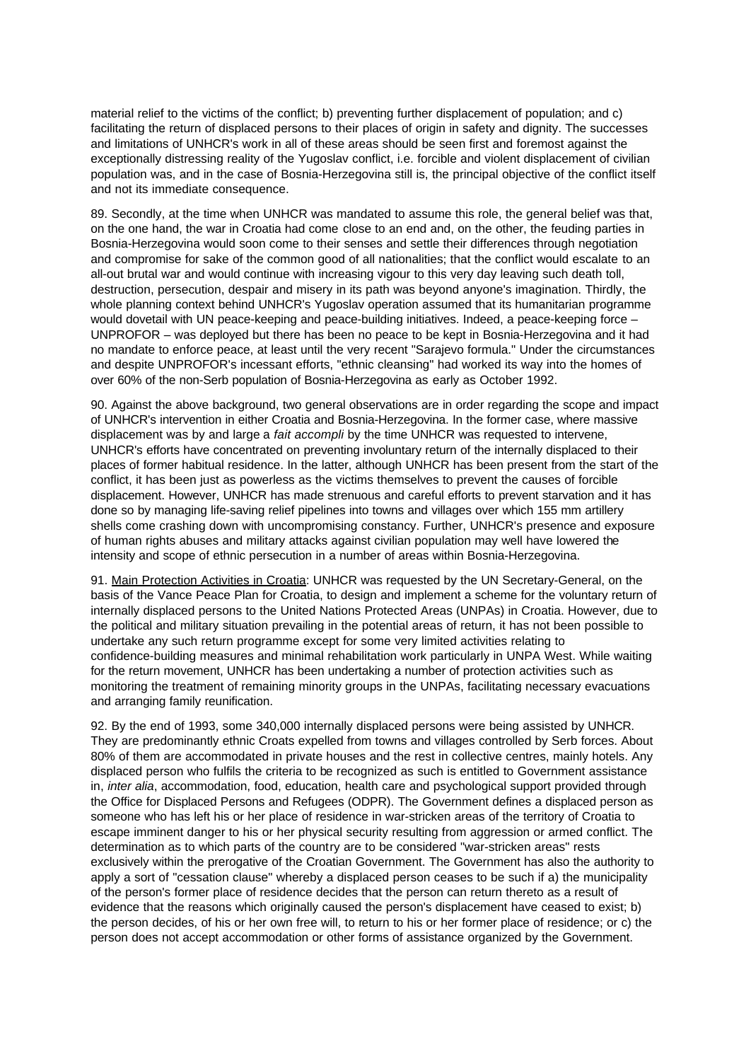material relief to the victims of the conflict; b) preventing further displacement of population; and c) facilitating the return of displaced persons to their places of origin in safety and dignity. The successes and limitations of UNHCR's work in all of these areas should be seen first and foremost against the exceptionally distressing reality of the Yugoslav conflict, i.e. forcible and violent displacement of civilian population was, and in the case of Bosnia-Herzegovina still is, the principal objective of the conflict itself and not its immediate consequence.

89. Secondly, at the time when UNHCR was mandated to assume this role, the general belief was that, on the one hand, the war in Croatia had come close to an end and, on the other, the feuding parties in Bosnia-Herzegovina would soon come to their senses and settle their differences through negotiation and compromise for sake of the common good of all nationalities; that the conflict would escalate to an all-out brutal war and would continue with increasing vigour to this very day leaving such death toll, destruction, persecution, despair and misery in its path was beyond anyone's imagination. Thirdly, the whole planning context behind UNHCR's Yugoslav operation assumed that its humanitarian programme would dovetail with UN peace-keeping and peace-building initiatives. Indeed, a peace-keeping force – UNPROFOR – was deployed but there has been no peace to be kept in Bosnia-Herzegovina and it had no mandate to enforce peace, at least until the very recent "Sarajevo formula." Under the circumstances and despite UNPROFOR's incessant efforts, "ethnic cleansing" had worked its way into the homes of over 60% of the non-Serb population of Bosnia-Herzegovina as early as October 1992.

90. Against the above background, two general observations are in order regarding the scope and impact of UNHCR's intervention in either Croatia and Bosnia-Herzegovina. In the former case, where massive displacement was by and large a *fait accompli* by the time UNHCR was requested to intervene, UNHCR's efforts have concentrated on preventing involuntary return of the internally displaced to their places of former habitual residence. In the latter, although UNHCR has been present from the start of the conflict, it has been just as powerless as the victims themselves to prevent the causes of forcible displacement. However, UNHCR has made strenuous and careful efforts to prevent starvation and it has done so by managing life-saving relief pipelines into towns and villages over which 155 mm artillery shells come crashing down with uncompromising constancy. Further, UNHCR's presence and exposure of human rights abuses and military attacks against civilian population may well have lowered the intensity and scope of ethnic persecution in a number of areas within Bosnia-Herzegovina.

91. Main Protection Activities in Croatia: UNHCR was requested by the UN Secretary-General, on the basis of the Vance Peace Plan for Croatia, to design and implement a scheme for the voluntary return of internally displaced persons to the United Nations Protected Areas (UNPAs) in Croatia. However, due to the political and military situation prevailing in the potential areas of return, it has not been possible to undertake any such return programme except for some very limited activities relating to confidence-building measures and minimal rehabilitation work particularly in UNPA West. While waiting for the return movement, UNHCR has been undertaking a number of protection activities such as monitoring the treatment of remaining minority groups in the UNPAs, facilitating necessary evacuations and arranging family reunification.

92. By the end of 1993, some 340,000 internally displaced persons were being assisted by UNHCR. They are predominantly ethnic Croats expelled from towns and villages controlled by Serb forces. About 80% of them are accommodated in private houses and the rest in collective centres, mainly hotels. Any displaced person who fulfils the criteria to be recognized as such is entitled to Government assistance in, *inter alia*, accommodation, food, education, health care and psychological support provided through the Office for Displaced Persons and Refugees (ODPR). The Government defines a displaced person as someone who has left his or her place of residence in war-stricken areas of the territory of Croatia to escape imminent danger to his or her physical security resulting from aggression or armed conflict. The determination as to which parts of the country are to be considered "war-stricken areas" rests exclusively within the prerogative of the Croatian Government. The Government has also the authority to apply a sort of "cessation clause" whereby a displaced person ceases to be such if a) the municipality of the person's former place of residence decides that the person can return thereto as a result of evidence that the reasons which originally caused the person's displacement have ceased to exist; b) the person decides, of his or her own free will, to return to his or her former place of residence; or c) the person does not accept accommodation or other forms of assistance organized by the Government.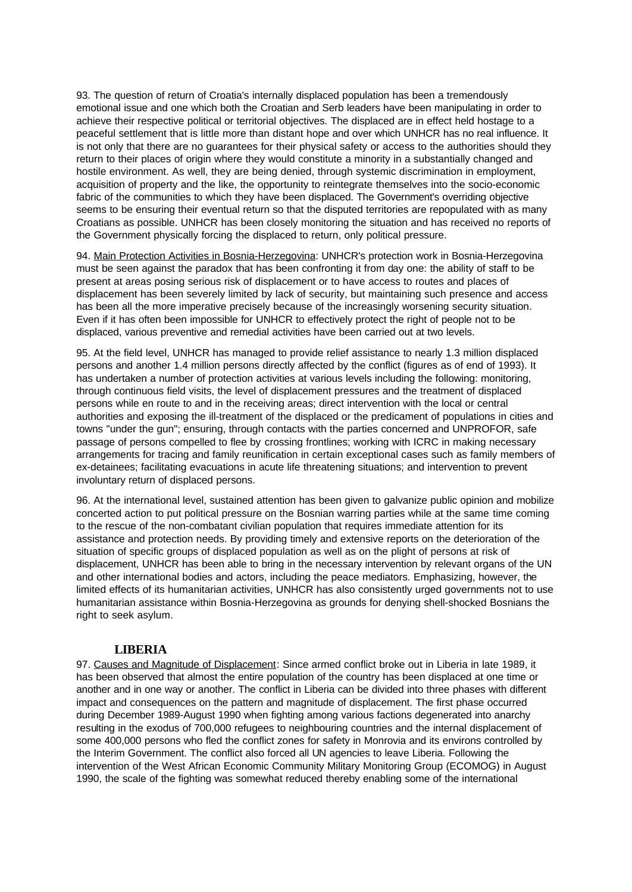93. The question of return of Croatia's internally displaced population has been a tremendously emotional issue and one which both the Croatian and Serb leaders have been manipulating in order to achieve their respective political or territorial objectives. The displaced are in effect held hostage to a peaceful settlement that is little more than distant hope and over which UNHCR has no real influence. It is not only that there are no guarantees for their physical safety or access to the authorities should they return to their places of origin where they would constitute a minority in a substantially changed and hostile environment. As well, they are being denied, through systemic discrimination in employment, acquisition of property and the like, the opportunity to reintegrate themselves into the socio-economic fabric of the communities to which they have been displaced. The Government's overriding objective seems to be ensuring their eventual return so that the disputed territories are repopulated with as many Croatians as possible. UNHCR has been closely monitoring the situation and has received no reports of the Government physically forcing the displaced to return, only political pressure.

94. Main Protection Activities in Bosnia-Herzegovina: UNHCR's protection work in Bosnia-Herzegovina must be seen against the paradox that has been confronting it from day one: the ability of staff to be present at areas posing serious risk of displacement or to have access to routes and places of displacement has been severely limited by lack of security, but maintaining such presence and access has been all the more imperative precisely because of the increasingly worsening security situation. Even if it has often been impossible for UNHCR to effectively protect the right of people not to be displaced, various preventive and remedial activities have been carried out at two levels.

95. At the field level, UNHCR has managed to provide relief assistance to nearly 1.3 million displaced persons and another 1.4 million persons directly affected by the conflict (figures as of end of 1993). It has undertaken a number of protection activities at various levels including the following: monitoring, through continuous field visits, the level of displacement pressures and the treatment of displaced persons while en route to and in the receiving areas; direct intervention with the local or central authorities and exposing the ill-treatment of the displaced or the predicament of populations in cities and towns "under the gun"; ensuring, through contacts with the parties concerned and UNPROFOR, safe passage of persons compelled to flee by crossing frontlines; working with ICRC in making necessary arrangements for tracing and family reunification in certain exceptional cases such as family members of ex-detainees; facilitating evacuations in acute life threatening situations; and intervention to prevent involuntary return of displaced persons.

96. At the international level, sustained attention has been given to galvanize public opinion and mobilize concerted action to put political pressure on the Bosnian warring parties while at the same time coming to the rescue of the non-combatant civilian population that requires immediate attention for its assistance and protection needs. By providing timely and extensive reports on the deterioration of the situation of specific groups of displaced population as well as on the plight of persons at risk of displacement, UNHCR has been able to bring in the necessary intervention by relevant organs of the UN and other international bodies and actors, including the peace mediators. Emphasizing, however, the limited effects of its humanitarian activities, UNHCR has also consistently urged governments not to use humanitarian assistance within Bosnia-Herzegovina as grounds for denying shell-shocked Bosnians the right to seek asylum.

## LIBERIA

97. Causes and Magnitude of Displacement: Since armed conflict broke out in Liberia in late 1989, it has been observed that almost the entire population of the country has been displaced at one time or another and in one way or another. The conflict in Liberia can be divided into three phases with different impact and consequences on the pattern and magnitude of displacement. The first phase occurred during December 1989-August 1990 when fighting among various factions degenerated into anarchy resulting in the exodus of 700,000 refugees to neighbouring countries and the internal displacement of some 400,000 persons who fled the conflict zones for safety in Monrovia and its environs controlled by the Interim Government. The conflict also forced all UN agencies to leave Liberia. Following the intervention of the West African Economic Community Military Monitoring Group (ECOMOG) in August 1990, the scale of the fighting was somewhat reduced thereby enabling some of the international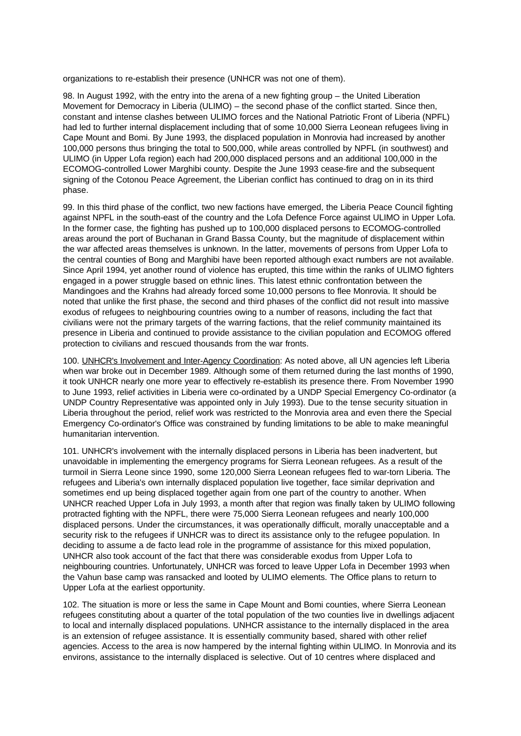organizations to re-establish their presence (UNHCR was not one of them).

98. In August 1992, with the entry into the arena of a new fighting group – the United Liberation Movement for Democracy in Liberia (ULIMO) – the second phase of the conflict started. Since then, constant and intense clashes between ULIMO forces and the National Patriotic Front of Liberia (NPFL) had led to further internal displacement including that of some 10,000 Sierra Leonean refugees living in Cape Mount and Bomi. By June 1993, the displaced population in Monrovia had increased by another 100,000 persons thus bringing the total to 500,000, while areas controlled by NPFL (in southwest) and ULIMO (in Upper Lofa region) each had 200,000 displaced persons and an additional 100,000 in the ECOMOG-controlled Lower Marghibi county. Despite the June 1993 cease-fire and the subsequent signing of the Cotonou Peace Agreement, the Liberian conflict has continued to drag on in its third phase.

99. In this third phase of the conflict, two new factions have emerged, the Liberia Peace Council fighting against NPFL in the south-east of the country and the Lofa Defence Force against ULIMO in Upper Lofa. In the former case, the fighting has pushed up to 100,000 displaced persons to ECOMOG-controlled areas around the port of Buchanan in Grand Bassa County, but the magnitude of displacement within the war affected areas themselves is unknown. In the latter, movements of persons from Upper Lofa to the central counties of Bong and Marghibi have been reported although exact numbers are not available. Since April 1994, yet another round of violence has erupted, this time within the ranks of ULIMO fighters engaged in a power struggle based on ethnic lines. This latest ethnic confrontation between the Mandingoes and the Krahns had already forced some 10,000 persons to flee Monrovia. It should be noted that unlike the first phase, the second and third phases of the conflict did not result into massive exodus of refugees to neighbouring countries owing to a number of reasons, including the fact that civilians were not the primary targets of the warring factions, that the relief community maintained its presence in Liberia and continued to provide assistance to the civilian population and ECOMOG offered protection to civilians and rescued thousands from the war fronts.

100. <u>UNHCR's Involvement and Inter-Agency Coordination</u>: As noted above, all UN agencies left Liberia when war broke out in December 1989. Although some of them returned during the last months of 1990, it took UNHCR nearly one more year to effectively re-establish its presence there. From November 1990 to June 1993, relief activities in Liberia were co-ordinated by a UNDP Special Emergency Co-ordinator (a UNDP Country Representative was appointed only in July 1993). Due to the tense security situation in Liberia throughout the period, relief work was restricted to the Monrovia area and even there the Special Emergency Co-ordinator's Office was constrained by funding limitations to be able to make meaningful humanitarian intervention.

101. UNHCR's involvement with the internally displaced persons in Liberia has been inadvertent, but unavoidable in implementing the emergency programs for Sierra Leonean refugees. As a result of the turmoil in Sierra Leone since 1990, some 120,000 Sierra Leonean refugees fled to war-torn Liberia. The refugees and Liberia's own internally displaced population live together, face similar deprivation and sometimes end up being displaced together again from one part of the country to another. When UNHCR reached Upper Lofa in July 1993, a month after that region was finally taken by ULIMO following protracted fighting with the NPFL, there were 75,000 Sierra Leonean refugees and nearly 100,000 displaced persons. Under the circumstances, it was operationally difficult, morally unacceptable and a security risk to the refugees if UNHCR was to direct its assistance only to the refugee population. In deciding to assume a de facto lead role in the programme of assistance for this mixed population, UNHCR also took account of the fact that there was considerable exodus from Upper Lofa to neighbouring countries. Unfortunately, UNHCR was forced to leave Upper Lofa in December 1993 when the Vahun base camp was ransacked and looted by ULIMO elements. The Office plans to return to Upper Lofa at the earliest opportunity.

102. The situation is more or less the same in Cape Mount and Bomi counties, where Sierra Leonean refugees constituting about a quarter of the total population of the two counties live in dwellings adjacent to local and internally displaced populations. UNHCR assistance to the internally displaced in the area is an extension of refugee assistance. It is essentially community based, shared with other relief agencies. Access to the area is now hampered by the internal fighting within ULIMO. In Monrovia and its environs, assistance to the internally displaced is selective. Out of 10 centres where displaced and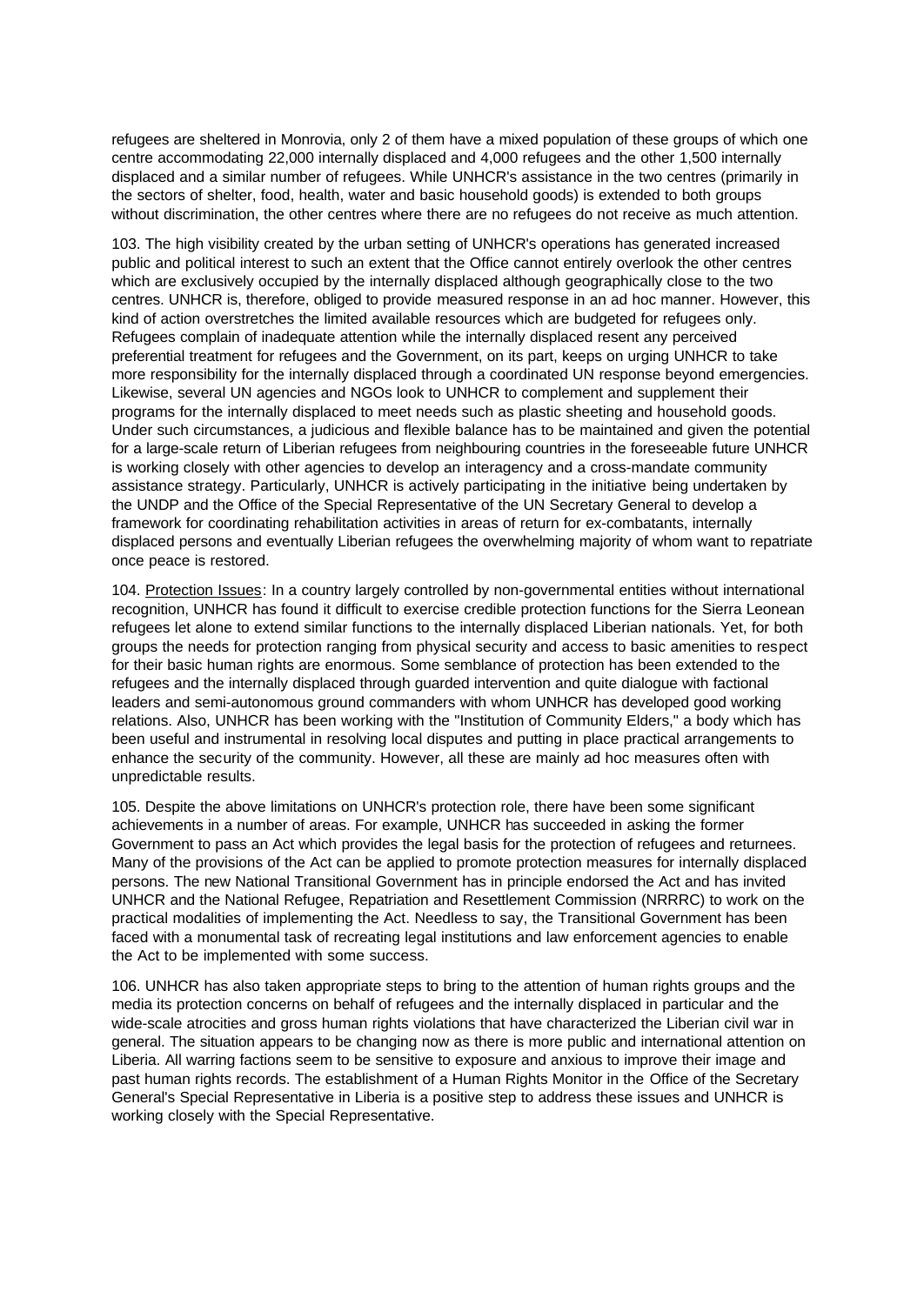refugees are sheltered in Monrovia, only 2 of them have a mixed population of these groups of which one centre accommodating 22,000 internally displaced and 4,000 refugees and the other 1,500 internally displaced and a similar number of refugees. While UNHCR's assistance in the two centres (primarily in the sectors of shelter, food, health, water and basic household goods) is extended to both groups without discrimination, the other centres where there are no refugees do not receive as much attention.

103. The high visibility created by the urban setting of UNHCR's operations has generated increased public and political interest to such an extent that the Office cannot entirely overlook the other centres which are exclusively occupied by the internally displaced although geographically close to the two centres. UNHCR is, therefore, obliged to provide measured response in an ad hoc manner. However, this kind of action overstretches the limited available resources which are budgeted for refugees only. Refugees complain of inadequate attention while the internally displaced resent any perceived preferential treatment for refugees and the Government, on its part, keeps on urging UNHCR to take more responsibility for the internally displaced through a coordinated UN response beyond emergencies. Likewise, several UN agencies and NGOs look to UNHCR to complement and supplement their programs for the internally displaced to meet needs such as plastic sheeting and household goods. Under such circumstances, a judicious and flexible balance has to be maintained and given the potential for a large-scale return of Liberian refugees from neighbouring countries in the foreseeable future UNHCR is working closely with other agencies to develop an interagency and a cross-mandate community assistance strategy. Particularly, UNHCR is actively participating in the initiative being undertaken by the UNDP and the Office of the Special Representative of the UN Secretary General to develop a framework for coordinating rehabilitation activities in areas of return for ex-combatants, internally displaced persons and eventually Liberian refugees the overwhelming majority of whom want to repatriate once peace is restored.

104. <u>Protection Issues</u>: In a country largely controlled by non-governmental entities without international recognition, UNHCR has found it difficult to exercise credible protection functions for the Sierra Leonean refugees let alone to extend similar functions to the internally displaced Liberian nationals. Yet, for both groups the needs for protection ranging from physical security and access to basic amenities to respect for their basic human rights are enormous. Some semblance of protection has been extended to the refugees and the internally displaced through guarded intervention and quite dialogue with factional leaders and semi-autonomous ground commanders with whom UNHCR has developed good working relations. Also, UNHCR has been working with the "Institution of Community Elders," a body which has been useful and instrumental in resolving local disputes and putting in place practical arrangements to enhance the security of the community. However, all these are mainly ad hoc measures often with unpredictable results.

105. Despite the above limitations on UNHCR's protection role, there have been some significant achievements in a number of areas. For example, UNHCR has succeeded in asking the former Government to pass an Act which provides the legal basis for the protection of refugees and returnees. Many of the provisions of the Act can be applied to promote protection measures for internally displaced persons. The new National Transitional Government has in principle endorsed the Act and has invited UNHCR and the National Refugee, Repatriation and Resettlement Commission (NRRRC) to work on the practical modalities of implementing the Act. Needless to say, the Transitional Government has been faced with a monumental task of recreating legal institutions and law enforcement agencies to enable the Act to be implemented with some success.

106. UNHCR has also taken appropriate steps to bring to the attention of human rights groups and the media its protection concerns on behalf of refugees and the internally displaced in particular and the wide-scale atrocities and gross human rights violations that have characterized the Liberian civil war in general. The situation appears to be changing now as there is more public and international attention on Liberia. All warring factions seem to be sensitive to exposure and anxious to improve their image and past human rights records. The establishment of a Human Rights Monitor in the Office of the Secretary General's Special Representative in Liberia is a positive step to address these issues and UNHCR is working closely with the Special Representative.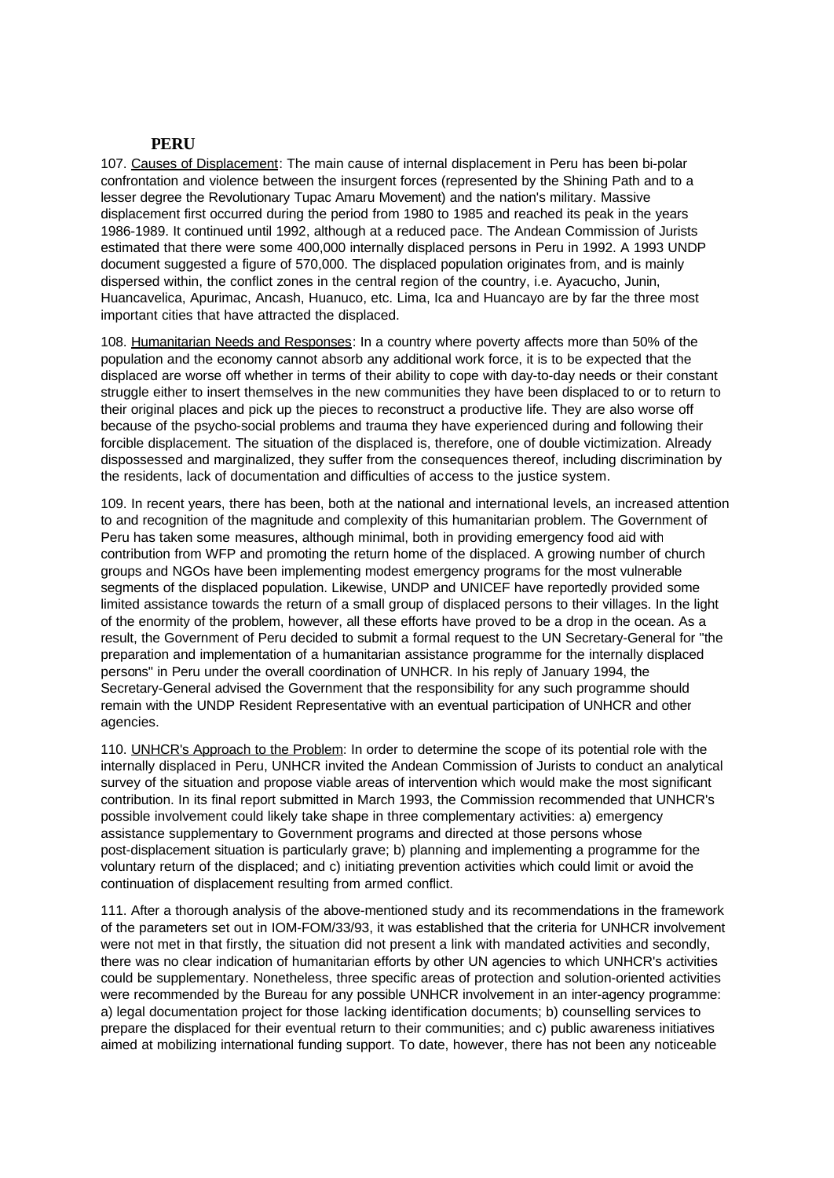## PERU

107. Causes of Displacement: The main cause of internal displacement in Peru has been bi-polar confrontation and violence between the insurgent forces (represented by the Shining Path and to a lesser degree the Revolutionary Tupac Amaru Movement) and the nation's military. Massive displacement first occurred during the period from 1980 to 1985 and reached its peak in the years 1986-1989. It continued until 1992, although at a reduced pace. The Andean Commission of Jurists estimated that there were some 400,000 internally displaced persons in Peru in 1992. A 1993 UNDP document suggested a figure of 570,000. The displaced population originates from, and is mainly dispersed within, the conflict zones in the central region of the country, i.e. Ayacucho, Junin, Huancavelica, Apurimac, Ancash, Huanuco, etc. Lima, Ica and Huancayo are by far the three most important cities that have attracted the displaced.

108. Humanitarian Needs and Responses: In a country where poverty affects more than 50% of the population and the economy cannot absorb any additional work force, it is to be expected that the displaced are worse off whether in terms of their ability to cope with day-to-day needs or their constant struggle either to insert themselves in the new communities they have been displaced to or to return to their original places and pick up the pieces to reconstruct a productive life. They are also worse off because of the psycho-social problems and trauma they have experienced during and following their forcible displacement. The situation of the displaced is, therefore, one of double victimization. Already dispossessed and marginalized, they suffer from the consequences thereof, including discrimination by the residents, lack of documentation and difficulties of access to the justice system.

109. In recent years, there has been, both at the national and international levels, an increased attention to and recognition of the magnitude and complexity of this humanitarian problem. The Government of Peru has taken some measures, although minimal, both in providing emergency food aid with contribution from WFP and promoting the return home of the displaced. A growing number of church groups and NGOs have been implementing modest emergency programs for the most vulnerable segments of the displaced population. Likewise, UNDP and UNICEF have reportedly provided some limited assistance towards the return of a small group of displaced persons to their villages. In the light of the enormity of the problem, however, all these efforts have proved to be a drop in the ocean. As a result, the Government of Peru decided to submit a formal request to the UN Secretary-General for "the preparation and implementation of a humanitarian assistance programme for the internally displaced persons" in Peru under the overall coordination of UNHCR. In his reply of January 1994, the Secretary-General advised the Government that the responsibility for any such programme should remain with the UNDP Resident Representative with an eventual participation of UNHCR and other agencies.

110. UNHCR's Approach to the Problem: In order to determine the scope of its potential role with the internally displaced in Peru, UNHCR invited the Andean Commission of Jurists to conduct an analytical survey of the situation and propose viable areas of intervention which would make the most significant contribution. In its final report submitted in March 1993, the Commission recommended that UNHCR's possible involvement could likely take shape in three complementary activities: a) emergency assistance supplementary to Government programs and directed at those persons whose post-displacement situation is particularly grave; b) planning and implementing a programme for the voluntary return of the displaced; and c) initiating prevention activities which could limit or avoid the continuation of displacement resulting from armed conflict.

111. After a thorough analysis of the above-mentioned study and its recommendations in the framework of the parameters set out in IOM-FOM/33/93, it was established that the criteria for UNHCR involvement were not met in that firstly, the situation did not present a link with mandated activities and secondly, there was no clear indication of humanitarian efforts by other UN agencies to which UNHCR's activities could be supplementary. Nonetheless, three specific areas of protection and solution-oriented activities were recommended by the Bureau for any possible UNHCR involvement in an inter-agency programme: a) legal documentation project for those lacking identification documents; b) counselling services to prepare the displaced for their eventual return to their communities; and c) public awareness initiatives aimed at mobilizing international funding support. To date, however, there has not been any noticeable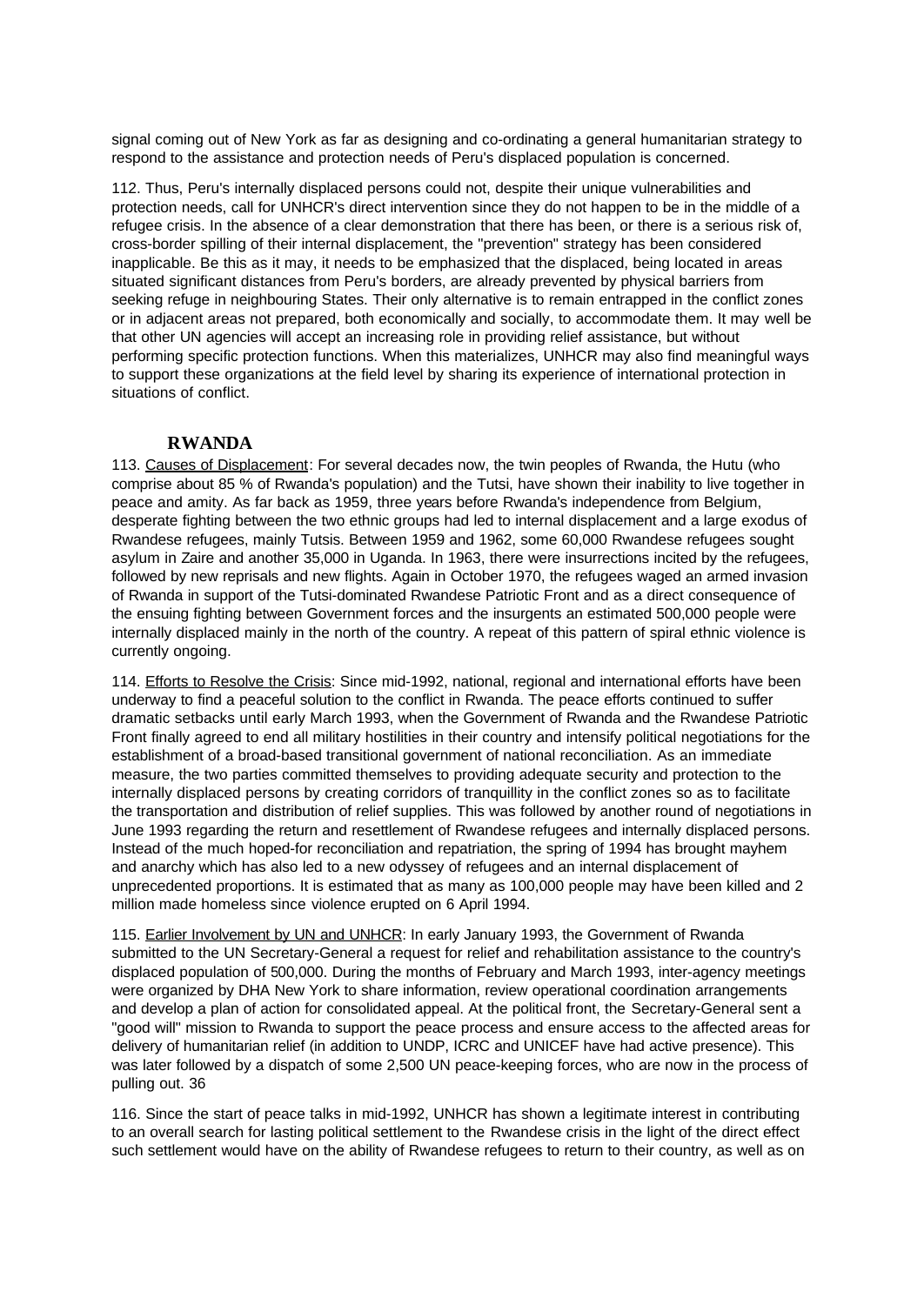signal coming out of New York as far as designing and co-ordinating a general humanitarian strategy to respond to the assistance and protection needs of Peru's displaced population is concerned.

112. Thus, Peru's internally displaced persons could not, despite their unique vulnerabilities and protection needs, call for UNHCR's direct intervention since they do not happen to be in the middle of a refugee crisis. In the absence of a clear demonstration that there has been, or there is a serious risk of, cross-border spilling of their internal displacement, the "prevention" strategy has been considered inapplicable. Be this as it may, it needs to be emphasized that the displaced, being located in areas situated significant distances from Peru's borders, are already prevented by physical barriers from seeking refuge in neighbouring States. Their only alternative is to remain entrapped in the conflict zones or in adjacent areas not prepared, both economically and socially, to accommodate them. It may well be that other UN agencies will accept an increasing role in providing relief assistance, but without performing specific protection functions. When this materializes, UNHCR may also find meaningful ways to support these organizations at the field level by sharing its experience of international protection in situations of conflict.

## RWANDA

113. Causes of Displacement: For several decades now, the twin peoples of Rwanda, the Hutu (who comprise about 85 % of Rwanda's population) and the Tutsi, have shown their inability to live together in peace and amity. As far back as 1959, three years before Rwanda's independence from Belgium, desperate fighting between the two ethnic groups had led to internal displacement and a large exodus of Rwandese refugees, mainly Tutsis. Between 1959 and 1962, some 60,000 Rwandese refugees sought asylum in Zaire and another 35,000 in Uganda. In 1963, there were insurrections incited by the refugees, followed by new reprisals and new flights. Again in October 1970, the refugees waged an armed invasion of Rwanda in support of the Tutsi-dominated Rwandese Patriotic Front and as a direct consequence of the ensuing fighting between Government forces and the insurgents an estimated 500,000 people were internally displaced mainly in the north of the country. A repeat of this pattern of spiral ethnic violence is currently ongoing.

114. Efforts to Resolve the Crisis: Since mid-1992, national, regional and international efforts have been underway to find a peaceful solution to the conflict in Rwanda. The peace efforts continued to suffer dramatic setbacks until early March 1993, when the Government of Rwanda and the Rwandese Patriotic Front finally agreed to end all military hostilities in their country and intensify political negotiations for the establishment of a broad-based transitional government of national reconciliation. As an immediate measure, the two parties committed themselves to providing adequate security and protection to the internally displaced persons by creating corridors of tranquillity in the conflict zones so as to facilitate the transportation and distribution of relief supplies. This was followed by another round of negotiations in June 1993 regarding the return and resettlement of Rwandese refugees and internally displaced persons. Instead of the much hoped-for reconciliation and repatriation, the spring of 1994 has brought mayhem and anarchy which has also led to a new odyssey of refugees and an internal displacement of unprecedented proportions. It is estimated that as many as 100,000 people may have been killed and 2 million made homeless since violence erupted on 6 April 1994.

115. Earlier Involvement by UN and UNHCR: In early January 1993, the Government of Rwanda submitted to the UN Secretary-General a request for relief and rehabilitation assistance to the country's displaced population of 500,000. During the months of February and March 1993, inter-agency meetings were organized by DHA New York to share information, review operational coordination arrangements and develop a plan of action for consolidated appeal. At the political front, the Secretary-General sent a "good will" mission to Rwanda to support the peace process and ensure access to the affected areas for delivery of humanitarian relief (in addition to UNDP, ICRC and UNICEF have had active presence). This was later followed by a dispatch of some 2,500 UN peace-keeping forces, who are now in the process of pulling out. 36

116. Since the start of peace talks in mid-1992, UNHCR has shown a legitimate interest in contributing to an overall search for lasting political settlement to the Rwandese crisis in the light of the direct effect such settlement would have on the ability of Rwandese refugees to return to their country, as well as on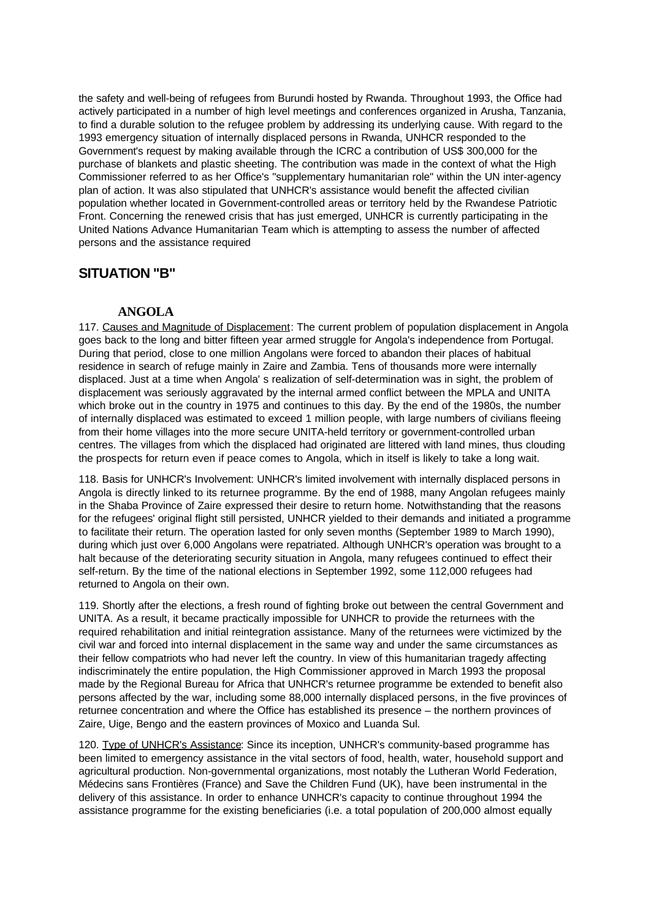the safety and well-being of refugees from Burundi hosted by Rwanda. Throughout 1993, the Office had actively participated in a number of high level meetings and conferences organized in Arusha, Tanzania, to find a durable solution to the refugee problem by addressing its underlying cause. With regard to the 1993 emergency situation of internally displaced persons in Rwanda, UNHCR responded to the Government's request by making available through the ICRC a contribution of US$ 300,000 for the purchase of blankets and plastic sheeting. The contribution was made in the context of what the High Commissioner referred to as her Office's "supplementary humanitarian role" within the UN inter-agency plan of action. It was also stipulated that UNHCR's assistance would benefit the affected civilian population whether located in Government-controlled areas or territory held by the Rwandese Patriotic Front. Concerning the renewed crisis that has just emerged, UNHCR is currently participating in the United Nations Advance Humanitarian Team which is attempting to assess the number of affected persons and the assistance required

## SITUATION "B"

### ANGOLA

117. Causes and Magnitude of Displacement: The current problem of population displacement in Angola goes back to the long and bitter fifteen year armed struggle for Angola's independence from Portugal. During that period, close to one million Angolans were forced to abandon their places of habitual residence in search of refuge mainly in Zaire and Zambia. Tens of thousands more were internally displaced. Just at a time when Angola' s realization of self-determination was in sight, the problem of displacement was seriously aggravated by the internal armed conflict between the MPLA and UNITA which broke out in the country in 1975 and continues to this day. By the end of the 1980s, the number of internally displaced was estimated to exceed 1 million people, with large numbers of civilians fleeing from their home villages into the more secure UNITA-held territory or government-controlled urban centres. The villages from which the displaced had originated are littered with land mines, thus clouding the prospects for return even if peace comes to Angola, which in itself is likely to take a long wait.

118. Basis for UNHCR's Involvement: UNHCR's limited involvement with internally displaced persons in Angola is directly linked to its returnee programme. By the end of 1988, many Angolan refugees mainly in the Shaba Province of Zaire expressed their desire to return home. Notwithstanding that the reasons for the refugees' original flight still persisted, UNHCR yielded to their demands and initiated a programme to facilitate their return. The operation lasted for only seven months (September 1989 to March 1990), during which just over 6,000 Angolans were repatriated. Although UNHCR's operation was brought to a halt because of the deteriorating security situation in Angola, many refugees continued to effect their self-return. By the time of the national elections in September 1992, some 112,000 refugees had returned to Angola on their own.

119. Shortly after the elections, a fresh round of fighting broke out between the central Government and UNITA. As a result, it became practically impossible for UNHCR to provide the returnees with the required rehabilitation and initial reintegration assistance. Many of the returnees were victimized by the civil war and forced into internal displacement in the same way and under the same circumstances as their fellow compatriots who had never left the country. In view of this humanitarian tragedy affecting indiscriminately the entire population, the High Commissioner approved in March 1993 the proposal made by the Regional Bureau for Africa that UNHCR's returnee programme be extended to benefit also persons affected by the war, including some 88,000 internally displaced persons, in the five provinces of returnee concentration and where the Office has established its presence – the northern provinces of Zaire, Uige, Bengo and the eastern provinces of Moxico and Luanda Sul.

120. Type of UNHCR's Assistance: Since its inception, UNHCR's community-based programme has been limited to emergency assistance in the vital sectors of food, health, water, household support and agricultural production. Non-governmental organizations, most notably the Lutheran World Federation, Médecins sans Frontières (France) and Save the Children Fund (UK), have been instrumental in the delivery of this assistance. In order to enhance UNHCR's capacity to continue throughout 1994 the assistance programme for the existing beneficiaries (i.e. a total population of 200,000 almost equally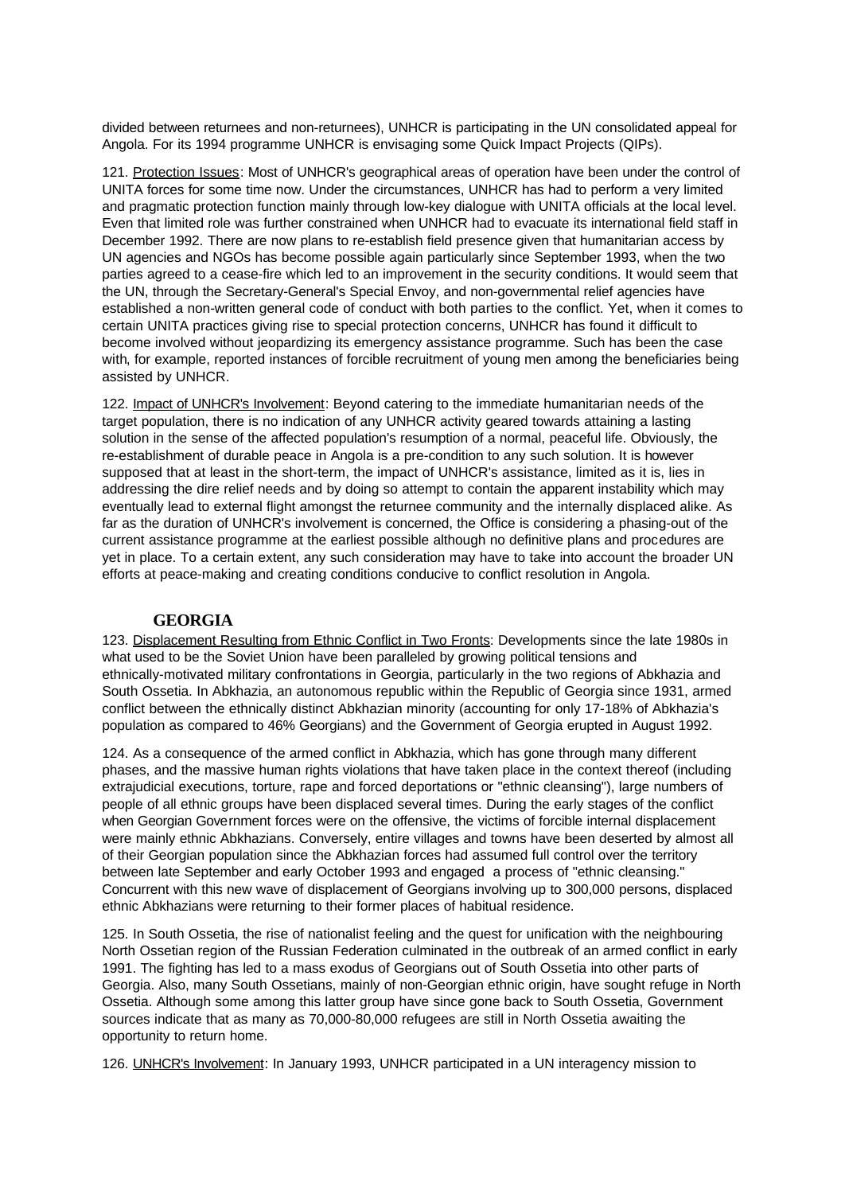divided between returnees and non-returnees), UNHCR is participating in the UN consolidated appeal for Angola. For its 1994 programme UNHCR is envisaging some Quick Impact Projects (QIPs).

121. Protection Issues: Most of UNHCR's geographical areas of operation have been under the control of UNITA forces for some time now. Under the circumstances, UNHCR has had to perform a very limited and pragmatic protection function mainly through low-key dialogue with UNITA officials at the local level. Even that limited role was further constrained when UNHCR had to evacuate its international field staff in December 1992. There are now plans to re-establish field presence given that humanitarian access by UN agencies and NGOs has become possible again particularly since September 1993, when the two parties agreed to a cease-fire which led to an improvement in the security conditions. It would seem that the UN, through the Secretary-General's Special Envoy, and non-governmental relief agencies have established a non-written general code of conduct with both parties to the conflict. Yet, when it comes to certain UNITA practices giving rise to special protection concerns, UNHCR has found it difficult to become involved without jeopardizing its emergency assistance programme. Such has been the case with, for example, reported instances of forcible recruitment of young men among the beneficiaries being assisted by UNHCR.

122. Impact of UNHCR's Involvement: Beyond catering to the immediate humanitarian needs of the target population, there is no indication of any UNHCR activity geared towards attaining a lasting solution in the sense of the affected population's resumption of a normal, peaceful life. Obviously, the re-establishment of durable peace in Angola is a pre-condition to any such solution. It is however supposed that at least in the short-term, the impact of UNHCR's assistance, limited as it is, lies in addressing the dire relief needs and by doing so attempt to contain the apparent instability which may eventually lead to external flight amongst the returnee community and the internally displaced alike. As far as the duration of UNHCR's involvement is concerned, the Office is considering a phasing-out of the current assistance programme at the earliest possible although no definitive plans and procedures are yet in place. To a certain extent, any such consideration may have to take into account the broader UN efforts at peace-making and creating conditions conducive to conflict resolution in Angola.

## GEORGIA

123. Displacement Resulting from Ethnic Conflict in Two Fronts: Developments since the late 1980s in what used to be the Soviet Union have been paralleled by growing political tensions and ethnically-motivated military confrontations in Georgia, particularly in the two regions of Abkhazia and South Ossetia. In Abkhazia, an autonomous republic within the Republic of Georgia since 1931, armed conflict between the ethnically distinct Abkhazian minority (accounting for only 17-18% of Abkhazia's population as compared to 46% Georgians) and the Government of Georgia erupted in August 1992.

124. As a consequence of the armed conflict in Abkhazia, which has gone through many different phases, and the massive human rights violations that have taken place in the context thereof (including extrajudicial executions, torture, rape and forced deportations or "ethnic cleansing"), large numbers of people of all ethnic groups have been displaced several times. During the early stages of the conflict when Georgian Government forces were on the offensive, the victims of forcible internal displacement were mainly ethnic Abkhazians. Conversely, entire villages and towns have been deserted by almost all of their Georgian population since the Abkhazian forces had assumed full control over the territory between late September and early October 1993 and engaged a process of "ethnic cleansing." Concurrent with this new wave of displacement of Georgians involving up to 300,000 persons, displaced ethnic Abkhazians were returning to their former places of habitual residence.

125. In South Ossetia, the rise of nationalist feeling and the quest for unification with the neighbouring North Ossetian region of the Russian Federation culminated in the outbreak of an armed conflict in early 1991. The fighting has led to a mass exodus of Georgians out of South Ossetia into other parts of Georgia. Also, many South Ossetians, mainly of non-Georgian ethnic origin, have sought refuge in North Ossetia. Although some among this latter group have since gone back to South Ossetia, Government sources indicate that as many as 70,000-80,000 refugees are still in North Ossetia awaiting the opportunity to return home.

126. UNHCR's Involvement: In January 1993, UNHCR participated in a UN interagency mission to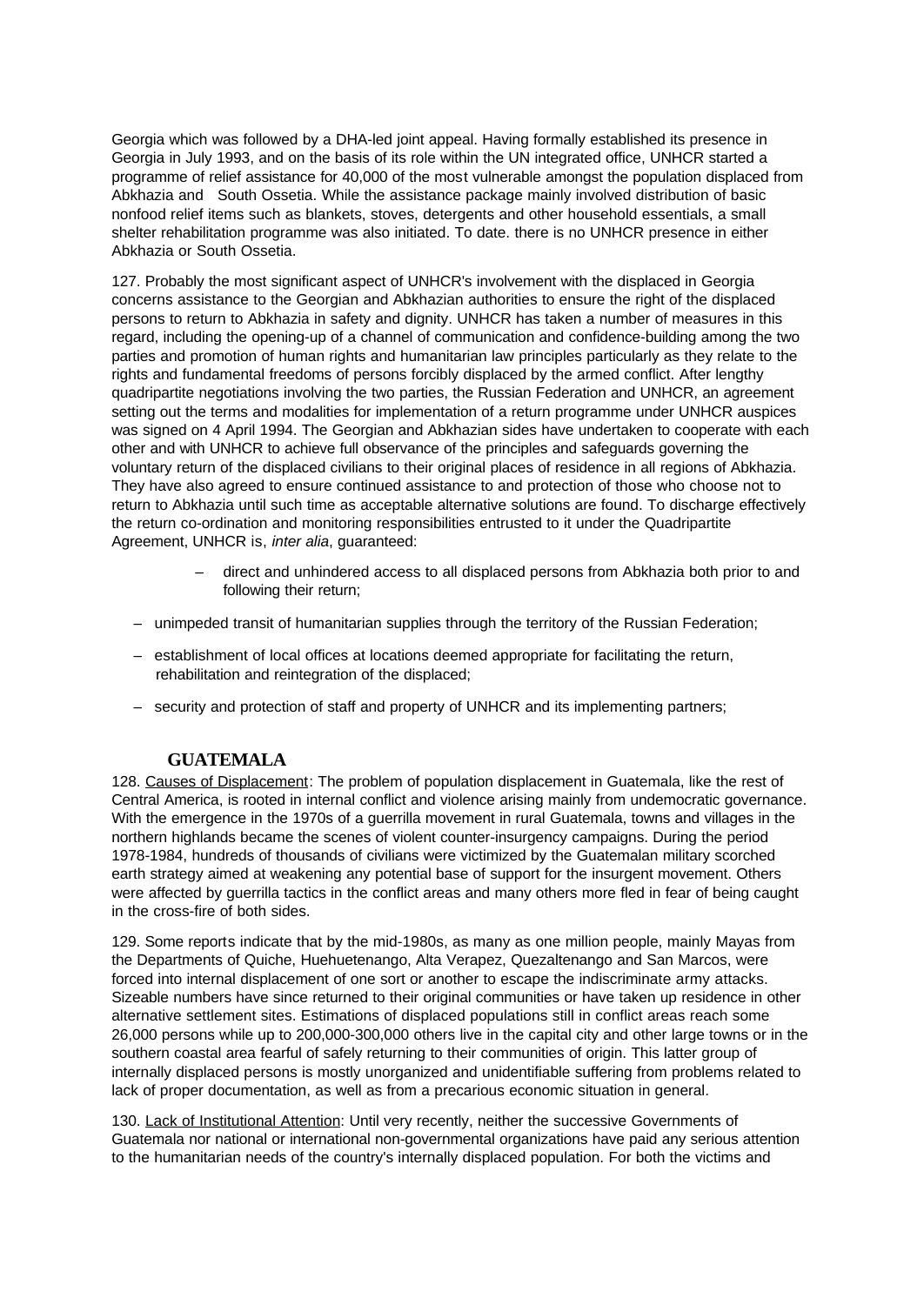Georgia which was followed by a DHA-led joint appeal. Having formally established its presence in Georgia in July 1993, and on the basis of its role within the UN integrated office, UNHCR started a programme of relief assistance for 40,000 of the most vulnerable amongst the population displaced from Abkhazia and South Ossetia. While the assistance package mainly involved distribution of basic nonfood relief items such as blankets, stoves, detergents and other household essentials, a small shelter rehabilitation programme was also initiated. To date. there is no UNHCR presence in either Abkhazia or South Ossetia.

127. Probably the most significant aspect of UNHCR's involvement with the displaced in Georgia concerns assistance to the Georgian and Abkhazian authorities to ensure the right of the displaced persons to return to Abkhazia in safety and dignity. UNHCR has taken a number of measures in this regard, including the opening-up of a channel of communication and confidence-building among the two parties and promotion of human rights and humanitarian law principles particularly as they relate to the rights and fundamental freedoms of persons forcibly displaced by the armed conflict. After lengthy quadripartite negotiations involving the two parties, the Russian Federation and UNHCR, an agreement setting out the terms and modalities for implementation of a return programme under UNHCR auspices was signed on 4 April 1994. The Georgian and Abkhazian sides have undertaken to cooperate with each other and with UNHCR to achieve full observance of the principles and safeguards governing the voluntary return of the displaced civilians to their original places of residence in all regions of Abkhazia. They have also agreed to ensure continued assistance to and protection of those who choose not to return to Abkhazia until such time as acceptable alternative solutions are found. To discharge effectively the return co-ordination and monitoring responsibilities entrusted to it under the Quadripartite Agreement, UNHCR is, *inter alia*, guaranteed:

- direct and unhindered access to all displaced persons from Abkhazia both prior to and following their return;
- unimpeded transit of humanitarian supplies through the territory of the Russian Federation;
- establishment of local offices at locations deemed appropriate for facilitating the return, rehabilitation and reintegration of the displaced;
- security and protection of staff and property of UNHCR and its implementing partners;

## GUATEMALA

128. Causes of Displacement: The problem of population displacement in Guatemala, like the rest of Central America, is rooted in internal conflict and violence arising mainly from undemocratic governance. With the emergence in the 1970s of a guerrilla movement in rural Guatemala, towns and villages in the northern highlands became the scenes of violent counter-insurgency campaigns. During the period 1978-1984, hundreds of thousands of civilians were victimized by the Guatemalan military scorched earth strategy aimed at weakening any potential base of support for the insurgent movement. Others were affected by guerrilla tactics in the conflict areas and many others more fled in fear of being caught in the cross-fire of both sides.

129. Some reports indicate that by the mid-1980s, as many as one million people, mainly Mayas from the Departments of Quiche, Huehuetenango, Alta Verapez, Quezaltenango and San Marcos, were forced into internal displacement of one sort or another to escape the indiscriminate army attacks. Sizeable numbers have since returned to their original communities or have taken up residence in other alternative settlement sites. Estimations of displaced populations still in conflict areas reach some 26,000 persons while up to 200,000-300,000 others live in the capital city and other large towns or in the southern coastal area fearful of safely returning to their communities of origin. This latter group of internally displaced persons is mostly unorganized and unidentifiable suffering from problems related to lack of proper documentation, as well as from a precarious economic situation in general.

130. Lack of Institutional Attention: Until very recently, neither the successive Governments of Guatemala nor national or international non-governmental organizations have paid any serious attention to the humanitarian needs of the country's internally displaced population. For both the victims and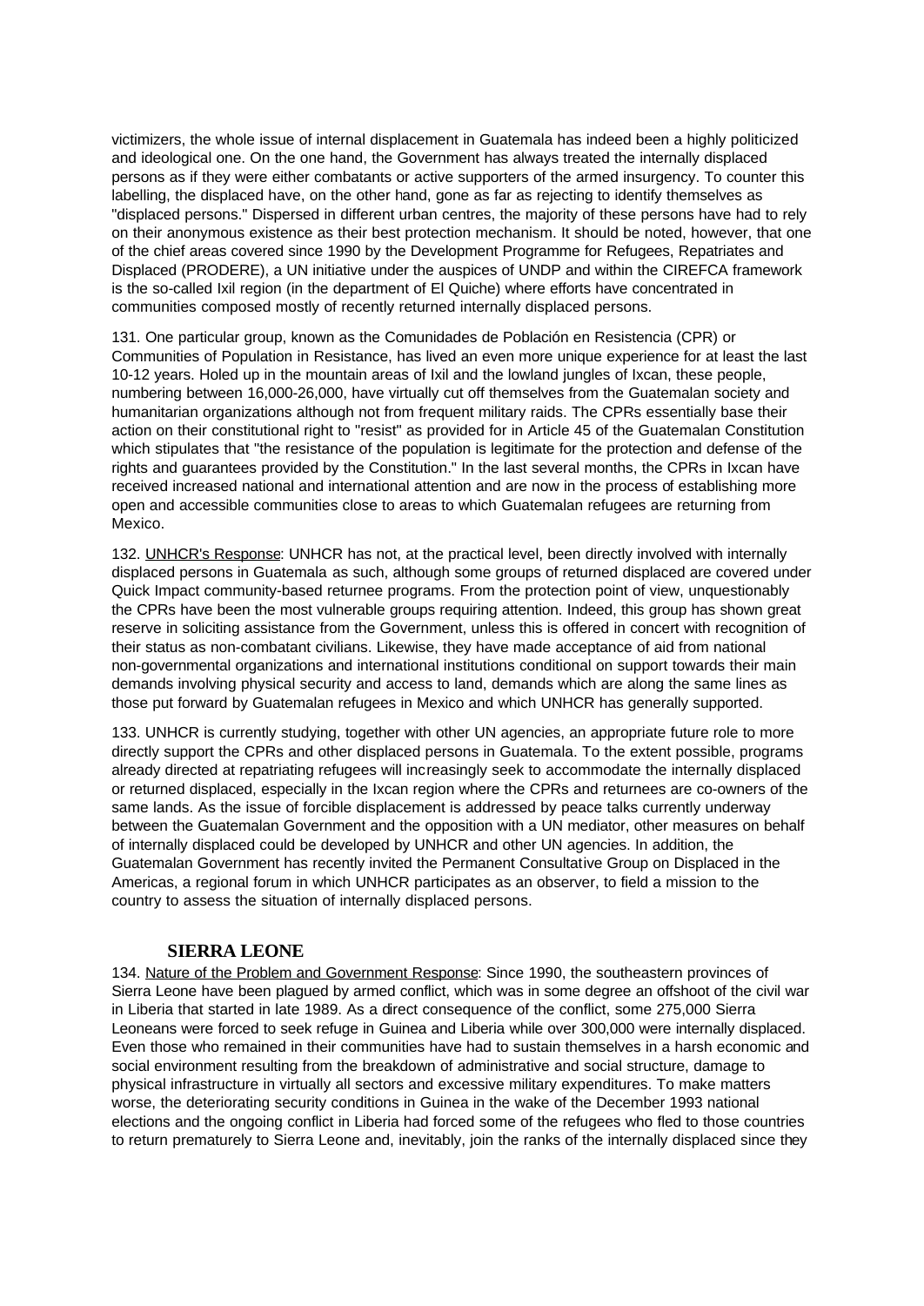victimizers, the whole issue of internal displacement in Guatemala has indeed been a highly politicized and ideological one. On the one hand, the Government has always treated the internally displaced persons as if they were either combatants or active supporters of the armed insurgency. To counter this labelling, the displaced have, on the other hand, gone as far as rejecting to identify themselves as "displaced persons." Dispersed in different urban centres, the majority of these persons have had to rely on their anonymous existence as their best protection mechanism. It should be noted, however, that one of the chief areas covered since 1990 by the Development Programme for Refugees, Repatriates and Displaced (PRODERE), a UN initiative under the auspices of UNDP and within the CIREFCA framework is the so-called Ixil region (in the department of El Quiche) where efforts have concentrated in communities composed mostly of recently returned internally displaced persons.

131. One particular group, known as the Comunidades de Población en Resistencia (CPR) or Communities of Population in Resistance, has lived an even more unique experience for at least the last 10-12 years. Holed up in the mountain areas of Ixil and the lowland jungles of Ixcan, these people, numbering between 16,000-26,000, have virtually cut off themselves from the Guatemalan society and humanitarian organizations although not from frequent military raids. The CPRs essentially base their action on their constitutional right to "resist" as provided for in Article 45 of the Guatemalan Constitution which stipulates that "the resistance of the population is legitimate for the protection and defense of the rights and guarantees provided by the Constitution." In the last several months, the CPRs in Ixcan have received increased national and international attention and are now in the process of establishing more open and accessible communities close to areas to which Guatemalan refugees are returning from Mexico.

132. UNHCR's Response: UNHCR has not, at the practical level, been directly involved with internally displaced persons in Guatemala as such, although some groups of returned displaced are covered under Quick Impact community-based returnee programs. From the protection point of view, unquestionably the CPRs have been the most vulnerable groups requiring attention. Indeed, this group has shown great reserve in soliciting assistance from the Government, unless this is offered in concert with recognition of their status as non-combatant civilians. Likewise, they have made acceptance of aid from national non-governmental organizations and international institutions conditional on support towards their main demands involving physical security and access to land, demands which are along the same lines as those put forward by Guatemalan refugees in Mexico and which UNHCR has generally supported.

133. UNHCR is currently studying, together with other UN agencies, an appropriate future role to more directly support the CPRs and other displaced persons in Guatemala. To the extent possible, programs already directed at repatriating refugees will increasingly seek to accommodate the internally displaced or returned displaced, especially in the Ixcan region where the CPRs and returnees are co-owners of the same lands. As the issue of forcible displacement is addressed by peace talks currently underway between the Guatemalan Government and the opposition with a UN mediator, other measures on behalf of internally displaced could be developed by UNHCR and other UN agencies. In addition, the Guatemalan Government has recently invited the Permanent Consultative Group on Displaced in the Americas, a regional forum in which UNHCR participates as an observer, to field a mission to the country to assess the situation of internally displaced persons.

## SIERRA LEONE

134. Nature of the Problem and Government Response: Since 1990, the southeastern provinces of Sierra Leone have been plagued by armed conflict, which was in some degree an offshoot of the civil war in Liberia that started in late 1989. As a direct consequence of the conflict, some 275,000 Sierra Leoneans were forced to seek refuge in Guinea and Liberia while over 300,000 were internally displaced. Even those who remained in their communities have had to sustain themselves in a harsh economic and social environment resulting from the breakdown of administrative and social structure, damage to physical infrastructure in virtually all sectors and excessive military expenditures. To make matters worse, the deteriorating security conditions in Guinea in the wake of the December 1993 national elections and the ongoing conflict in Liberia had forced some of the refugees who fled to those countries to return prematurely to Sierra Leone and, inevitably, join the ranks of the internally displaced since they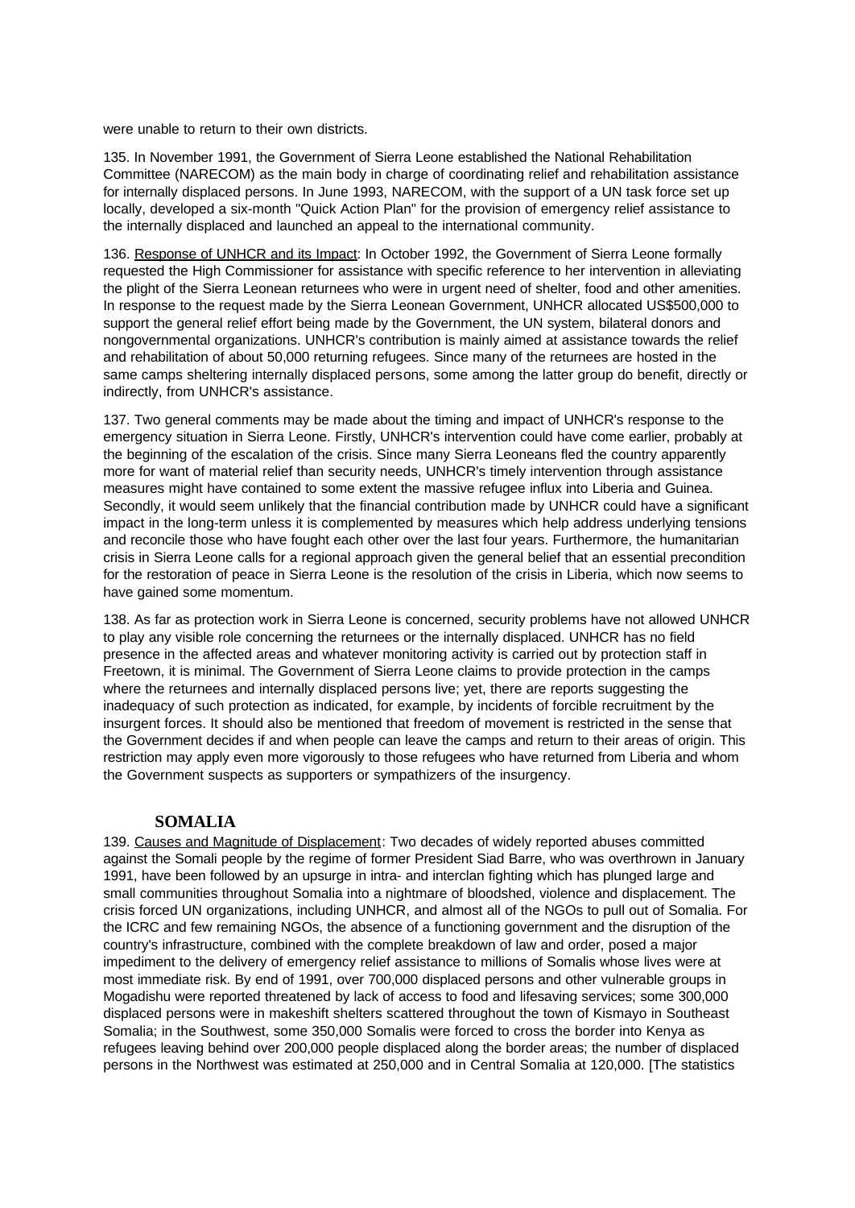were unable to return to their own districts.

135. In November 1991, the Government of Sierra Leone established the National Rehabilitation Committee (NARECOM) as the main body in charge of coordinating relief and rehabilitation assistance for internally displaced persons. In June 1993, NARECOM, with the support of a UN task force set up locally, developed a six-month "Quick Action Plan" for the provision of emergency relief assistance to the internally displaced and launched an appeal to the international community.

136. Response of UNHCR and its Impact: In October 1992, the Government of Sierra Leone formally requested the High Commissioner for assistance with specific reference to her intervention in alleviating the plight of the Sierra Leonean returnees who were in urgent need of shelter, food and other amenities. In response to the request made by the Sierra Leonean Government, UNHCR allocated US$500,000 to support the general relief effort being made by the Government, the UN system, bilateral donors and nongovernmental organizations. UNHCR's contribution is mainly aimed at assistance towards the relief and rehabilitation of about 50,000 returning refugees. Since many of the returnees are hosted in the same camps sheltering internally displaced persons, some among the latter group do benefit, directly or indirectly, from UNHCR's assistance.

137. Two general comments may be made about the timing and impact of UNHCR's response to the emergency situation in Sierra Leone. Firstly, UNHCR's intervention could have come earlier, probably at the beginning of the escalation of the crisis. Since many Sierra Leoneans fled the country apparently more for want of material relief than security needs, UNHCR's timely intervention through assistance measures might have contained to some extent the massive refugee influx into Liberia and Guinea. Secondly, it would seem unlikely that the financial contribution made by UNHCR could have a significant impact in the long-term unless it is complemented by measures which help address underlying tensions and reconcile those who have fought each other over the last four years. Furthermore, the humanitarian crisis in Sierra Leone calls for a regional approach given the general belief that an essential precondition for the restoration of peace in Sierra Leone is the resolution of the crisis in Liberia, which now seems to have gained some momentum.

138. As far as protection work in Sierra Leone is concerned, security problems have not allowed UNHCR to play any visible role concerning the returnees or the internally displaced. UNHCR has no field presence in the affected areas and whatever monitoring activity is carried out by protection staff in Freetown, it is minimal. The Government of Sierra Leone claims to provide protection in the camps where the returnees and internally displaced persons live; yet, there are reports suggesting the inadequacy of such protection as indicated, for example, by incidents of forcible recruitment by the insurgent forces. It should also be mentioned that freedom of movement is restricted in the sense that the Government decides if and when people can leave the camps and return to their areas of origin. This restriction may apply even more vigorously to those refugees who have returned from Liberia and whom the Government suspects as supporters or sympathizers of the insurgency.

## SOMALIA

139. Causes and Magnitude of Displacement: Two decades of widely reported abuses committed against the Somali people by the regime of former President Siad Barre, who was overthrown in January 1991, have been followed by an upsurge in intra- and interclan fighting which has plunged large and small communities throughout Somalia into a nightmare of bloodshed, violence and displacement. The crisis forced UN organizations, including UNHCR, and almost all of the NGOs to pull out of Somalia. For the ICRC and few remaining NGOs, the absence of a functioning government and the disruption of the country's infrastructure, combined with the complete breakdown of law and order, posed a major impediment to the delivery of emergency relief assistance to millions of Somalis whose lives were at most immediate risk. By end of 1991, over 700,000 displaced persons and other vulnerable groups in Mogadishu were reported threatened by lack of access to food and lifesaving services; some 300,000 displaced persons were in makeshift shelters scattered throughout the town of Kismayo in Southeast Somalia; in the Southwest, some 350,000 Somalis were forced to cross the border into Kenya as refugees leaving behind over 200,000 people displaced along the border areas; the number of displaced persons in the Northwest was estimated at 250,000 and in Central Somalia at 120,000. [The statistics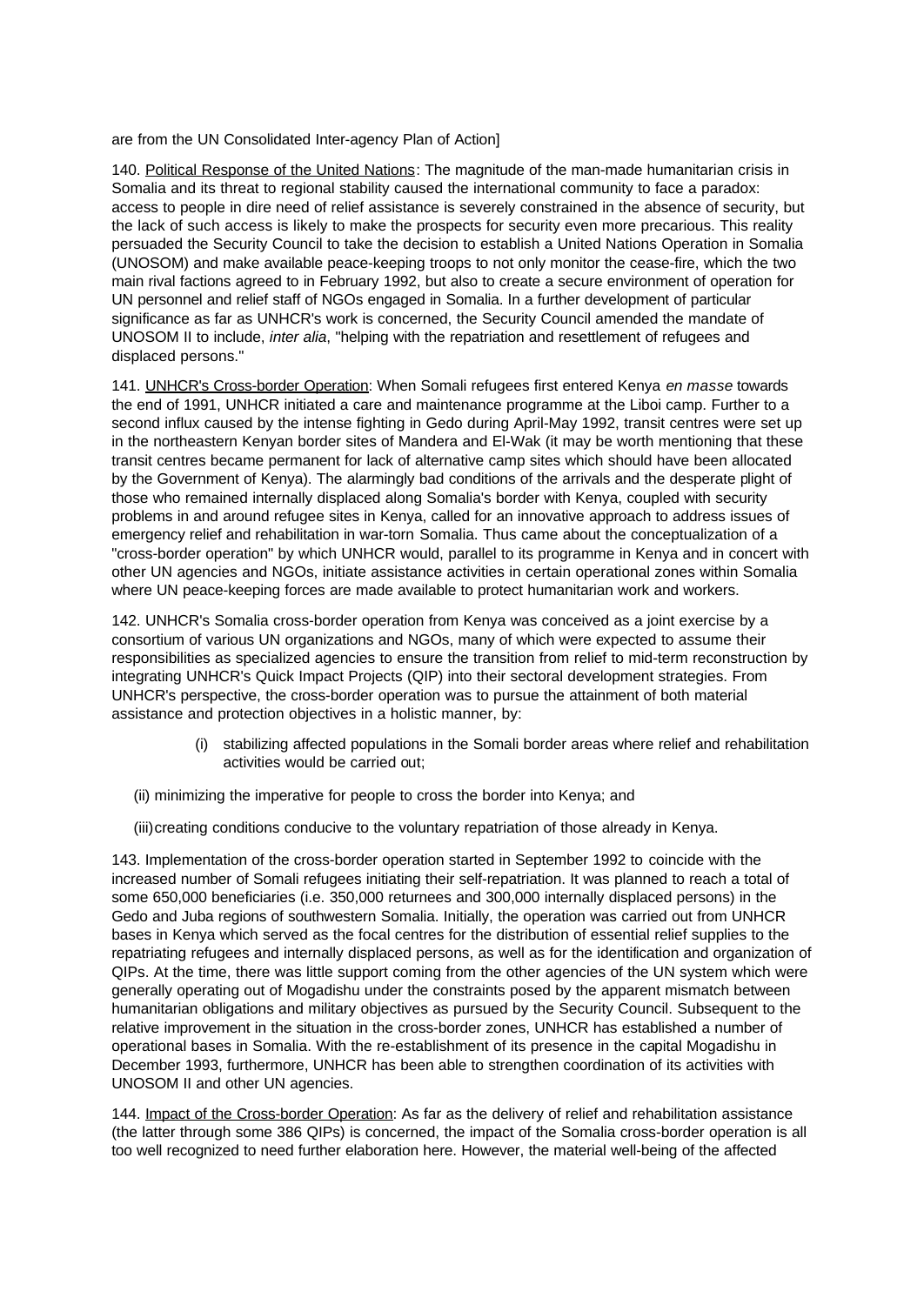are from the UN Consolidated Inter-agency Plan of Action]

140. Political Response of the United Nations: The magnitude of the man-made humanitarian crisis in Somalia and its threat to regional stability caused the international community to face a paradox: access to people in dire need of relief assistance is severely constrained in the absence of security, but the lack of such access is likely to make the prospects for security even more precarious. This reality persuaded the Security Council to take the decision to establish a United Nations Operation in Somalia (UNOSOM) and make available peace-keeping troops to not only monitor the cease-fire, which the two main rival factions agreed to in February 1992, but also to create a secure environment of operation for UN personnel and relief staff of NGOs engaged in Somalia. In a further development of particular significance as far as UNHCR's work is concerned, the Security Council amended the mandate of UNOSOM II to include, *inter alia*, "helping with the repatriation and resettlement of refugees and displaced persons."

141. UNHCR's Cross-border Operation: When Somali refugees first entered Kenya *en masse* towards the end of 1991, UNHCR initiated a care and maintenance programme at the Liboi camp. Further to a second influx caused by the intense fighting in Gedo during April-May 1992, transit centres were set up in the northeastern Kenyan border sites of Mandera and El-Wak (it may be worth mentioning that these transit centres became permanent for lack of alternative camp sites which should have been allocated by the Government of Kenya). The alarmingly bad conditions of the arrivals and the desperate plight of those who remained internally displaced along Somalia's border with Kenya, coupled with security problems in and around refugee sites in Kenya, called for an innovative approach to address issues of emergency relief and rehabilitation in war-torn Somalia. Thus came about the conceptualization of a "cross-border operation" by which UNHCR would, parallel to its programme in Kenya and in concert with other UN agencies and NGOs, initiate assistance activities in certain operational zones within Somalia where UN peace-keeping forces are made available to protect humanitarian work and workers.

142. UNHCR's Somalia cross-border operation from Kenya was conceived as a joint exercise by a consortium of various UN organizations and NGOs, many of which were expected to assume their responsibilities as specialized agencies to ensure the transition from relief to mid-term reconstruction by integrating UNHCR's Quick Impact Projects (QIP) into their sectoral development strategies. From UNHCR's perspective, the cross-border operation was to pursue the attainment of both material assistance and protection objectives in a holistic manner, by:

(i) stabilizing affected populations in the Somali border areas where relief and rehabilitation activities would be carried out;

(ii) minimizing the imperative for people to cross the border into Kenya; and

(iii) creating conditions conducive to the voluntary repatriation of those already in Kenya.

143. Implementation of the cross-border operation started in September 1992 to coincide with the increased number of Somali refugees initiating their self-repatriation. It was planned to reach a total of some 650,000 beneficiaries (i.e. 350,000 returnees and 300,000 internally displaced persons) in the Gedo and Juba regions of southwestern Somalia. Initially, the operation was carried out from UNHCR bases in Kenya which served as the focal centres for the distribution of essential relief supplies to the repatriating refugees and internally displaced persons, as well as for the identification and organization of QIPs. At the time, there was little support coming from the other agencies of the UN system which were generally operating out of Mogadishu under the constraints posed by the apparent mismatch between humanitarian obligations and military objectives as pursued by the Security Council. Subsequent to the relative improvement in the situation in the cross-border zones, UNHCR has established a number of operational bases in Somalia. With the re-establishment of its presence in the capital Mogadishu in December 1993, furthermore, UNHCR has been able to strengthen coordination of its activities with UNOSOM II and other UN agencies.

144. Impact of the Cross-border Operation: As far as the delivery of relief and rehabilitation assistance (the latter through some 386 QIPs) is concerned, the impact of the Somalia cross-border operation is all too well recognized to need further elaboration here. However, the material well-being of the affected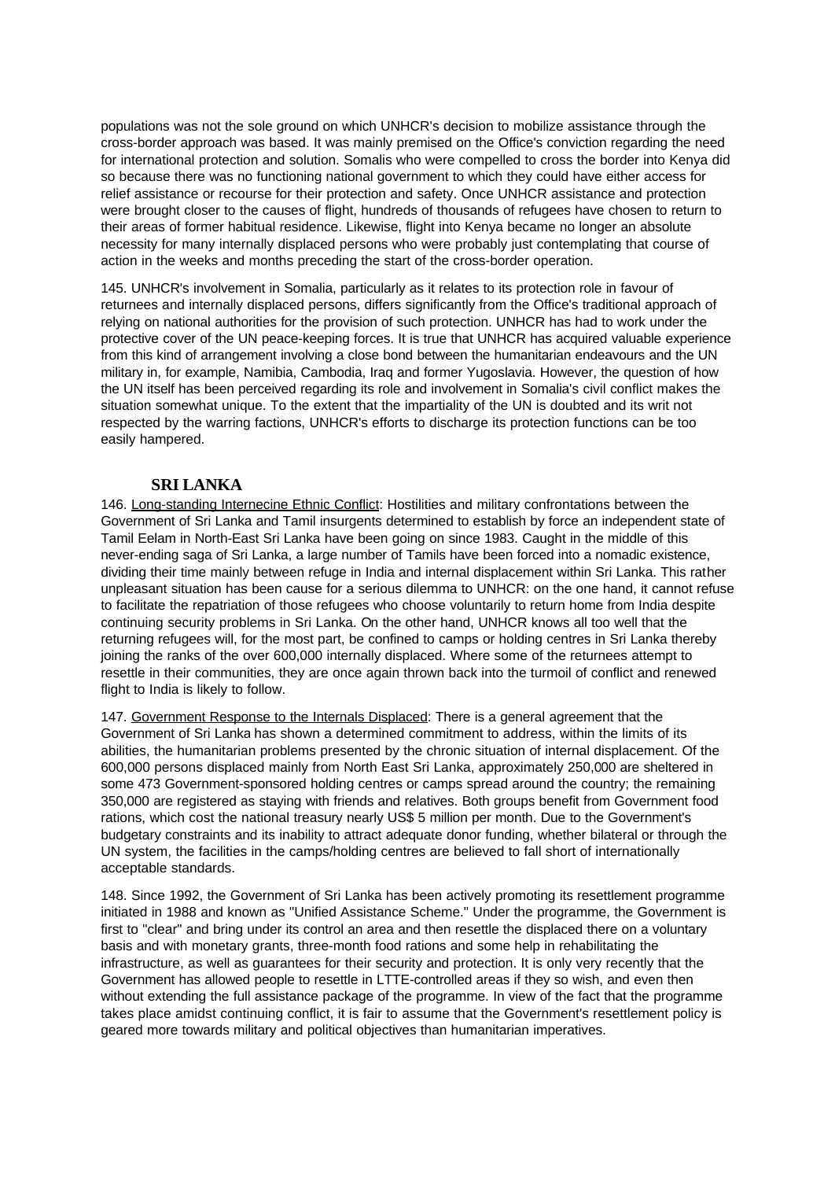populations was not the sole ground on which UNHCR's decision to mobilize assistance through the cross-border approach was based. It was mainly premised on the Office's conviction regarding the need for international protection and solution. Somalis who were compelled to cross the border into Kenya did so because there was no functioning national government to which they could have either access for relief assistance or recourse for their protection and safety. Once UNHCR assistance and protection were brought closer to the causes of flight, hundreds of thousands of refugees have chosen to return to their areas of former habitual residence. Likewise, flight into Kenya became no longer an absolute necessity for many internally displaced persons who were probably just contemplating that course of action in the weeks and months preceding the start of the cross-border operation.

145. UNHCR's involvement in Somalia, particularly as it relates to its protection role in favour of returnees and internally displaced persons, differs significantly from the Office's traditional approach of relying on national authorities for the provision of such protection. UNHCR has had to work under the protective cover of the UN peace-keeping forces. It is true that UNHCR has acquired valuable experience from this kind of arrangement involving a close bond between the humanitarian endeavours and the UN military in, for example, Namibia, Cambodia, Iraq and former Yugoslavia. However, the question of how the UN itself has been perceived regarding its role and involvement in Somalia's civil conflict makes the situation somewhat unique. To the extent that the impartiality of the UN is doubted and its writ not respected by the warring factions, UNHCR's efforts to discharge its protection functions can be too easily hampered.

## SRI LANKA

146. Long-standing Internecine Ethnic Conflict: Hostilities and military confrontations between the Government of Sri Lanka and Tamil insurgents determined to establish by force an independent state of Tamil Eelam in North-East Sri Lanka have been going on since 1983. Caught in the middle of this never-ending saga of Sri Lanka, a large number of Tamils have been forced into a nomadic existence, dividing their time mainly between refuge in India and internal displacement within Sri Lanka. This rather unpleasant situation has been cause for a serious dilemma to UNHCR: on the one hand, it cannot refuse to facilitate the repatriation of those refugees who choose voluntarily to return home from India despite continuing security problems in Sri Lanka. On the other hand, UNHCR knows all too well that the returning refugees will, for the most part, be confined to camps or holding centres in Sri Lanka thereby joining the ranks of the over 600,000 internally displaced. Where some of the returnees attempt to resettle in their communities, they are once again thrown back into the turmoil of conflict and renewed flight to India is likely to follow.

147. Government Response to the Internals Displaced: There is a general agreement that the Government of Sri Lanka has shown a determined commitment to address, within the limits of its abilities, the humanitarian problems presented by the chronic situation of internal displacement. Of the 600,000 persons displaced mainly from North East Sri Lanka, approximately 250,000 are sheltered in some 473 Government-sponsored holding centres or camps spread around the country; the remaining 350,000 are registered as staying with friends and relatives. Both groups benefit from Government food rations, which cost the national treasury nearly US$ 5 million per month. Due to the Government's budgetary constraints and its inability to attract adequate donor funding, whether bilateral or through the UN system, the facilities in the camps/holding centres are believed to fall short of internationally acceptable standards.

148. Since 1992, the Government of Sri Lanka has been actively promoting its resettlement programme initiated in 1988 and known as "Unified Assistance Scheme." Under the programme, the Government is first to "clear" and bring under its control an area and then resettle the displaced there on a voluntary basis and with monetary grants, three-month food rations and some help in rehabilitating the infrastructure, as well as guarantees for their security and protection. It is only very recently that the Government has allowed people to resettle in LTTE-controlled areas if they so wish, and even then without extending the full assistance package of the programme. In view of the fact that the programme takes place amidst continuing conflict, it is fair to assume that the Government's resettlement policy is geared more towards military and political objectives than humanitarian imperatives.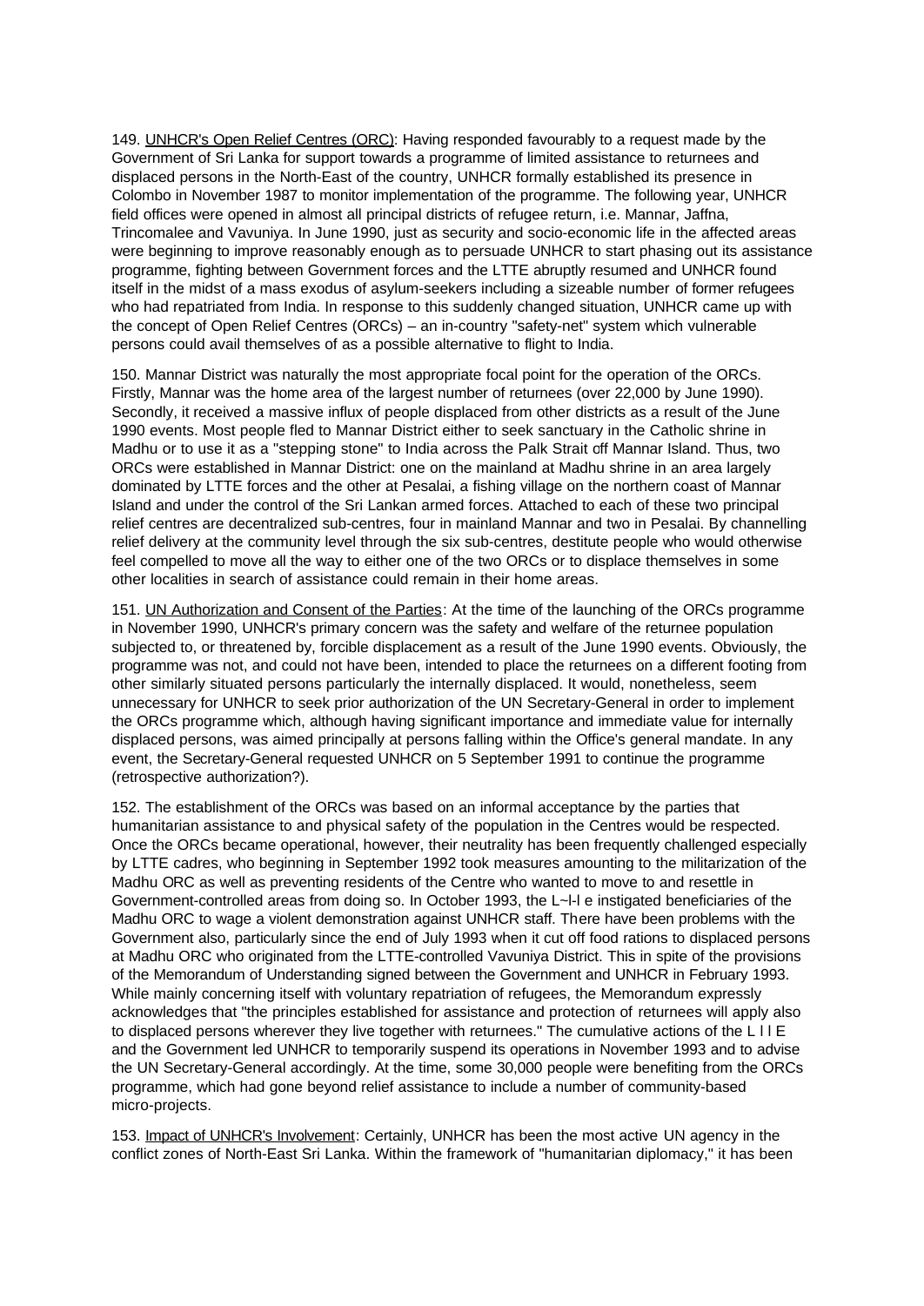149. UNHCR's Open Relief Centres (ORC): Having responded favourably to a request made by the Government of Sri Lanka for support towards a programme of limited assistance to returnees and displaced persons in the North-East of the country, UNHCR formally established its presence in Colombo in November 1987 to monitor implementation of the programme. The following year, UNHCR field offices were opened in almost all principal districts of refugee return, i.e. Mannar, Jaffna, Trincomalee and Vavuniya. In June 1990, just as security and socio-economic life in the affected areas were beginning to improve reasonably enough as to persuade UNHCR to start phasing out its assistance programme, fighting between Government forces and the LTTE abruptly resumed and UNHCR found itself in the midst of a mass exodus of asylum-seekers including a sizeable number of former refugees who had repatriated from India. In response to this suddenly changed situation, UNHCR came up with the concept of Open Relief Centres (ORCs) – an in-country "safety-net" system which vulnerable persons could avail themselves of as a possible alternative to flight to India.

150. Mannar District was naturally the most appropriate focal point for the operation of the ORCs. Firstly, Mannar was the home area of the largest number of returnees (over 22,000 by June 1990). Secondly, it received a massive influx of people displaced from other districts as a result of the June 1990 events. Most people fled to Mannar District either to seek sanctuary in the Catholic shrine in Madhu or to use it as a "stepping stone" to India across the Palk Strait off Mannar Island. Thus, two ORCs were established in Mannar District: one on the mainland at Madhu shrine in an area largely dominated by LTTE forces and the other at Pesalai, a fishing village on the northern coast of Mannar Island and under the control of the Sri Lankan armed forces. Attached to each of these two principal relief centres are decentralized sub-centres, four in mainland Mannar and two in Pesalai. By channelling relief delivery at the community level through the six sub-centres, destitute people who would otherwise feel compelled to move all the way to either one of the two ORCs or to displace themselves in some other localities in search of assistance could remain in their home areas.

151. UN Authorization and Consent of the Parties: At the time of the launching of the ORCs programme in November 1990, UNHCR's primary concern was the safety and welfare of the returnee population subjected to, or threatened by, forcible displacement as a result of the June 1990 events. Obviously, the programme was not, and could not have been, intended to place the returnees on a different footing from other similarly situated persons particularly the internally displaced. It would, nonetheless, seem unnecessary for UNHCR to seek prior authorization of the UN Secretary-General in order to implement the ORCs programme which, although having significant importance and immediate value for internally displaced persons, was aimed principally at persons falling within the Office's general mandate. In any event, the Secretary-General requested UNHCR on 5 September 1991 to continue the programme (retrospective authorization?).

152. The establishment of the ORCs was based on an informal acceptance by the parties that humanitarian assistance to and physical safety of the population in the Centres would be respected. Once the ORCs became operational, however, their neutrality has been frequently challenged especially by LTTE cadres, who beginning in September 1992 took measures amounting to the militarization of the Madhu ORC as well as preventing residents of the Centre who wanted to move to and resettle in Government-controlled areas from doing so. In October 1993, the L~l-l e instigated beneficiaries of the Madhu ORC to wage a violent demonstration against UNHCR staff. There have been problems with the Government also, particularly since the end of July 1993 when it cut off food rations to displaced persons at Madhu ORC who originated from the LTTE-controlled Vavuniya District. This in spite of the provisions of the Memorandum of Understanding signed between the Government and UNHCR in February 1993. While mainly concerning itself with voluntary repatriation of refugees, the Memorandum expressly acknowledges that "the principles established for assistance and protection of returnees will apply also to displaced persons wherever they live together with returnees." The cumulative actions of the L I I E and the Government led UNHCR to temporarily suspend its operations in November 1993 and to advise the UN Secretary-General accordingly. At the time, some 30,000 people were benefiting from the ORCs programme, which had gone beyond relief assistance to include a number of community-based micro-projects.

153. Impact of UNHCR's Involvement: Certainly, UNHCR has been the most active UN agency in the conflict zones of North-East Sri Lanka. Within the framework of "humanitarian diplomacy," it has been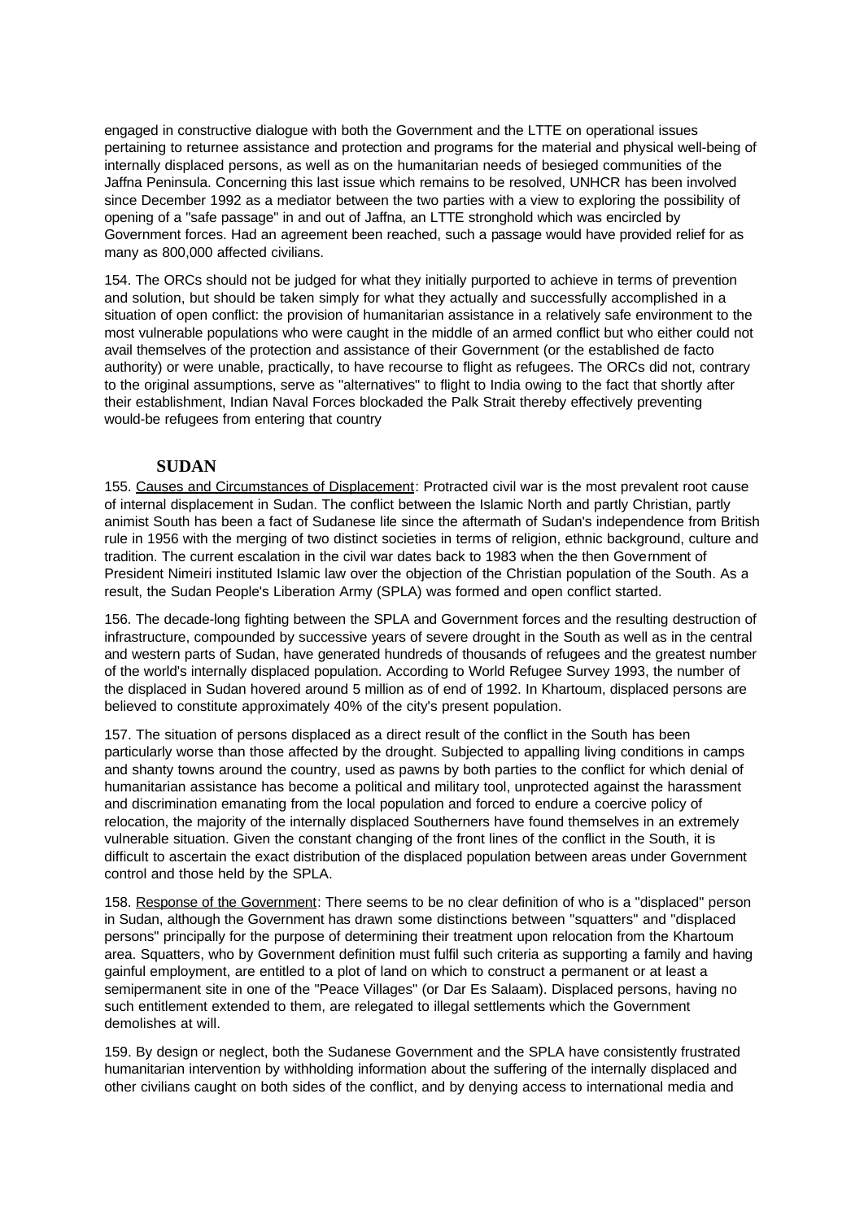engaged in constructive dialogue with both the Government and the LTTE on operational issues pertaining to returnee assistance and protection and programs for the material and physical well-being of internally displaced persons, as well as on the humanitarian needs of besieged communities of the Jaffna Peninsula. Concerning this last issue which remains to be resolved, UNHCR has been involved since December 1992 as a mediator between the two parties with a view to exploring the possibility of opening of a "safe passage" in and out of Jaffna, an LTTE stronghold which was encircled by Government forces. Had an agreement been reached, such a passage would have provided relief for as many as 800,000 affected civilians.

154. The ORCs should not be judged for what they initially purported to achieve in terms of prevention and solution, but should be taken simply for what they actually and successfully accomplished in a situation of open conflict: the provision of humanitarian assistance in a relatively safe environment to the most vulnerable populations who were caught in the middle of an armed conflict but who either could not avail themselves of the protection and assistance of their Government (or the established de facto authority) or were unable, practically, to have recourse to flight as refugees. The ORCs did not, contrary to the original assumptions, serve as "alternatives" to flight to India owing to the fact that shortly after their establishment, Indian Naval Forces blockaded the Palk Strait thereby effectively preventing would-be refugees from entering that country

## SUDAN

155. Causes and Circumstances of Displacement: Protracted civil war is the most prevalent root cause of internal displacement in Sudan. The conflict between the Islamic North and partly Christian, partly animist South has been a fact of Sudanese life since the aftermath of Sudan's independence from British rule in 1956 with the merging of two distinct societies in terms of religion, ethnic background, culture and tradition. The current escalation in the civil war dates back to 1983 when the then Government of President Nimeiri instituted Islamic law over the objection of the Christian population of the South. As a result, the Sudan People's Liberation Army (SPLA) was formed and open conflict started.

156. The decade-long fighting between the SPLA and Government forces and the resulting destruction of infrastructure, compounded by successive years of severe drought in the South as well as in the central and western parts of Sudan, have generated hundreds of thousands of refugees and the greatest number of the world's internally displaced population. According to World Refugee Survey 1993, the number of the displaced in Sudan hovered around 5 million as of end of 1992. In Khartoum, displaced persons are believed to constitute approximately 40% of the city's present population.

157. The situation of persons displaced as a direct result of the conflict in the South has been particularly worse than those affected by the drought. Subjected to appalling living conditions in camps and shanty towns around the country, used as pawns by both parties to the conflict for which denial of humanitarian assistance has become a political and military tool, unprotected against the harassment and discrimination emanating from the local population and forced to endure a coercive policy of relocation, the majority of the internally displaced Southerners have found themselves in an extremely vulnerable situation. Given the constant changing of the front lines of the conflict in the South, it is difficult to ascertain the exact distribution of the displaced population between areas under Government control and those held by the SPLA.

158. Response of the Government: There seems to be no clear definition of who is a "displaced" person in Sudan, although the Government has drawn some distinctions between "squatters" and "displaced persons" principally for the purpose of determining their treatment upon relocation from the Khartoum area. Squatters, who by Government definition must fulfil such criteria as supporting a family and having gainful employment, are entitled to a plot of land on which to construct a permanent or at least a semipermanent site in one of the "Peace Villages" (or Dar Es Salaam). Displaced persons, having no such entitlement extended to them, are relegated to illegal settlements which the Government demolishes at will.

159. By design or neglect, both the Sudanese Government and the SPLA have consistently frustrated humanitarian intervention by withholding information about the suffering of the internally displaced and other civilians caught on both sides of the conflict, and by denying access to international media and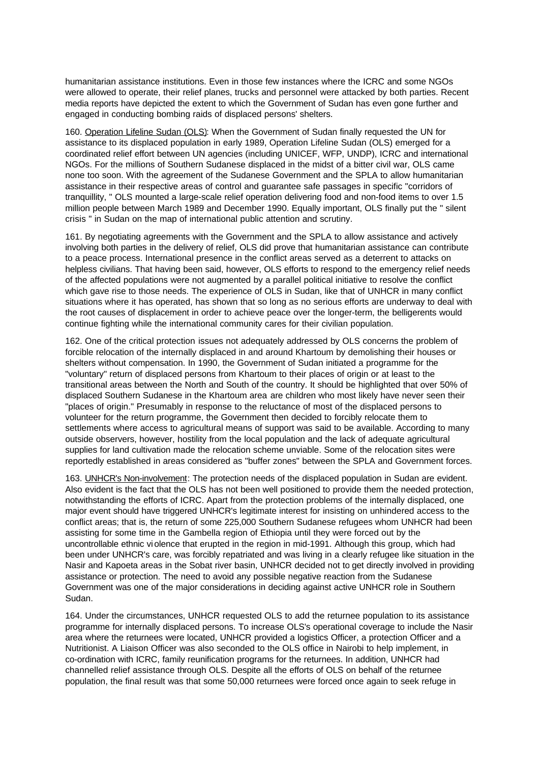humanitarian assistance institutions. Even in those few instances where the ICRC and some NGOs were allowed to operate, their relief planes, trucks and personnel were attacked by both parties. Recent media reports have depicted the extent to which the Government of Sudan has even gone further and engaged in conducting bombing raids of displaced persons' shelters.

160. Operation Lifeline Sudan (OLS): When the Government of Sudan finally requested the UN for assistance to its displaced population in early 1989, Operation Lifeline Sudan (OLS) emerged for a coordinated relief effort between UN agencies (including UNICEF, WFP, UNDP), ICRC and international NGOs. For the millions of Southern Sudanese displaced in the midst of a bitter civil war, OLS came none too soon. With the agreement of the Sudanese Government and the SPLA to allow humanitarian assistance in their respective areas of control and guarantee safe passages in specific "corridors of tranquillity, " OLS mounted a large-scale relief operation delivering food and non-food items to over 1.5 million people between March 1989 and December 1990. Equally important, OLS finally put the " silent crisis " in Sudan on the map of international public attention and scrutiny.

161. By negotiating agreements with the Government and the SPLA to allow assistance and actively involving both parties in the delivery of relief, OLS did prove that humanitarian assistance can contribute to a peace process. International presence in the conflict areas served as a deterrent to attacks on helpless civilians. That having been said, however, OLS efforts to respond to the emergency relief needs of the affected populations were not augmented by a parallel political initiative to resolve the conflict which gave rise to those needs. The experience of OLS in Sudan, like that of UNHCR in many conflict situations where it has operated, has shown that so long as no serious efforts are underway to deal with the root causes of displacement in order to achieve peace over the longer-term, the belligerents would continue fighting while the international community cares for their civilian population.

162. One of the critical protection issues not adequately addressed by OLS concerns the problem of forcible relocation of the internally displaced in and around Khartoum by demolishing their houses or shelters without compensation. In 1990, the Government of Sudan initiated a programme for the "voluntary" return of displaced persons from Khartoum to their places of origin or at least to the transitional areas between the North and South of the country. It should be highlighted that over 50% of displaced Southern Sudanese in the Khartoum area are children who most likely have never seen their "places of origin." Presumably in response to the reluctance of most of the displaced persons to volunteer for the return programme, the Government then decided to forcibly relocate them to settlements where access to agricultural means of support was said to be available. According to many outside observers, however, hostility from the local population and the lack of adequate agricultural supplies for land cultivation made the relocation scheme unviable. Some of the relocation sites were reportedly established in areas considered as "buffer zones" between the SPLA and Government forces.

163. UNHCR's Non-involvement: The protection needs of the displaced population in Sudan are evident. Also evident is the fact that the OLS has not been well positioned to provide them the needed protection, notwithstanding the efforts of ICRC. Apart from the protection problems of the internally displaced, one major event should have triggered UNHCR's legitimate interest for insisting on unhindered access to the conflict areas; that is, the return of some 225,000 Southern Sudanese refugees whom UNHCR had been assisting for some time in the Gambella region of Ethiopia until they were forced out by the uncontrollable ethnic violence that erupted in the region in mid-1991. Although this group, which had been under UNHCR's care, was forcibly repatriated and was living in a clearly refugee like situation in the Nasir and Kapoeta areas in the Sobat river basin, UNHCR decided not to get directly involved in providing assistance or protection. The need to avoid any possible negative reaction from the Sudanese Government was one of the major considerations in deciding against active UNHCR role in Southern Sudan.

164. Under the circumstances, UNHCR requested OLS to add the returnee population to its assistance programme for internally displaced persons. To increase OLS's operational coverage to include the Nasir area where the returnees were located, UNHCR provided a logistics Officer, a protection Officer and a Nutritionist. A Liaison Officer was also seconded to the OLS office in Nairobi to help implement, in co-ordination with ICRC, family reunification programs for the returnees. In addition, UNHCR had channelled relief assistance through OLS. Despite all the efforts of OLS on behalf of the returnee population, the final result was that some 50,000 returnees were forced once again to seek refuge in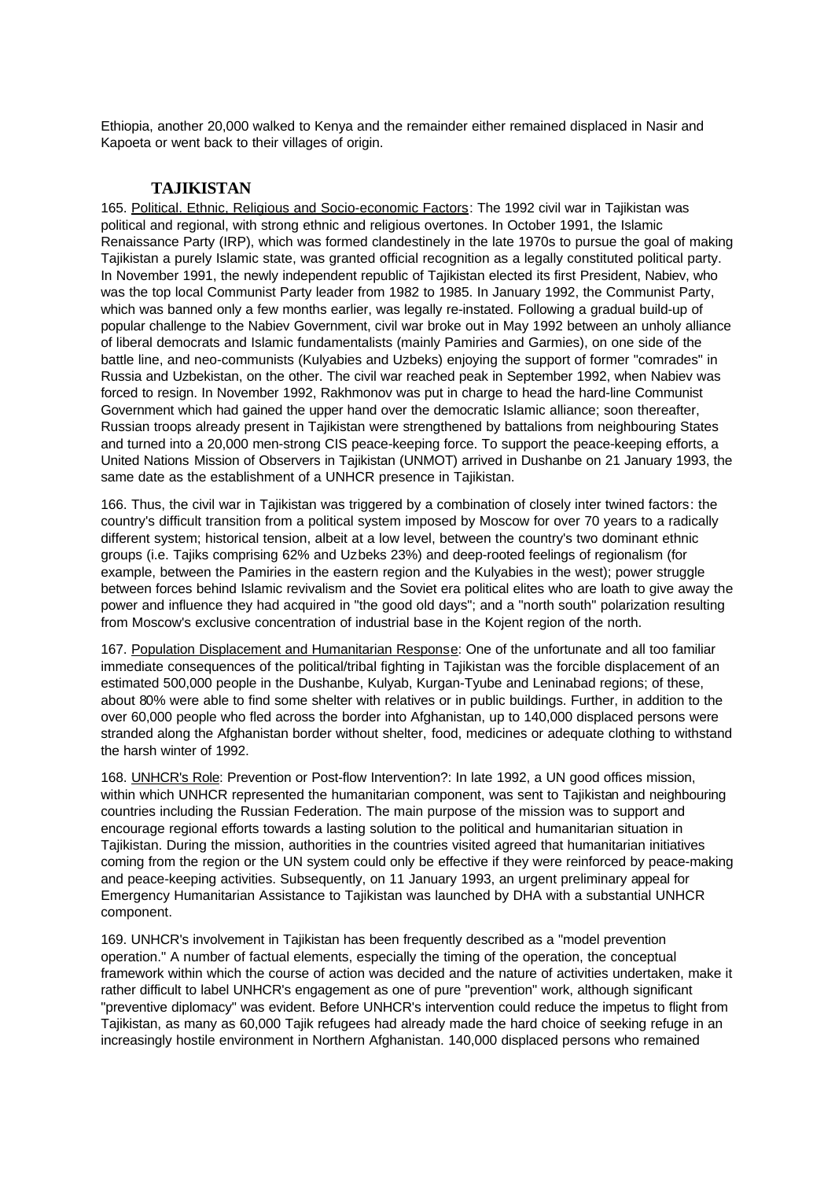Ethiopia, another 20,000 walked to Kenya and the remainder either remained displaced in Nasir and Kapoeta or went back to their villages of origin.

## TAJIKISTAN

165. Political. Ethnic, Religious and Socio-economic Factors: The 1992 civil war in Tajikistan was political and regional, with strong ethnic and religious overtones. In October 1991, the Islamic Renaissance Party (IRP), which was formed clandestinely in the late 1970s to pursue the goal of making Tajikistan a purely Islamic state, was granted official recognition as a legally constituted political party. In November 1991, the newly independent republic of Tajikistan elected its first President, Nabiev, who was the top local Communist Party leader from 1982 to 1985. In January 1992, the Communist Party, which was banned only a few months earlier, was legally re-instated. Following a gradual build-up of popular challenge to the Nabiev Government, civil war broke out in May 1992 between an unholy alliance of liberal democrats and Islamic fundamentalists (mainly Pamiries and Garmies), on one side of the battle line, and neo-communists (Kulyabies and Uzbeks) enjoying the support of former "comrades" in Russia and Uzbekistan, on the other. The civil war reached peak in September 1992, when Nabiev was forced to resign. In November 1992, Rakhmonov was put in charge to head the hard-line Communist Government which had gained the upper hand over the democratic Islamic alliance; soon thereafter, Russian troops already present in Tajikistan were strengthened by battalions from neighbouring States and turned into a 20,000 men-strong CIS peace-keeping force. To support the peace-keeping efforts, a United Nations Mission of Observers in Tajikistan (UNMOT) arrived in Dushanbe on 21 January 1993, the same date as the establishment of a UNHCR presence in Tajikistan.

166. Thus, the civil war in Tajikistan was triggered by a combination of closely inter twined factors: the country's difficult transition from a political system imposed by Moscow for over 70 years to a radically different system; historical tension, albeit at a low level, between the country's two dominant ethnic groups (i.e. Tajiks comprising 62% and Uzbeks 23%) and deep-rooted feelings of regionalism (for example, between the Pamiries in the eastern region and the Kulyabies in the west); power struggle between forces behind Islamic revivalism and the Soviet era political elites who are loath to give away the power and influence they had acquired in "the good old days"; and a "north south" polarization resulting from Moscow's exclusive concentration of industrial base in the Kojent region of the north.

167. Population Displacement and Humanitarian Response: One of the unfortunate and all too familiar immediate consequences of the political/tribal fighting in Tajikistan was the forcible displacement of an estimated 500,000 people in the Dushanbe, Kulyab, Kurgan-Tyube and Leninabad regions; of these, about 80% were able to find some shelter with relatives or in public buildings. Further, in addition to the over 60,000 people who fled across the border into Afghanistan, up to 140,000 displaced persons were stranded along the Afghanistan border without shelter, food, medicines or adequate clothing to withstand the harsh winter of 1992.

168. UNHCR's Role: Prevention or Post-flow Intervention?: In late 1992, a UN good offices mission, within which UNHCR represented the humanitarian component, was sent to Tajikistan and neighbouring countries including the Russian Federation. The main purpose of the mission was to support and encourage regional efforts towards a lasting solution to the political and humanitarian situation in Tajikistan. During the mission, authorities in the countries visited agreed that humanitarian initiatives coming from the region or the UN system could only be effective if they were reinforced by peace-making and peace-keeping activities. Subsequently, on 11 January 1993, an urgent preliminary appeal for Emergency Humanitarian Assistance to Tajikistan was launched by DHA with a substantial UNHCR component.

169. UNHCR's involvement in Tajikistan has been frequently described as a "model prevention operation." A number of factual elements, especially the timing of the operation, the conceptual framework within which the course of action was decided and the nature of activities undertaken, make it rather difficult to label UNHCR's engagement as one of pure "prevention" work, although significant "preventive diplomacy" was evident. Before UNHCR's intervention could reduce the impetus to flight from Tajikistan, as many as 60,000 Tajik refugees had already made the hard choice of seeking refuge in an increasingly hostile environment in Northern Afghanistan. 140,000 displaced persons who remained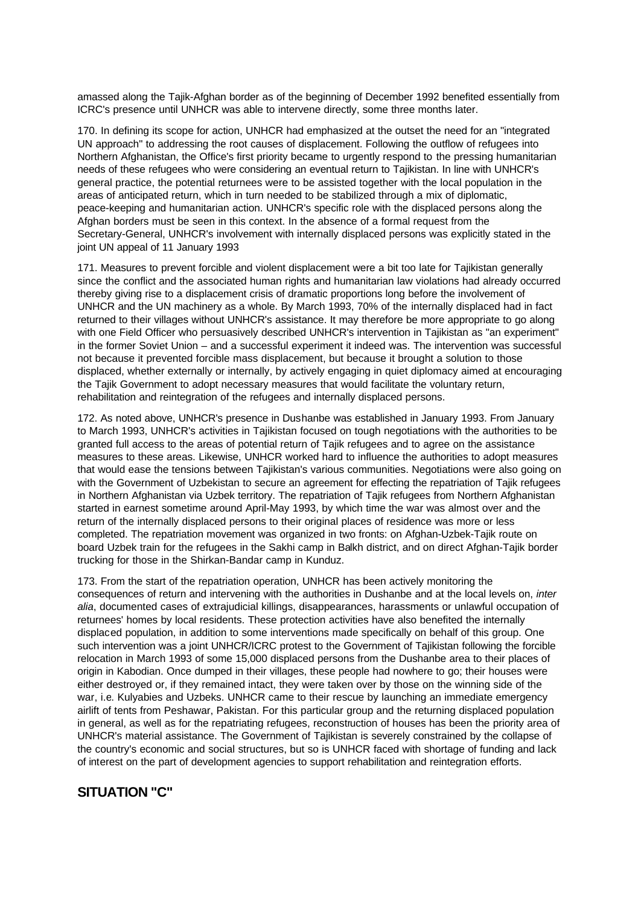amassed along the Tajik-Afghan border as of the beginning of December 1992 benefited essentially from ICRC's presence until UNHCR was able to intervene directly, some three months later.

170. In defining its scope for action, UNHCR had emphasized at the outset the need for an "integrated UN approach" to addressing the root causes of displacement. Following the outflow of refugees into Northern Afghanistan, the Office's first priority became to urgently respond to the pressing humanitarian needs of these refugees who were considering an eventual return to Tajikistan. In line with UNHCR's general practice, the potential returnees were to be assisted together with the local population in the areas of anticipated return, which in turn needed to be stabilized through a mix of diplomatic, peace-keeping and humanitarian action. UNHCR's specific role with the displaced persons along the Afghan borders must be seen in this context. In the absence of a formal request from the Secretary-General, UNHCR's involvement with internally displaced persons was explicitly stated in the joint UN appeal of 11 January 1993

171. Measures to prevent forcible and violent displacement were a bit too late for Tajikistan generally since the conflict and the associated human rights and humanitarian law violations had already occurred thereby giving rise to a displacement crisis of dramatic proportions long before the involvement of UNHCR and the UN machinery as a whole. By March 1993, 70% of the internally displaced had in fact returned to their villages without UNHCR's assistance. It may therefore be more appropriate to go along with one Field Officer who persuasively described UNHCR's intervention in Tajikistan as "an experiment" in the former Soviet Union – and a successful experiment it indeed was. The intervention was successful not because it prevented forcible mass displacement, but because it brought a solution to those displaced, whether externally or internally, by actively engaging in quiet diplomacy aimed at encouraging the Tajik Government to adopt necessary measures that would facilitate the voluntary return, rehabilitation and reintegration of the refugees and internally displaced persons.

172. As noted above, UNHCR's presence in Dushanbe was established in January 1993. From January to March 1993, UNHCR's activities in Tajikistan focused on tough negotiations with the authorities to be granted full access to the areas of potential return of Tajik refugees and to agree on the assistance measures to these areas. Likewise, UNHCR worked hard to influence the authorities to adopt measures that would ease the tensions between Tajikistan's various communities. Negotiations were also going on with the Government of Uzbekistan to secure an agreement for effecting the repatriation of Tajik refugees in Northern Afghanistan via Uzbek territory. The repatriation of Tajik refugees from Northern Afghanistan started in earnest sometime around April-May 1993, by which time the war was almost over and the return of the internally displaced persons to their original places of residence was more or less completed. The repatriation movement was organized in two fronts: on Afghan-Uzbek-Tajik route on board Uzbek train for the refugees in the Sakhi camp in Balkh district, and on direct Afghan-Tajik border trucking for those in the Shirkan-Bandar camp in Kunduz.

173. From the start of the repatriation operation, UNHCR has been actively monitoring the consequences of return and intervening with the authorities in Dushanbe and at the local levels on, *inter alia*, documented cases of extrajudicial killings, disappearances, harassments or unlawful occupation of returnees' homes by local residents. These protection activities have also benefited the internally displaced population, in addition to some interventions made specifically on behalf of this group. One such intervention was a joint UNHCR/ICRC protest to the Government of Tajikistan following the forcible relocation in March 1993 of some 15,000 displaced persons from the Dushanbe area to their places of origin in Kabodian. Once dumped in their villages, these people had nowhere to go; their houses were either destroyed or, if they remained intact, they were taken over by those on the winning side of the war, i.e. Kulyabies and Uzbeks. UNHCR came to their rescue by launching an immediate emergency airlift of tents from Peshawar, Pakistan. For this particular group and the returning displaced population in general, as well as for the repatriating refugees, reconstruction of houses has been the priority area of UNHCR's material assistance. The Government of Tajikistan is severely constrained by the collapse of the country's economic and social structures, but so is UNHCR faced with shortage of funding and lack of interest on the part of development agencies to support rehabilitation and reintegration efforts.

## SITUATION "C"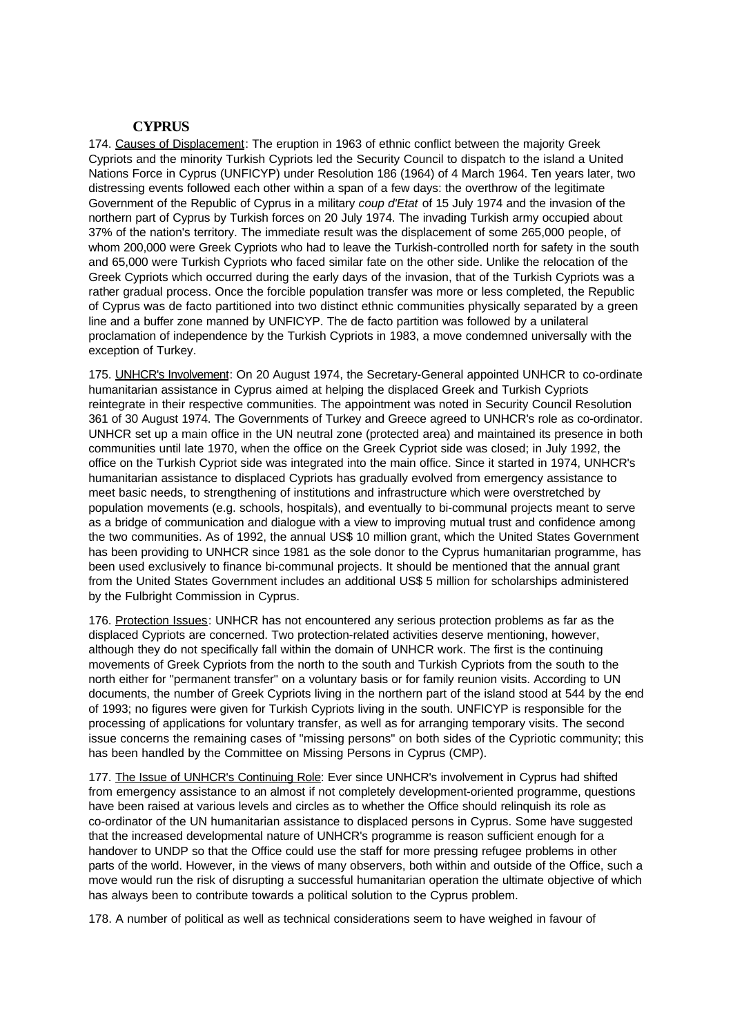## CYPRUS

174. Causes of Displacement: The eruption in 1963 of ethnic conflict between the majority Greek Cypriots and the minority Turkish Cypriots led the Security Council to dispatch to the island a United Nations Force in Cyprus (UNFICYP) under Resolution 186 (1964) of 4 March 1964. Ten years later, two distressing events followed each other within a span of a few days: the overthrow of the legitimate Government of the Republic of Cyprus in a military *coup d'Etat* of 15 July 1974 and the invasion of the northern part of Cyprus by Turkish forces on 20 July 1974. The invading Turkish army occupied about 37% of the nation's territory. The immediate result was the displacement of some 265,000 people, of whom 200,000 were Greek Cypriots who had to leave the Turkish-controlled north for safety in the south and 65,000 were Turkish Cypriots who faced similar fate on the other side. Unlike the relocation of the Greek Cypriots which occurred during the early days of the invasion, that of the Turkish Cypriots was a rather gradual process. Once the forcible population transfer was more or less completed, the Republic of Cyprus was de facto partitioned into two distinct ethnic communities physically separated by a green line and a buffer zone manned by UNFICYP. The de facto partition was followed by a unilateral proclamation of independence by the Turkish Cypriots in 1983, a move condemned universally with the exception of Turkey.

175. UNHCR's Involvement: On 20 August 1974, the Secretary-General appointed UNHCR to co-ordinate humanitarian assistance in Cyprus aimed at helping the displaced Greek and Turkish Cypriots reintegrate in their respective communities. The appointment was noted in Security Council Resolution 361 of 30 August 1974. The Governments of Turkey and Greece agreed to UNHCR's role as co-ordinator. UNHCR set up a main office in the UN neutral zone (protected area) and maintained its presence in both communities until late 1970, when the office on the Greek Cypriot side was closed; in July 1992, the office on the Turkish Cypriot side was integrated into the main office. Since it started in 1974, UNHCR's humanitarian assistance to displaced Cypriots has gradually evolved from emergency assistance to meet basic needs, to strengthening of institutions and infrastructure which were overstretched by population movements (e.g. schools, hospitals), and eventually to bi-communal projects meant to serve as a bridge of communication and dialogue with a view to improving mutual trust and confidence among the two communities. As of 1992, the annual US$ 10 million grant, which the United States Government has been providing to UNHCR since 1981 as the sole donor to the Cyprus humanitarian programme, has been used exclusively to finance bi-communal projects. It should be mentioned that the annual grant from the United States Government includes an additional US$ 5 million for scholarships administered by the Fulbright Commission in Cyprus.

176. Protection Issues: UNHCR has not encountered any serious protection problems as far as the displaced Cypriots are concerned. Two protection-related activities deserve mentioning, however, although they do not specifically fall within the domain of UNHCR work. The first is the continuing movements of Greek Cypriots from the north to the south and Turkish Cypriots from the south to the north either for "permanent transfer" on a voluntary basis or for family reunion visits. According to UN documents, the number of Greek Cypriots living in the northern part of the island stood at 544 by the end of 1993; no figures were given for Turkish Cypriots living in the south. UNFICYP is responsible for the processing of applications for voluntary transfer, as well as for arranging temporary visits. The second issue concerns the remaining cases of "missing persons" on both sides of the Cypriotic community; this has been handled by the Committee on Missing Persons in Cyprus (CMP).

177. The Issue of UNHCR's Continuing Role: Ever since UNHCR's involvement in Cyprus had shifted from emergency assistance to an almost if not completely development-oriented programme, questions have been raised at various levels and circles as to whether the Office should relinquish its role as co-ordinator of the UN humanitarian assistance to displaced persons in Cyprus. Some have suggested that the increased developmental nature of UNHCR's programme is reason sufficient enough for a handover to UNDP so that the Office could use the staff for more pressing refugee problems in other parts of the world. However, in the views of many observers, both within and outside of the Office, such a move would run the risk of disrupting a successful humanitarian operation the ultimate objective of which has always been to contribute towards a political solution to the Cyprus problem.

178. A number of political as well as technical considerations seem to have weighed in favour of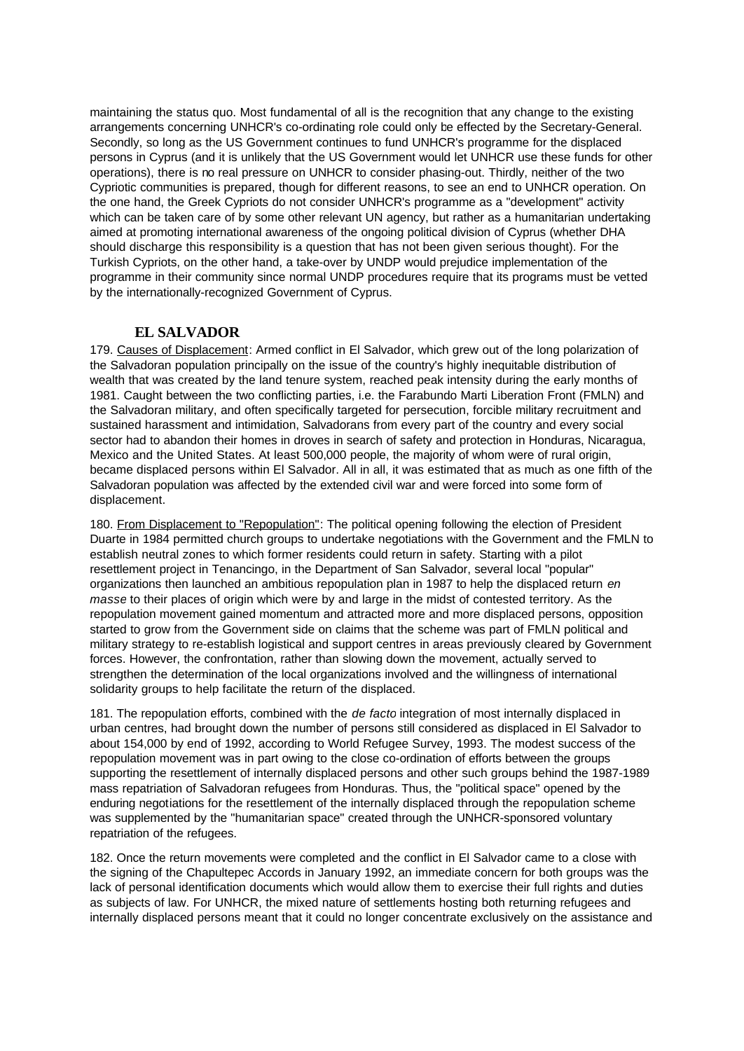maintaining the status quo. Most fundamental of all is the recognition that any change to the existing arrangements concerning UNHCR's co-ordinating role could only be effected by the Secretary-General. Secondly, so long as the US Government continues to fund UNHCR's programme for the displaced persons in Cyprus (and it is unlikely that the US Government would let UNHCR use these funds for other operations), there is no real pressure on UNHCR to consider phasing-out. Thirdly, neither of the two Cypriotic communities is prepared, though for different reasons, to see an end to UNHCR operation. On the one hand, the Greek Cypriots do not consider UNHCR's programme as a "development" activity which can be taken care of by some other relevant UN agency, but rather as a humanitarian undertaking aimed at promoting international awareness of the ongoing political division of Cyprus (whether DHA should discharge this responsibility is a question that has not been given serious thought). For the Turkish Cypriots, on the other hand, a take-over by UNDP would prejudice implementation of the programme in their community since normal UNDP procedures require that its programs must be vetted by the internationally-recognized Government of Cyprus.

## EL SALVADOR

179. Causes of Displacement: Armed conflict in El Salvador, which grew out of the long polarization of the Salvadoran population principally on the issue of the country's highly inequitable distribution of wealth that was created by the land tenure system, reached peak intensity during the early months of 1981. Caught between the two conflicting parties, i.e. the Farabundo Marti Liberation Front (FMLN) and the Salvadoran military, and often specifically targeted for persecution, forcible military recruitment and sustained harassment and intimidation, Salvadorans from every part of the country and every social sector had to abandon their homes in droves in search of safety and protection in Honduras, Nicaragua, Mexico and the United States. At least 500,000 people, the majority of whom were of rural origin, became displaced persons within El Salvador. All in all, it was estimated that as much as one fifth of the Salvadoran population was affected by the extended civil war and were forced into some form of displacement.

180. From Displacement to "Repopulation": The political opening following the election of President Duarte in 1984 permitted church groups to undertake negotiations with the Government and the FMLN to establish neutral zones to which former residents could return in safety. Starting with a pilot resettlement project in Tenancingo, in the Department of San Salvador, several local "popular" organizations then launched an ambitious repopulation plan in 1987 to help the displaced return *en masse* to their places of origin which were by and large in the midst of contested territory. As the repopulation movement gained momentum and attracted more and more displaced persons, opposition started to grow from the Government side on claims that the scheme was part of FMLN political and military strategy to re-establish logistical and support centres in areas previously cleared by Government forces. However, the confrontation, rather than slowing down the movement, actually served to strengthen the determination of the local organizations involved and the willingness of international solidarity groups to help facilitate the return of the displaced.

181. The repopulation efforts, combined with the *de facto* integration of most internally displaced in urban centres, had brought down the number of persons still considered as displaced in El Salvador to about 154,000 by end of 1992, according to World Refugee Survey, 1993. The modest success of the repopulation movement was in part owing to the close co-ordination of efforts between the groups supporting the resettlement of internally displaced persons and other such groups behind the 1987-1989 mass repatriation of Salvadoran refugees from Honduras. Thus, the "political space" opened by the enduring negotiations for the resettlement of the internally displaced through the repopulation scheme was supplemented by the "humanitarian space" created through the UNHCR-sponsored voluntary repatriation of the refugees.

182. Once the return movements were completed and the conflict in El Salvador came to a close with the signing of the Chapultepec Accords in January 1992, an immediate concern for both groups was the lack of personal identification documents which would allow them to exercise their full rights and duties as subjects of law. For UNHCR, the mixed nature of settlements hosting both returning refugees and internally displaced persons meant that it could no longer concentrate exclusively on the assistance and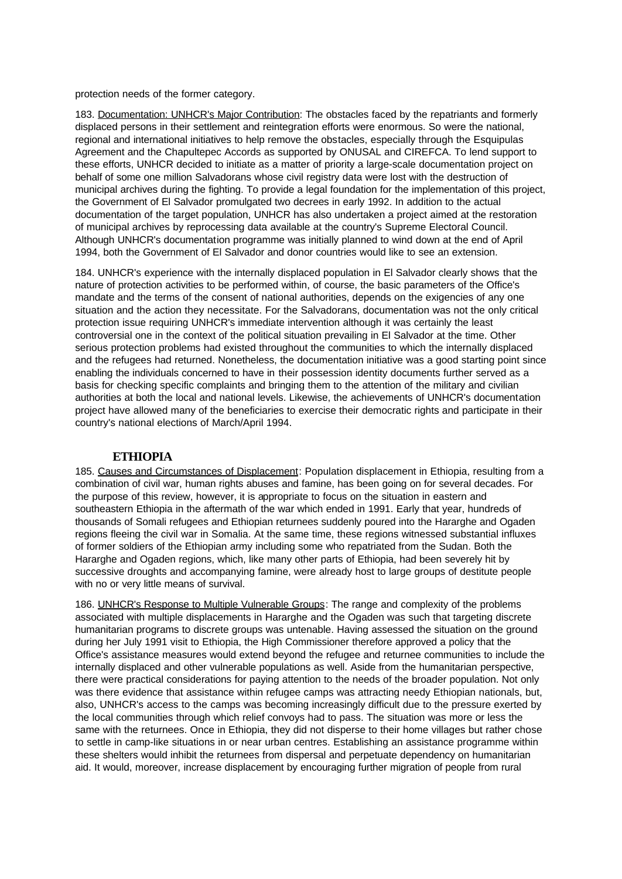protection needs of the former category.

183. Documentation: UNHCR's Major Contribution: The obstacles faced by the repatriants and formerly displaced persons in their settlement and reintegration efforts were enormous. So were the national, regional and international initiatives to help remove the obstacles, especially through the Esquipulas Agreement and the Chapultepec Accords as supported by ONUSAL and CIREFCA. To lend support to these efforts, UNHCR decided to initiate as a matter of priority a large-scale documentation project on behalf of some one million Salvadorans whose civil registry data were lost with the destruction of municipal archives during the fighting. To provide a legal foundation for the implementation of this project, the Government of El Salvador promulgated two decrees in early 1992. In addition to the actual documentation of the target population, UNHCR has also undertaken a project aimed at the restoration of municipal archives by reprocessing data available at the country's Supreme Electoral Council. Although UNHCR's documentation programme was initially planned to wind down at the end of April 1994, both the Government of El Salvador and donor countries would like to see an extension.

184. UNHCR's experience with the internally displaced population in El Salvador clearly shows that the nature of protection activities to be performed within, of course, the basic parameters of the Office's mandate and the terms of the consent of national authorities, depends on the exigencies of any one situation and the action they necessitate. For the Salvadorans, documentation was not the only critical protection issue requiring UNHCR's immediate intervention although it was certainly the least controversial one in the context of the political situation prevailing in El Salvador at the time. Other serious protection problems had existed throughout the communities to which the internally displaced and the refugees had returned. Nonetheless, the documentation initiative was a good starting point since enabling the individuals concerned to have in their possession identity documents further served as a basis for checking specific complaints and bringing them to the attention of the military and civilian authorities at both the local and national levels. Likewise, the achievements of UNHCR's documentation project have allowed many of the beneficiaries to exercise their democratic rights and participate in their country's national elections of March/April 1994.

## ETHIOPIA

185. Causes and Circumstances of Displacement: Population displacement in Ethiopia, resulting from a combination of civil war, human rights abuses and famine, has been going on for several decades. For the purpose of this review, however, it is appropriate to focus on the situation in eastern and southeastern Ethiopia in the aftermath of the war which ended in 1991. Early that year, hundreds of thousands of Somali refugees and Ethiopian returnees suddenly poured into the Hararghe and Ogaden regions fleeing the civil war in Somalia. At the same time, these regions witnessed substantial influxes of former soldiers of the Ethiopian army including some who repatriated from the Sudan. Both the Hararghe and Ogaden regions, which, like many other parts of Ethiopia, had been severely hit by successive droughts and accompanying famine, were already host to large groups of destitute people with no or very little means of survival.

186. UNHCR's Response to Multiple Vulnerable Groups: The range and complexity of the problems associated with multiple displacements in Hararghe and the Ogaden was such that targeting discrete humanitarian programs to discrete groups was untenable. Having assessed the situation on the ground during her July 1991 visit to Ethiopia, the High Commissioner therefore approved a policy that the Office's assistance measures would extend beyond the refugee and returnee communities to include the internally displaced and other vulnerable populations as well. Aside from the humanitarian perspective, there were practical considerations for paying attention to the needs of the broader population. Not only was there evidence that assistance within refugee camps was attracting needy Ethiopian nationals, but, also, UNHCR's access to the camps was becoming increasingly difficult due to the pressure exerted by the local communities through which relief convoys had to pass. The situation was more or less the same with the returnees. Once in Ethiopia, they did not disperse to their home villages but rather chose to settle in camp-like situations in or near urban centres. Establishing an assistance programme within these shelters would inhibit the returnees from dispersal and perpetuate dependency on humanitarian aid. It would, moreover, increase displacement by encouraging further migration of people from rural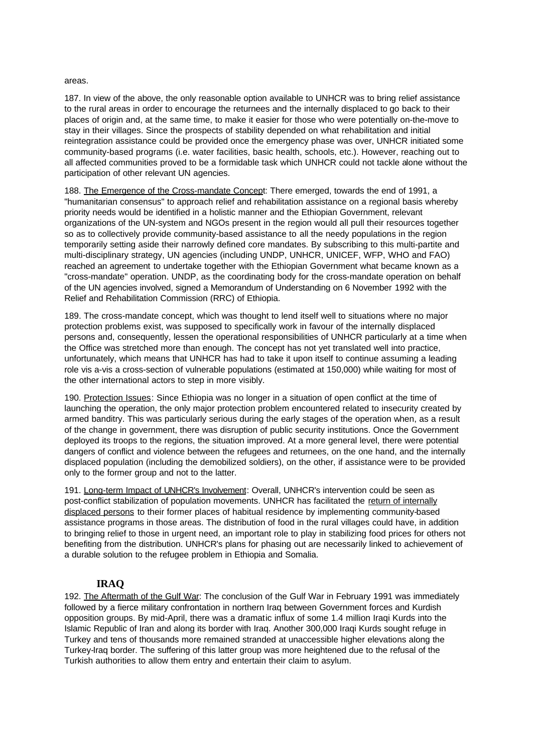areas.

187. In view of the above, the only reasonable option available to UNHCR was to bring relief assistance to the rural areas in order to encourage the returnees and the internally displaced to go back to their places of origin and, at the same time, to make it easier for those who were potentially on-the-move to stay in their villages. Since the prospects of stability depended on what rehabilitation and initial reintegration assistance could be provided once the emergency phase was over, UNHCR initiated some community-based programs (i.e. water facilities, basic health, schools, etc.). However, reaching out to all affected communities proved to be a formidable task which UNHCR could not tackle alone without the participation of other relevant UN agencies.

188. <u>The Emergence of the Cross-mandate Concept</u>: There emerged, towards the end of 1991, a "humanitarian consensus" to approach relief and rehabilitation assistance on a regional basis whereby priority needs would be identified in a holistic manner and the Ethiopian Government, relevant organizations of the UN-system and NGOs present in the region would all pull their resources together so as to collectively provide community-based assistance to all the needy populations in the region temporarily setting aside their narrowly defined core mandates. By subscribing to this multi-partite and multi-disciplinary strategy, UN agencies (including UNDP, UNHCR, UNICEF, WFP, WHO and FAO) reached an agreement to undertake together with the Ethiopian Government what became known as a "cross-mandate" operation. UNDP, as the coordinating body for the cross-mandate operation on behalf of the UN agencies involved, signed a Memorandum of Understanding on 6 November 1992 with the Relief and Rehabilitation Commission (RRC) of Ethiopia.

189. The cross-mandate concept, which was thought to lend itself well to situations where no major protection problems exist, was supposed to specifically work in favour of the internally displaced persons and, consequently, lessen the operational responsibilities of UNHCR particularly at a time when the Office was stretched more than enough. The concept has not yet translated well into practice, unfortunately, which means that UNHCR has had to take it upon itself to continue assuming a leading role vis a-vis a cross-section of vulnerable populations (estimated at 150,000) while waiting for most of the other international actors to step in more visibly.

190. <u>Protection Issues</u>: Since Ethiopia was no longer in a situation of open conflict at the time of launching the operation, the only major protection problem encountered related to insecurity created by armed banditry. This was particularly serious during the early stages of the operation when, as a result of the change in government, there was disruption of public security institutions. Once the Government deployed its troops to the regions, the situation improved. At a more general level, there were potential dangers of conflict and violence between the refugees and returnees, on the one hand, and the internally displaced population (including the demobilized soldiers), on the other, if assistance were to be provided only to the former group and not to the latter.

191. <u>Long-term Impact of UNHCR's Involvement</u>: Overall, UNHCR's intervention could be seen as post-conflict stabilization of population movements. UNHCR has facilitated the <u>return of internally displaced persons</u> to their former places of habitual residence by implementing community-based assistance programs in those areas. The distribution of food in the rural villages could have, in addition to bringing relief to those in urgent need, an important role to play in stabilizing food prices for others not benefiting from the distribution. UNHCR's plans for phasing out are necessarily linked to achievement of a durable solution to the refugee problem in Ethiopia and Somalia.

## IRAQ

192. <u>The Aftermath of the Gulf War</u>: The conclusion of the Gulf War in February 1991 was immediately followed by a fierce military confrontation in northern Iraq between Government forces and Kurdish opposition groups. By mid-April, there was a dramatic influx of some 1.4 million Iraqi Kurds into the Islamic Republic of Iran and along its border with Iraq. Another 300,000 Iraqi Kurds sought refuge in Turkey and tens of thousands more remained stranded at unaccessible higher elevations along the Turkey-Iraq border. The suffering of this latter group was more heightened due to the refusal of the Turkish authorities to allow them entry and entertain their claim to asylum.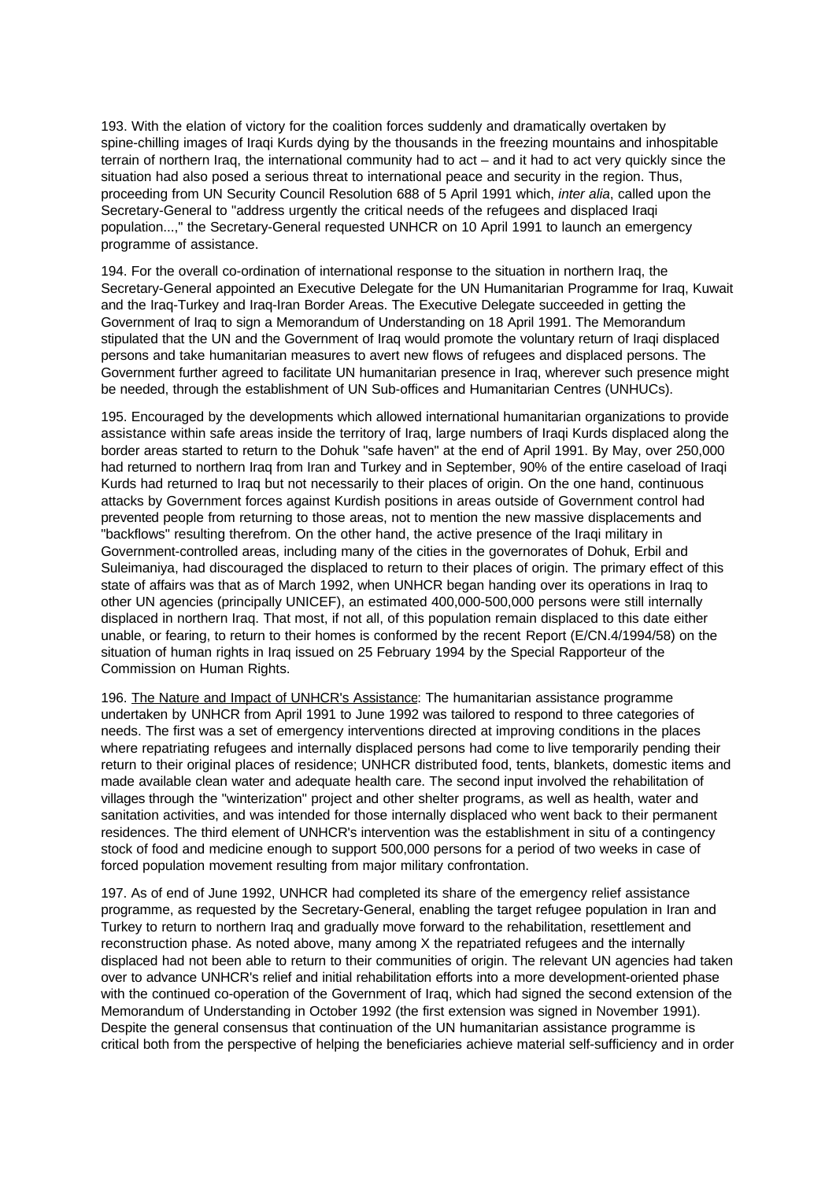193. With the elation of victory for the coalition forces suddenly and dramatically overtaken by spine-chilling images of Iraqi Kurds dying by the thousands in the freezing mountains and inhospitable terrain of northern Iraq, the international community had to act – and it had to act very quickly since the situation had also posed a serious threat to international peace and security in the region. Thus, proceeding from UN Security Council Resolution 688 of 5 April 1991 which, *inter alia*, called upon the Secretary-General to "address urgently the critical needs of the refugees and displaced Iraqi population...," the Secretary-General requested UNHCR on 10 April 1991 to launch an emergency programme of assistance.

194. For the overall co-ordination of international response to the situation in northern Iraq, the Secretary-General appointed an Executive Delegate for the UN Humanitarian Programme for Iraq, Kuwait and the Iraq-Turkey and Iraq-Iran Border Areas. The Executive Delegate succeeded in getting the Government of Iraq to sign a Memorandum of Understanding on 18 April 1991. The Memorandum stipulated that the UN and the Government of Iraq would promote the voluntary return of Iraqi displaced persons and take humanitarian measures to avert new flows of refugees and displaced persons. The Government further agreed to facilitate UN humanitarian presence in Iraq, wherever such presence might be needed, through the establishment of UN Sub-offices and Humanitarian Centres (UNHUCs).

195. Encouraged by the developments which allowed international humanitarian organizations to provide assistance within safe areas inside the territory of Iraq, large numbers of Iraqi Kurds displaced along the border areas started to return to the Dohuk "safe haven" at the end of April 1991. By May, over 250,000 had returned to northern Iraq from Iran and Turkey and in September, 90% of the entire caseload of Iraqi Kurds had returned to Iraq but not necessarily to their places of origin. On the one hand, continuous attacks by Government forces against Kurdish positions in areas outside of Government control had prevented people from returning to those areas, not to mention the new massive displacements and "backflows" resulting therefrom. On the other hand, the active presence of the Iraqi military in Government-controlled areas, including many of the cities in the governorates of Dohuk, Erbil and Suleimaniya, had discouraged the displaced to return to their places of origin. The primary effect of this state of affairs was that as of March 1992, when UNHCR began handing over its operations in Iraq to other UN agencies (principally UNICEF), an estimated 400,000-500,000 persons were still internally displaced in northern Iraq. That most, if not all, of this population remain displaced to this date either unable, or fearing, to return to their homes is conformed by the recent Report (E/CN.4/1994/58) on the situation of human rights in Iraq issued on 25 February 1994 by the Special Rapporteur of the Commission on Human Rights.

196. The Nature and Impact of UNHCR's Assistance: The humanitarian assistance programme undertaken by UNHCR from April 1991 to June 1992 was tailored to respond to three categories of needs. The first was a set of emergency interventions directed at improving conditions in the places where repatriating refugees and internally displaced persons had come to live temporarily pending their return to their original places of residence; UNHCR distributed food, tents, blankets, domestic items and made available clean water and adequate health care. The second input involved the rehabilitation of villages through the "winterization" project and other shelter programs, as well as health, water and sanitation activities, and was intended for those internally displaced who went back to their permanent residences. The third element of UNHCR's intervention was the establishment in situ of a contingency stock of food and medicine enough to support 500,000 persons for a period of two weeks in case of forced population movement resulting from major military confrontation.

197. As of end of June 1992, UNHCR had completed its share of the emergency relief assistance programme, as requested by the Secretary-General, enabling the target refugee population in Iran and Turkey to return to northern Iraq and gradually move forward to the rehabilitation, resettlement and reconstruction phase. As noted above, many among X the repatriated refugees and the internally displaced had not been able to return to their communities of origin. The relevant UN agencies had taken over to advance UNHCR's relief and initial rehabilitation efforts into a more development-oriented phase with the continued co-operation of the Government of Iraq, which had signed the second extension of the Memorandum of Understanding in October 1992 (the first extension was signed in November 1991). Despite the general consensus that continuation of the UN humanitarian assistance programme is critical both from the perspective of helping the beneficiaries achieve material self-sufficiency and in order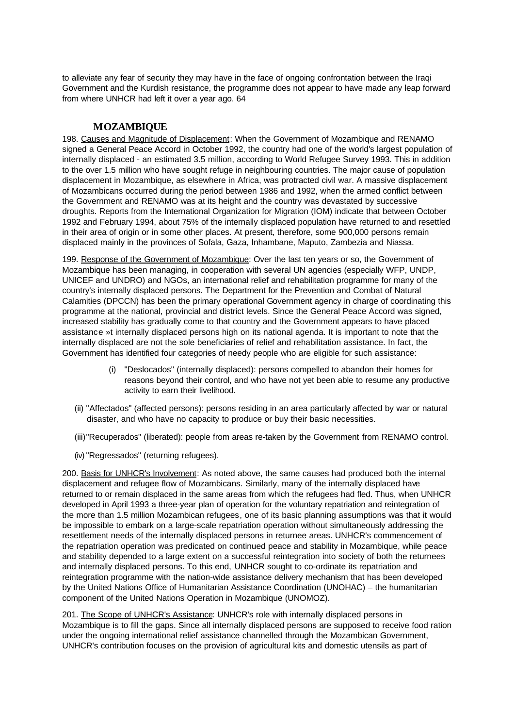to alleviate any fear of security they may have in the face of ongoing confrontation between the Iraqi Government and the Kurdish resistance, the programme does not appear to have made any leap forward from where UNHCR had left it over a year ago. 64

## MOZAMBIQUE

198. Causes and Magnitude of Displacement: When the Government of Mozambique and RENAMO signed a General Peace Accord in October 1992, the country had one of the world's largest population of internally displaced - an estimated 3.5 million, according to World Refugee Survey 1993. This in addition to the over 1.5 million who have sought refuge in neighbouring countries. The major cause of population displacement in Mozambique, as elsewhere in Africa, was protracted civil war. A massive displacement of Mozambicans occurred during the period between 1986 and 1992, when the armed conflict between the Government and RENAMO was at its height and the country was devastated by successive droughts. Reports from the International Organization for Migration (IOM) indicate that between October 1992 and February 1994, about 75% of the internally displaced population have returned to and resettled in their area of origin or in some other places. At present, therefore, some 900,000 persons remain displaced mainly in the provinces of Sofala, Gaza, Inhambane, Maputo, Zambezia and Niassa.

199. Response of the Government of Mozambique: Over the last ten years or so, the Government of Mozambique has been managing, in cooperation with several UN agencies (especially WFP, UNDP, UNICEF and UNDRO) and NGOs, an international relief and rehabilitation programme for many of the country's internally displaced persons. The Department for the Prevention and Combat of Natural Calamities (DPCCN) has been the primary operational Government agency in charge of coordinating this programme at the national, provincial and district levels. Since the General Peace Accord was signed, increased stability has gradually come to that country and the Government appears to have placed assistance »t internally displaced persons high on its national agenda. It is important to note that the internally displaced are not the sole beneficiaries of relief and rehabilitation assistance. In fact, the Government has identified four categories of needy people who are eligible for such assistance:

(i) "Deslocados" (internally displaced): persons compelled to abandon their homes for reasons beyond their control, and who have not yet been able to resume any productive activity to earn their livelihood.

(ii) "Affectados" (affected persons): persons residing in an area particularly affected by war or natural disaster, and who have no capacity to produce or buy their basic necessities.

(iii) "Recuperados" (liberated): people from areas re-taken by the Government from RENAMO control.

(iv) "Regressados" (returning refugees).

200. Basis for UNHCR's Involvement: As noted above, the same causes had produced both the internal displacement and refugee flow of Mozambicans. Similarly, many of the internally displaced have returned to or remain displaced in the same areas from which the refugees had fled. Thus, when UNHCR developed in April 1993 a three-year plan of operation for the voluntary repatriation and reintegration of the more than 1.5 million Mozambican refugees, one of its basic planning assumptions was that it would be impossible to embark on a large-scale repatriation operation without simultaneously addressing the resettlement needs of the internally displaced persons in returnee areas. UNHCR's commencement of the repatriation operation was predicated on continued peace and stability in Mozambique, while peace and stability depended to a large extent on a successful reintegration into society of both the returnees and internally displaced persons. To this end, UNHCR sought to co-ordinate its repatriation and reintegration programme with the nation-wide assistance delivery mechanism that has been developed by the United Nations Office of Humanitarian Assistance Coordination (UNOHAC) – the humanitarian component of the United Nations Operation in Mozambique (UNOMOZ).

201. The Scope of UNHCR's Assistance: UNHCR's role with internally displaced persons in Mozambique is to fill the gaps. Since all internally displaced persons are supposed to receive food ration under the ongoing international relief assistance channelled through the Mozambican Government, UNHCR's contribution focuses on the provision of agricultural kits and domestic utensils as part of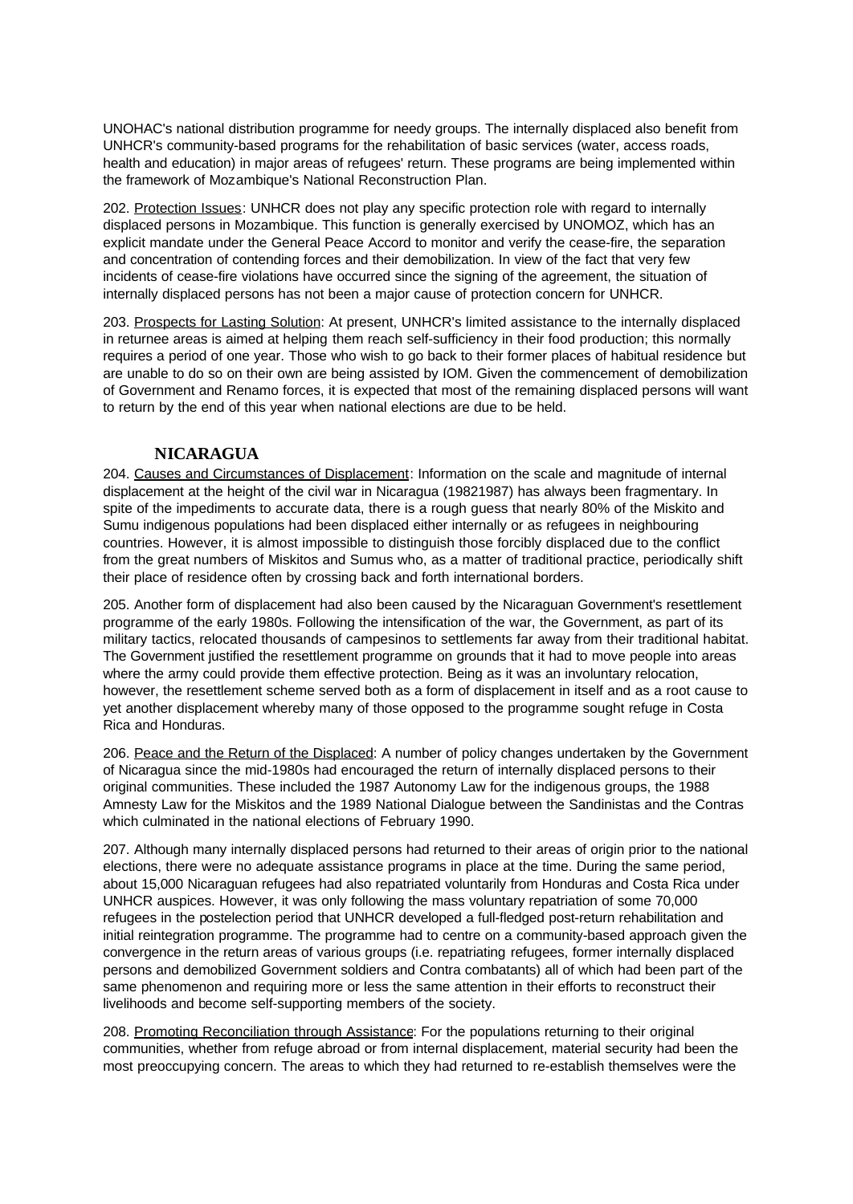UNOHAC's national distribution programme for needy groups. The internally displaced also benefit from UNHCR's community-based programs for the rehabilitation of basic services (water, access roads, health and education) in major areas of refugees' return. These programs are being implemented within the framework of Mozambique's National Reconstruction Plan.

202. Protection Issues: UNHCR does not play any specific protection role with regard to internally displaced persons in Mozambique. This function is generally exercised by UNOMOZ, which has an explicit mandate under the General Peace Accord to monitor and verify the cease-fire, the separation and concentration of contending forces and their demobilization. In view of the fact that very few incidents of cease-fire violations have occurred since the signing of the agreement, the situation of internally displaced persons has not been a major cause of protection concern for UNHCR.

203. Prospects for Lasting Solution: At present, UNHCR's limited assistance to the internally displaced in returnee areas is aimed at helping them reach self-sufficiency in their food production; this normally requires a period of one year. Those who wish to go back to their former places of habitual residence but are unable to do so on their own are being assisted by IOM. Given the commencement of demobilization of Government and Renamo forces, it is expected that most of the remaining displaced persons will want to return by the end of this year when national elections are due to be held.

## NICARAGUA

204. Causes and Circumstances of Displacement: Information on the scale and magnitude of internal displacement at the height of the civil war in Nicaragua (19821987) has always been fragmentary. In spite of the impediments to accurate data, there is a rough guess that nearly 80% of the Miskito and Sumu indigenous populations had been displaced either internally or as refugees in neighbouring countries. However, it is almost impossible to distinguish those forcibly displaced due to the conflict from the great numbers of Miskitos and Sumus who, as a matter of traditional practice, periodically shift their place of residence often by crossing back and forth international borders.

205. Another form of displacement had also been caused by the Nicaraguan Government's resettlement programme of the early 1980s. Following the intensification of the war, the Government, as part of its military tactics, relocated thousands of campesinos to settlements far away from their traditional habitat. The Government justified the resettlement programme on grounds that it had to move people into areas where the army could provide them effective protection. Being as it was an involuntary relocation, however, the resettlement scheme served both as a form of displacement in itself and as a root cause to yet another displacement whereby many of those opposed to the programme sought refuge in Costa Rica and Honduras.

206. Peace and the Return of the Displaced: A number of policy changes undertaken by the Government of Nicaragua since the mid-1980s had encouraged the return of internally displaced persons to their original communities. These included the 1987 Autonomy Law for the indigenous groups, the 1988 Amnesty Law for the Miskitos and the 1989 National Dialogue between the Sandinistas and the Contras which culminated in the national elections of February 1990.

207. Although many internally displaced persons had returned to their areas of origin prior to the national elections, there were no adequate assistance programs in place at the time. During the same period, about 15,000 Nicaraguan refugees had also repatriated voluntarily from Honduras and Costa Rica under UNHCR auspices. However, it was only following the mass voluntary repatriation of some 70,000 refugees in the postelection period that UNHCR developed a full-fledged post-return rehabilitation and initial reintegration programme. The programme had to centre on a community-based approach given the convergence in the return areas of various groups (i.e. repatriating refugees, former internally displaced persons and demobilized Government soldiers and Contra combatants) all of which had been part of the same phenomenon and requiring more or less the same attention in their efforts to reconstruct their livelihoods and become self-supporting members of the society.

208. Promoting Reconciliation through Assistance: For the populations returning to their original communities, whether from refuge abroad or from internal displacement, material security had been the most preoccupying concern. The areas to which they had returned to re-establish themselves were the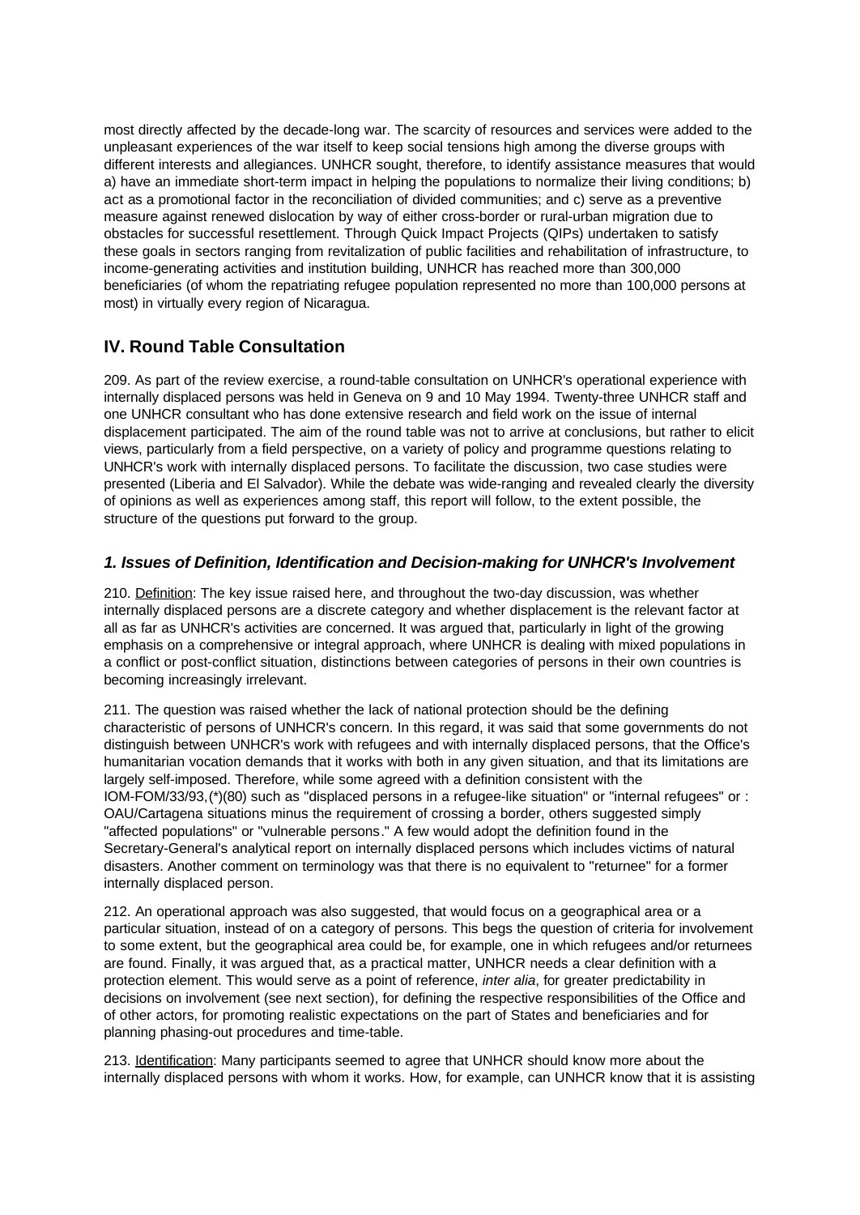most directly affected by the decade-long war. The scarcity of resources and services were added to the unpleasant experiences of the war itself to keep social tensions high among the diverse groups with different interests and allegiances. UNHCR sought, therefore, to identify assistance measures that would a) have an immediate short-term impact in helping the populations to normalize their living conditions; b) act as a promotional factor in the reconciliation of divided communities; and c) serve as a preventive measure against renewed dislocation by way of either cross-border or rural-urban migration due to obstacles for successful resettlement. Through Quick Impact Projects (QIPs) undertaken to satisfy these goals in sectors ranging from revitalization of public facilities and rehabilitation of infrastructure, to income-generating activities and institution building, UNHCR has reached more than 300,000 beneficiaries (of whom the repatriating refugee population represented no more than 100,000 persons at most) in virtually every region of Nicaragua.

## IV. Round Table Consultation

209. As part of the review exercise, a round-table consultation on UNHCR's operational experience with internally displaced persons was held in Geneva on 9 and 10 May 1994. Twenty-three UNHCR staff and one UNHCR consultant who has done extensive research and field work on the issue of internal displacement participated. The aim of the round table was not to arrive at conclusions, but rather to elicit views, particularly from a field perspective, on a variety of policy and programme questions relating to UNHCR's work with internally displaced persons. To facilitate the discussion, two case studies were presented (Liberia and El Salvador). While the debate was wide-ranging and revealed clearly the diversity of opinions as well as experiences among staff, this report will follow, to the extent possible, the structure of the questions put forward to the group.

### *1. Issues of Definition, Identification and Decision-making for UNHCR's Involvement*

210. Definition: The key issue raised here, and throughout the two-day discussion, was whether internally displaced persons are a discrete category and whether displacement is the relevant factor at all as far as UNHCR's activities are concerned. It was argued that, particularly in light of the growing emphasis on a comprehensive or integral approach, where UNHCR is dealing with mixed populations in a conflict or post-conflict situation, distinctions between categories of persons in their own countries is becoming increasingly irrelevant.

211. The question was raised whether the lack of national protection should be the defining characteristic of persons of UNHCR's concern. In this regard, it was said that some governments do not distinguish between UNHCR's work with refugees and with internally displaced persons, that the Office's humanitarian vocation demands that it works with both in any given situation, and that its limitations are largely self-imposed. Therefore, while some agreed with a definition consistent with the IOM-FOM/33/93,(*)(80) such as "displaced persons in a refugee-like situation" or "internal refugees" or : OAU/Cartagena situations minus the requirement of crossing a border, others suggested simply "affected populations" or "vulnerable persons." A few would adopt the definition found in the Secretary-General's analytical report on internally displaced persons which includes victims of natural disasters. Another comment on terminology was that there is no equivalent to "returnee" for a former internally displaced person.

212. An operational approach was also suggested, that would focus on a geographical area or a particular situation, instead of on a category of persons. This begs the question of criteria for involvement to some extent, but the geographical area could be, for example, one in which refugees and/or returnees are found. Finally, it was argued that, as a practical matter, UNHCR needs a clear definition with a protection element. This would serve as a point of reference, *inter alia*, for greater predictability in decisions on involvement (see next section), for defining the respective responsibilities of the Office and of other actors, for promoting realistic expectations on the part of States and beneficiaries and for planning phasing-out procedures and time-table.

213. Identification: Many participants seemed to agree that UNHCR should know more about the internally displaced persons with whom it works. How, for example, can UNHCR know that it is assisting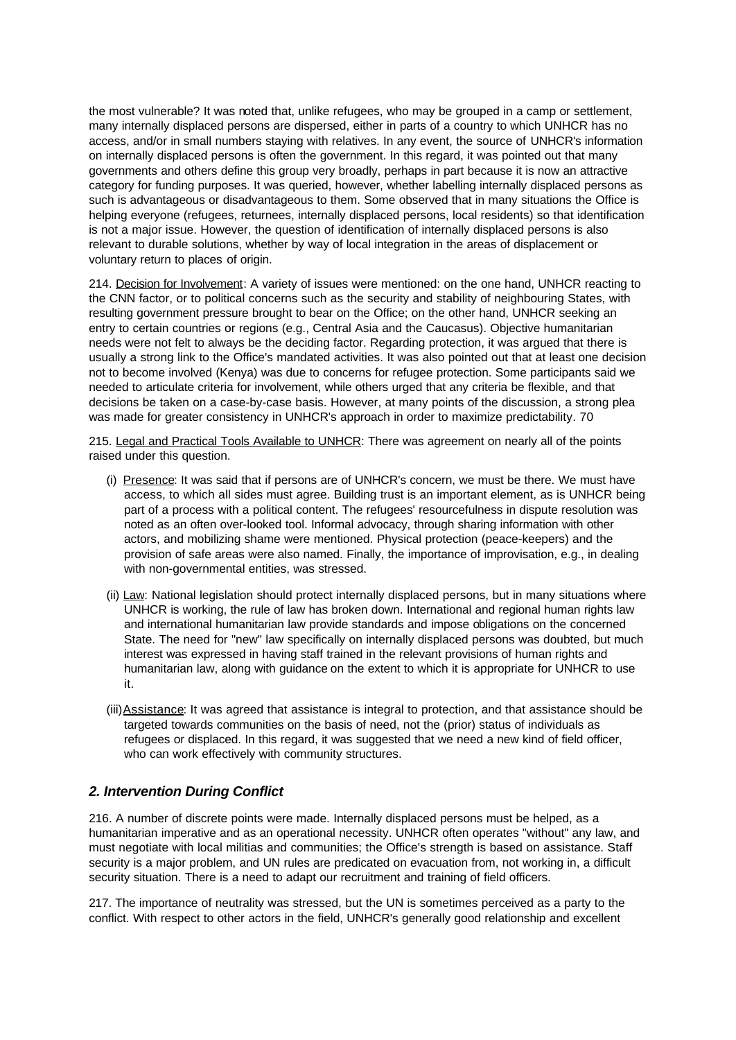the most vulnerable? It was noted that, unlike refugees, who may be grouped in a camp or settlement, many internally displaced persons are dispersed, either in parts of a country to which UNHCR has no access, and/or in small numbers staying with relatives. In any event, the source of UNHCR's information on internally displaced persons is often the government. In this regard, it was pointed out that many governments and others define this group very broadly, perhaps in part because it is now an attractive category for funding purposes. It was queried, however, whether labelling internally displaced persons as such is advantageous or disadvantageous to them. Some observed that in many situations the Office is helping everyone (refugees, returnees, internally displaced persons, local residents) so that identification is not a major issue. However, the question of identification of internally displaced persons is also relevant to durable solutions, whether by way of local integration in the areas of displacement or voluntary return to places of origin.

214. Decision for Involvement: A variety of issues were mentioned: on the one hand, UNHCR reacting to the CNN factor, or to political concerns such as the security and stability of neighbouring States, with resulting government pressure brought to bear on the Office; on the other hand, UNHCR seeking an entry to certain countries or regions (e.g., Central Asia and the Caucasus). Objective humanitarian needs were not felt to always be the deciding factor. Regarding protection, it was argued that there is usually a strong link to the Office's mandated activities. It was also pointed out that at least one decision not to become involved (Kenya) was due to concerns for refugee protection. Some participants said we needed to articulate criteria for involvement, while others urged that any criteria be flexible, and that decisions be taken on a case-by-case basis. However, at many points of the discussion, a strong plea was made for greater consistency in UNHCR's approach in order to maximize predictability.

215. Legal and Practical Tools Available to UNHCR: There was agreement on nearly all of the points raised under this question.

(i) Presence: It was said that if persons are of UNHCR's concern, we must be there. We must have access, to which all sides must agree. Building trust is an important element, as is UNHCR being part of a process with a political content. The refugees' resourcefulness in dispute resolution was noted as an often over-looked tool. Informal advocacy, through sharing information with other actors, and mobilizing shame were mentioned. Physical protection (peace-keepers) and the provision of safe areas were also named. Finally, the importance of improvisation, e.g., in dealing with non-governmental entities, was stressed.

(ii) Law: National legislation should protect internally displaced persons, but in many situations where UNHCR is working, the rule of law has broken down. International and regional human rights law and international humanitarian law provide standards and impose obligations on the concerned State. The need for "new" law specifically on internally displaced persons was doubted, but much interest was expressed in having staff trained in the relevant provisions of human rights and humanitarian law, along with guidance on the extent to which it is appropriate for UNHCR to use it.

(iii) Assistance: It was agreed that assistance is integral to protection, and that assistance should be targeted towards communities on the basis of need, not the (prior) status of individuals as refugees or displaced. In this regard, it was suggested that we need a new kind of field officer, who can work effectively with community structures.

### *2. Intervention During Conflict*

216. A number of discrete points were made. Internally displaced persons must be helped, as a humanitarian imperative and as an operational necessity. UNHCR often operates "without" any law, and must negotiate with local militias and communities; the Office's strength is based on assistance. Staff security is a major problem, and UN rules are predicated on evacuation from, not working in, a difficult security situation. There is a need to adapt our recruitment and training of field officers.

217. The importance of neutrality was stressed, but the UN is sometimes perceived as a party to the conflict. With respect to other actors in the field, UNHCR's generally good relationship and excellent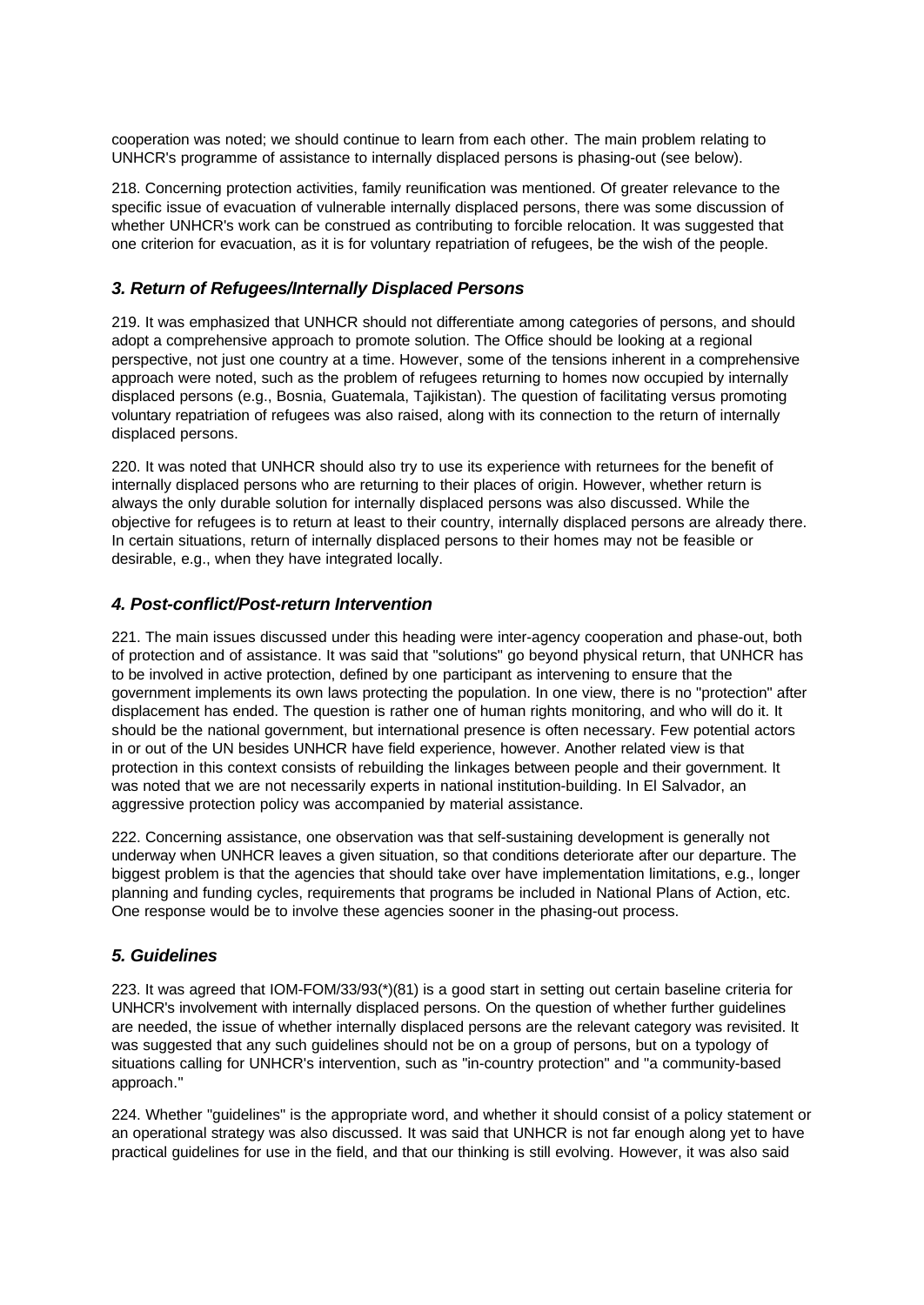cooperation was noted; we should continue to learn from each other. The main problem relating to UNHCR's programme of assistance to internally displaced persons is phasing-out (see below).

218. Concerning protection activities, family reunification was mentioned. Of greater relevance to the specific issue of evacuation of vulnerable internally displaced persons, there was some discussion of whether UNHCR's work can be construed as contributing to forcible relocation. It was suggested that one criterion for evacuation, as it is for voluntary repatriation of refugees, be the wish of the people.

### *3. Return of Refugees/Internally Displaced Persons*

219. It was emphasized that UNHCR should not differentiate among categories of persons, and should adopt a comprehensive approach to promote solution. The Office should be looking at a regional perspective, not just one country at a time. However, some of the tensions inherent in a comprehensive approach were noted, such as the problem of refugees returning to homes now occupied by internally displaced persons (e.g., Bosnia, Guatemala, Tajikistan). The question of facilitating versus promoting voluntary repatriation of refugees was also raised, along with its connection to the return of internally displaced persons.

220. It was noted that UNHCR should also try to use its experience with returnees for the benefit of internally displaced persons who are returning to their places of origin. However, whether return is always the only durable solution for internally displaced persons was also discussed. While the objective for refugees is to return at least to their country, internally displaced persons are already there. In certain situations, return of internally displaced persons to their homes may not be feasible or desirable, e.g., when they have integrated locally.

### *4. Post-conflict/Post-return Intervention*

221. The main issues discussed under this heading were inter-agency cooperation and phase-out, both of protection and of assistance. It was said that "solutions" go beyond physical return, that UNHCR has to be involved in active protection, defined by one participant as intervening to ensure that the government implements its own laws protecting the population. In one view, there is no "protection" after displacement has ended. The question is rather one of human rights monitoring, and who will do it. It should be the national government, but international presence is often necessary. Few potential actors in or out of the UN besides UNHCR have field experience, however. Another related view is that protection in this context consists of rebuilding the linkages between people and their government. It was noted that we are not necessarily experts in national institution-building. In El Salvador, an aggressive protection policy was accompanied by material assistance.

222. Concerning assistance, one observation was that self-sustaining development is generally not underway when UNHCR leaves a given situation, so that conditions deteriorate after our departure. The biggest problem is that the agencies that should take over have implementation limitations, e.g., longer planning and funding cycles, requirements that programs be included in National Plans of Action, etc. One response would be to involve these agencies sooner in the phasing-out process.

### *5. Guidelines*

223. It was agreed that IOM-FOM/33/93(*)(81) is a good start in setting out certain baseline criteria for UNHCR's involvement with internally displaced persons. On the question of whether further guidelines are needed, the issue of whether internally displaced persons are the relevant category was revisited. It was suggested that any such guidelines should not be on a group of persons, but on a typology of situations calling for UNHCR's intervention, such as "in-country protection" and "a community-based approach."

224. Whether "guidelines" is the appropriate word, and whether it should consist of a policy statement or an operational strategy was also discussed. It was said that UNHCR is not far enough along yet to have practical guidelines for use in the field, and that our thinking is still evolving. However, it was also said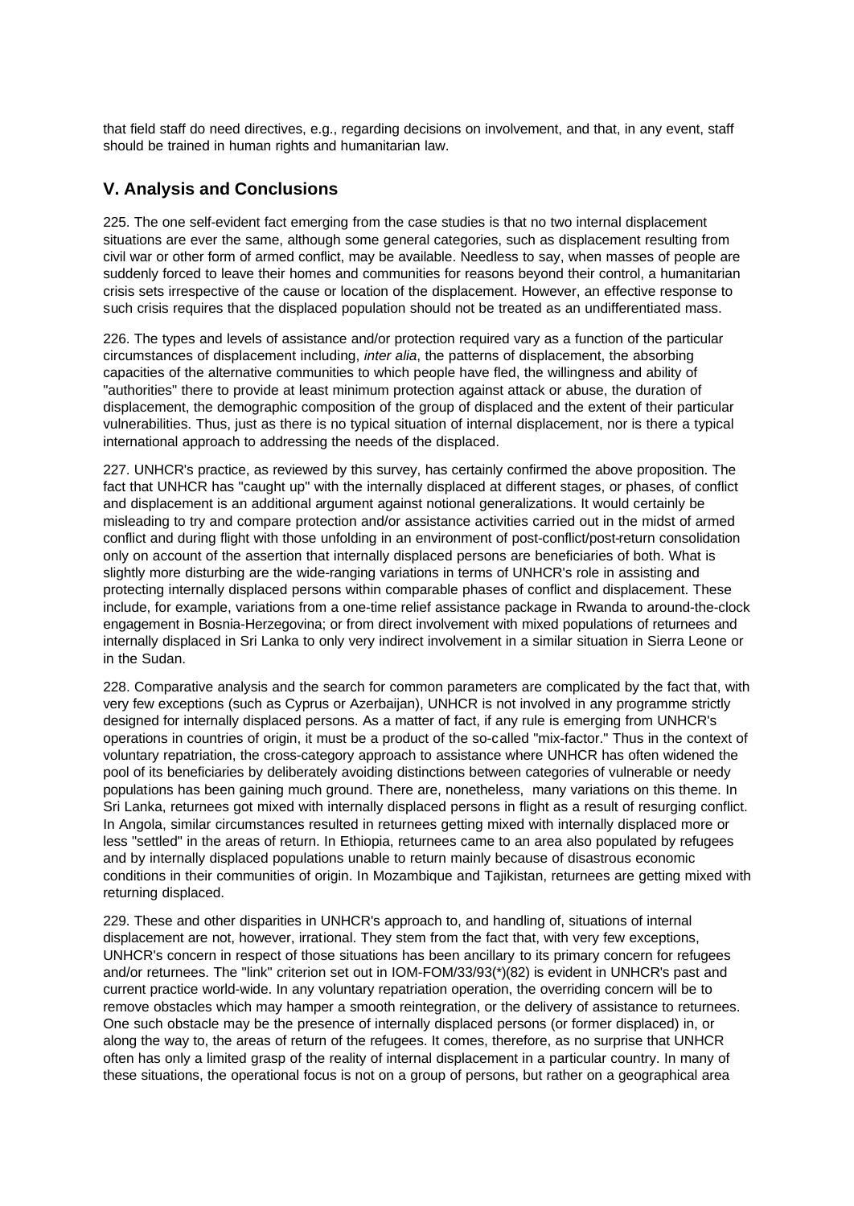that field staff do need directives, e.g., regarding decisions on involvement, and that, in any event, staff should be trained in human rights and humanitarian law.

## V. Analysis and Conclusions

225. The one self-evident fact emerging from the case studies is that no two internal displacement situations are ever the same, although some general categories, such as displacement resulting from civil war or other form of armed conflict, may be available. Needless to say, when masses of people are suddenly forced to leave their homes and communities for reasons beyond their control, a humanitarian crisis sets irrespective of the cause or location of the displacement. However, an effective response to such crisis requires that the displaced population should not be treated as an undifferentiated mass.

226. The types and levels of assistance and/or protection required vary as a function of the particular circumstances of displacement including, *inter alia*, the patterns of displacement, the absorbing capacities of the alternative communities to which people have fled, the willingness and ability of "authorities" there to provide at least minimum protection against attack or abuse, the duration of displacement, the demographic composition of the group of displaced and the extent of their particular vulnerabilities. Thus, just as there is no typical situation of internal displacement, nor is there a typical international approach to addressing the needs of the displaced.

227. UNHCR's practice, as reviewed by this survey, has certainly confirmed the above proposition. The fact that UNHCR has "caught up" with the internally displaced at different stages, or phases, of conflict and displacement is an additional argument against notional generalizations. It would certainly be misleading to try and compare protection and/or assistance activities carried out in the midst of armed conflict and during flight with those unfolding in an environment of post-conflict/post-return consolidation only on account of the assertion that internally displaced persons are beneficiaries of both. What is slightly more disturbing are the wide-ranging variations in terms of UNHCR's role in assisting and protecting internally displaced persons within comparable phases of conflict and displacement. These include, for example, variations from a one-time relief assistance package in Rwanda to around-the-clock engagement in Bosnia-Herzegovina; or from direct involvement with mixed populations of returnees and internally displaced in Sri Lanka to only very indirect involvement in a similar situation in Sierra Leone or in the Sudan.

228. Comparative analysis and the search for common parameters are complicated by the fact that, with very few exceptions (such as Cyprus or Azerbaijan), UNHCR is not involved in any programme strictly designed for internally displaced persons. As a matter of fact, if any rule is emerging from UNHCR's operations in countries of origin, it must be a product of the so-called "mix-factor." Thus in the context of voluntary repatriation, the cross-category approach to assistance where UNHCR has often widened the pool of its beneficiaries by deliberately avoiding distinctions between categories of vulnerable or needy populations has been gaining much ground. There are, nonetheless, many variations on this theme. In Sri Lanka, returnees got mixed with internally displaced persons in flight as a result of resurging conflict. In Angola, similar circumstances resulted in returnees getting mixed with internally displaced more or less "settled" in the areas of return. In Ethiopia, returnees came to an area also populated by refugees and by internally displaced populations unable to return mainly because of disastrous economic conditions in their communities of origin. In Mozambique and Tajikistan, returnees are getting mixed with returning displaced.

229. These and other disparities in UNHCR's approach to, and handling of, situations of internal displacement are not, however, irrational. They stem from the fact that, with very few exceptions, UNHCR's concern in respect of those situations has been ancillary to its primary concern for refugees and/or returnees. The "link" criterion set out in IOM-FOM/33/93(*)(82) is evident in UNHCR's past and current practice world-wide. In any voluntary repatriation operation, the overriding concern will be to remove obstacles which may hamper a smooth reintegration, or the delivery of assistance to returnees. One such obstacle may be the presence of internally displaced persons (or former displaced) in, or along the way to, the areas of return of the refugees. It comes, therefore, as no surprise that UNHCR often has only a limited grasp of the reality of internal displacement in a particular country. In many of these situations, the operational focus is not on a group of persons, but rather on a geographical area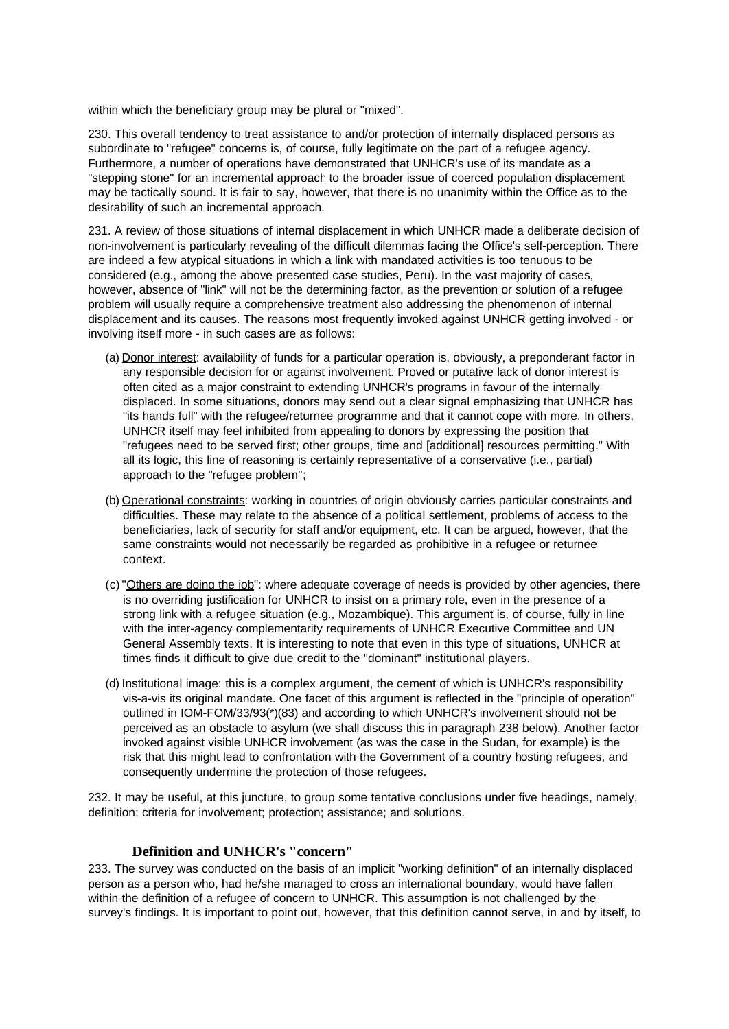within which the beneficiary group may be plural or "mixed".

230. This overall tendency to treat assistance to and/or protection of internally displaced persons as subordinate to "refugee" concerns is, of course, fully legitimate on the part of a refugee agency. Furthermore, a number of operations have demonstrated that UNHCR's use of its mandate as a "stepping stone" for an incremental approach to the broader issue of coerced population displacement may be tactically sound. It is fair to say, however, that there is no unanimity within the Office as to the desirability of such an incremental approach.

231. A review of those situations of internal displacement in which UNHCR made a deliberate decision of non-involvement is particularly revealing of the difficult dilemmas facing the Office's self-perception. There are indeed a few atypical situations in which a link with mandated activities is too tenuous to be considered (e.g., among the above presented case studies, Peru). In the vast majority of cases, however, absence of "link" will not be the determining factor, as the prevention or solution of a refugee problem will usually require a comprehensive treatment also addressing the phenomenon of internal displacement and its causes. The reasons most frequently invoked against UNHCR getting involved - or involving itself more - in such cases are as follows:

(a) Donor interest: availability of funds for a particular operation is, obviously, a preponderant factor in any responsible decision for or against involvement. Proved or putative lack of donor interest is often cited as a major constraint to extending UNHCR's programs in favour of the internally displaced. In some situations, donors may send out a clear signal emphasizing that UNHCR has "its hands full" with the refugee/returnee programme and that it cannot cope with more. In others, UNHCR itself may feel inhibited from appealing to donors by expressing the position that "refugees need to be served first; other groups, time and [additional] resources permitting." With all its logic, this line of reasoning is certainly representative of a conservative (i.e., partial) approach to the "refugee problem";

(b) Operational constraints: working in countries of origin obviously carries particular constraints and difficulties. These may relate to the absence of a political settlement, problems of access to the beneficiaries, lack of security for staff and/or equipment, etc. It can be argued, however, that the same constraints would not necessarily be regarded as prohibitive in a refugee or returnee context.

(c) "Others are doing the job": where adequate coverage of needs is provided by other agencies, there is no overriding justification for UNHCR to insist on a primary role, even in the presence of a strong link with a refugee situation (e.g., Mozambique). This argument is, of course, fully in line with the inter-agency complementarity requirements of UNHCR Executive Committee and UN General Assembly texts. It is interesting to note that even in this type of situations, UNHCR at times finds it difficult to give due credit to the "dominant" institutional players.

(d) Institutional image: this is a complex argument, the cement of which is UNHCR's responsibility vis-a-vis its original mandate. One facet of this argument is reflected in the "principle of operation" outlined in IOM-FOM/33/93(*)(83) and according to which UNHCR's involvement should not be perceived as an obstacle to asylum (we shall discuss this in paragraph 238 below). Another factor invoked against visible UNHCR involvement (as was the case in the Sudan, for example) is the risk that this might lead to confrontation with the Government of a country hosting refugees, and consequently undermine the protection of those refugees.

232. It may be useful, at this juncture, to group some tentative conclusions under five headings, namely, definition; criteria for involvement; protection; assistance; and solutions.

### Definition and UNHCR's "concern"

233. The survey was conducted on the basis of an implicit "working definition" of an internally displaced person as a person who, had he/she managed to cross an international boundary, would have fallen within the definition of a refugee of concern to UNHCR. This assumption is not challenged by the survey's findings. It is important to point out, however, that this definition cannot serve, in and by itself, to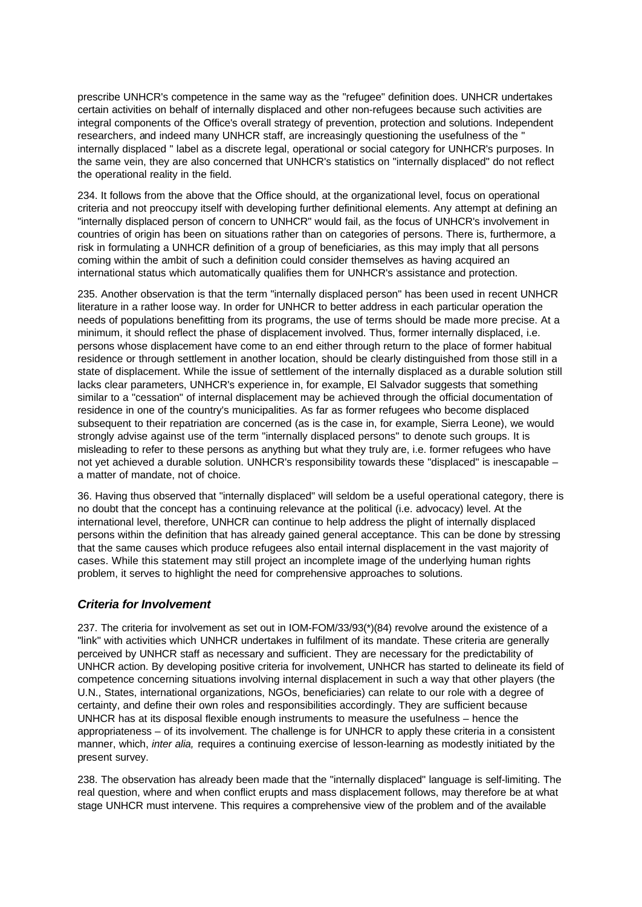prescribe UNHCR's competence in the same way as the "refugee" definition does. UNHCR undertakes certain activities on behalf of internally displaced and other non-refugees because such activities are integral components of the Office's overall strategy of prevention, protection and solutions. Independent researchers, and indeed many UNHCR staff, are increasingly questioning the usefulness of the " internally displaced " label as a discrete legal, operational or social category for UNHCR's purposes. In the same vein, they are also concerned that UNHCR's statistics on "internally displaced" do not reflect the operational reality in the field.

234. It follows from the above that the Office should, at the organizational level, focus on operational criteria and not preoccupy itself with developing further definitional elements. Any attempt at defining an "internally displaced person of concern to UNHCR" would fail, as the focus of UNHCR's involvement in countries of origin has been on situations rather than on categories of persons. There is, furthermore, a risk in formulating a UNHCR definition of a group of beneficiaries, as this may imply that all persons coming within the ambit of such a definition could consider themselves as having acquired an international status which automatically qualifies them for UNHCR's assistance and protection.

235. Another observation is that the term "internally displaced person" has been used in recent UNHCR literature in a rather loose way. In order for UNHCR to better address in each particular operation the needs of populations benefitting from its programs, the use of terms should be made more precise. At a minimum, it should reflect the phase of displacement involved. Thus, former internally displaced, i.e. persons whose displacement have come to an end either through return to the place of former habitual residence or through settlement in another location, should be clearly distinguished from those still in a state of displacement. While the issue of settlement of the internally displaced as a durable solution still lacks clear parameters, UNHCR's experience in, for example, El Salvador suggests that something similar to a "cessation" of internal displacement may be achieved through the official documentation of residence in one of the country's municipalities. As far as former refugees who become displaced subsequent to their repatriation are concerned (as is the case in, for example, Sierra Leone), we would strongly advise against use of the term "internally displaced persons" to denote such groups. It is misleading to refer to these persons as anything but what they truly are, i.e. former refugees who have not yet achieved a durable solution. UNHCR's responsibility towards these "displaced" is inescapable – a matter of mandate, not of choice.

36. Having thus observed that "internally displaced" will seldom be a useful operational category, there is no doubt that the concept has a continuing relevance at the political (i.e. advocacy) level. At the international level, therefore, UNHCR can continue to help address the plight of internally displaced persons within the definition that has already gained general acceptance. This can be done by stressing that the same causes which produce refugees also entail internal displacement in the vast majority of cases. While this statement may still project an incomplete image of the underlying human rights problem, it serves to highlight the need for comprehensive approaches to solutions.

### *Criteria for Involvement*

237. The criteria for involvement as set out in IOM-FOM/33/93(*)(84) revolve around the existence of a "link" with activities which UNHCR undertakes in fulfilment of its mandate. These criteria are generally perceived by UNHCR staff as necessary and sufficient. They are necessary for the predictability of UNHCR action. By developing positive criteria for involvement, UNHCR has started to delineate its field of competence concerning situations involving internal displacement in such a way that other players (the U.N., States, international organizations, NGOs, beneficiaries) can relate to our role with a degree of certainty, and define their own roles and responsibilities accordingly. They are sufficient because UNHCR has at its disposal flexible enough instruments to measure the usefulness – hence the appropriateness – of its involvement. The challenge is for UNHCR to apply these criteria in a consistent manner, which, *inter alia,* requires a continuing exercise of lesson-learning as modestly initiated by the present survey.

238. The observation has already been made that the "internally displaced" language is self-limiting. The real question, where and when conflict erupts and mass displacement follows, may therefore be at what stage UNHCR must intervene. This requires a comprehensive view of the problem and of the available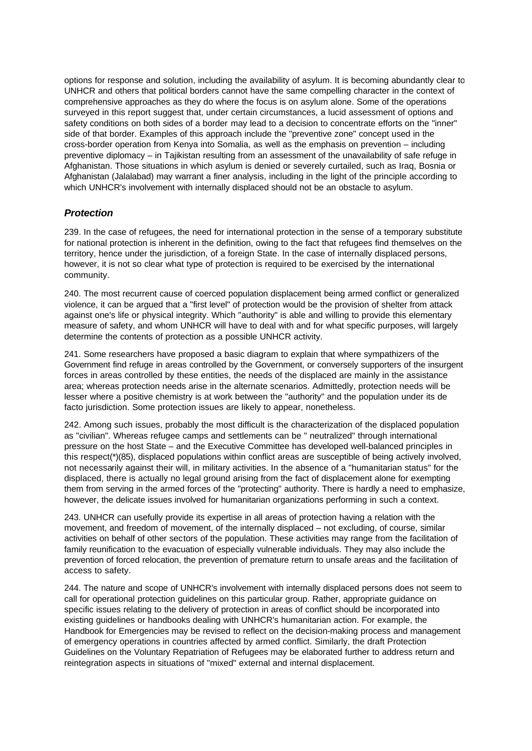options for response and solution, including the availability of asylum. It is becoming abundantly clear to UNHCR and others that political borders cannot have the same compelling character in the context of comprehensive approaches as they do where the focus is on asylum alone. Some of the operations surveyed in this report suggest that, under certain circumstances, a lucid assessment of options and safety conditions on both sides of a border may lead to a decision to concentrate efforts on the "inner" side of that border. Examples of this approach include the "preventive zone" concept used in the cross-border operation from Kenya into Somalia, as well as the emphasis on prevention – including preventive diplomacy – in Tajikistan resulting from an assessment of the unavailability of safe refuge in Afghanistan. Those situations in which asylum is denied or severely curtailed, such as Iraq, Bosnia or Afghanistan (Jalalabad) may warrant a finer analysis, including in the light of the principle according to which UNHCR's involvement with internally displaced should not be an obstacle to asylum.

### *Protection*

239. In the case of refugees, the need for international protection in the sense of a temporary substitute for national protection is inherent in the definition, owing to the fact that refugees find themselves on the territory, hence under the jurisdiction, of a foreign State. In the case of internally displaced persons, however, it is not so clear what type of protection is required to be exercised by the international community.

240. The most recurrent cause of coerced population displacement being armed conflict or generalized violence, it can be argued that a "first level" of protection would be the provision of shelter from attack against one's life or physical integrity. Which "authority" is able and willing to provide this elementary measure of safety, and whom UNHCR will have to deal with and for what specific purposes, will largely determine the contents of protection as a possible UNHCR activity.

241. Some researchers have proposed a basic diagram to explain that where sympathizers of the Government find refuge in areas controlled by the Government, or conversely supporters of the insurgent forces in areas controlled by these entities, the needs of the displaced are mainly in the assistance area; whereas protection needs arise in the alternate scenarios. Admittedly, protection needs will be lesser where a positive chemistry is at work between the "authority" and the population under its de facto jurisdiction. Some protection issues are likely to appear, nonetheless.

242. Among such issues, probably the most difficult is the characterization of the displaced population as "civilian". Whereas refugee camps and settlements can be " neutralized" through international pressure on the host State – and the Executive Committee has developed well-balanced principles in this respect(*)(85), displaced populations within conflict areas are susceptible of being actively involved, not necessarily against their will, in military activities. In the absence of a "humanitarian status" for the displaced, there is actually no legal ground arising from the fact of displacement alone for exempting them from serving in the armed forces of the "protecting" authority. There is hardly a need to emphasize, however, the delicate issues involved for humanitarian organizations performing in such a context.

243. UNHCR can usefully provide its expertise in all areas of protection having a relation with the movement, and freedom of movement, of the internally displaced – not excluding, of course, similar activities on behalf of other sectors of the population. These activities may range from the facilitation of family reunification to the evacuation of especially vulnerable individuals. They may also include the prevention of forced relocation, the prevention of premature return to unsafe areas and the facilitation of access to safety.

244. The nature and scope of UNHCR's involvement with internally displaced persons does not seem to call for operational protection guidelines on this particular group. Rather, appropriate guidance on specific issues relating to the delivery of protection in areas of conflict should be incorporated into existing guidelines or handbooks dealing with UNHCR's humanitarian action. For example, the Handbook for Emergencies may be revised to reflect on the decision-making process and management of emergency operations in countries affected by armed conflict. Similarly, the draft Protection Guidelines on the Voluntary Repatriation of Refugees may be elaborated further to address return and reintegration aspects in situations of "mixed" external and internal displacement.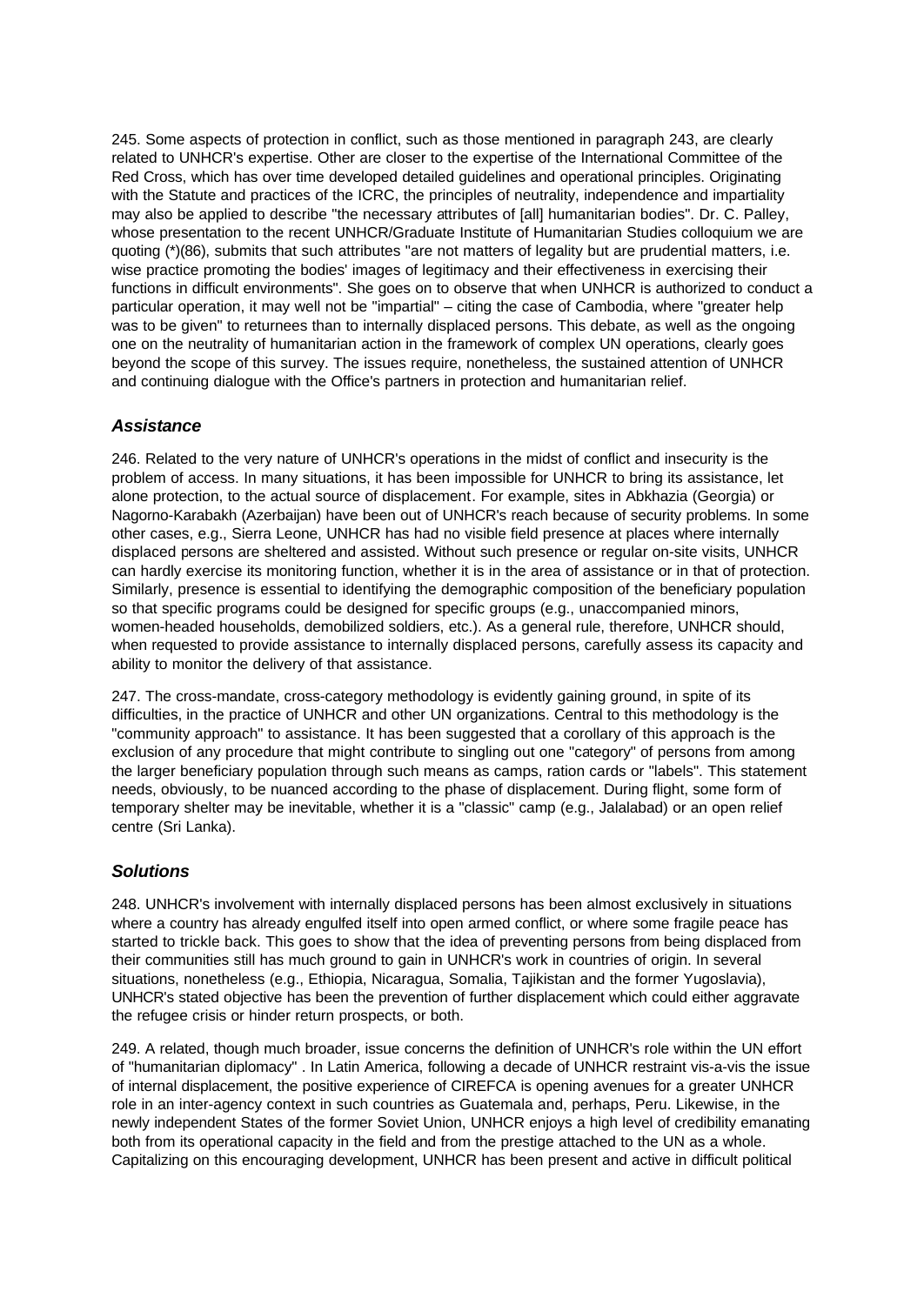245. Some aspects of protection in conflict, such as those mentioned in paragraph 243, are clearly related to UNHCR's expertise. Other are closer to the expertise of the International Committee of the Red Cross, which has over time developed detailed guidelines and operational principles. Originating with the Statute and practices of the ICRC, the principles of neutrality, independence and impartiality may also be applied to describe "the necessary attributes of [all] humanitarian bodies". Dr. C. Palley, whose presentation to the recent UNHCR/Graduate Institute of Humanitarian Studies colloquium we are quoting (*)(86), submits that such attributes "are not matters of legality but are prudential matters, i.e. wise practice promoting the bodies' images of legitimacy and their effectiveness in exercising their functions in difficult environments". She goes on to observe that when UNHCR is authorized to conduct a particular operation, it may well not be "impartial" – citing the case of Cambodia, where "greater help was to be given" to returnees than to internally displaced persons. This debate, as well as the ongoing one on the neutrality of humanitarian action in the framework of complex UN operations, clearly goes beyond the scope of this survey. The issues require, nonetheless, the sustained attention of UNHCR and continuing dialogue with the Office's partners in protection and humanitarian relief.

### *Assistance*

246. Related to the very nature of UNHCR's operations in the midst of conflict and insecurity is the problem of access. In many situations, it has been impossible for UNHCR to bring its assistance, let alone protection, to the actual source of displacement. For example, sites in Abkhazia (Georgia) or Nagorno-Karabakh (Azerbaijan) have been out of UNHCR's reach because of security problems. In some other cases, e.g., Sierra Leone, UNHCR has had no visible field presence at places where internally displaced persons are sheltered and assisted. Without such presence or regular on-site visits, UNHCR can hardly exercise its monitoring function, whether it is in the area of assistance or in that of protection. Similarly, presence is essential to identifying the demographic composition of the beneficiary population so that specific programs could be designed for specific groups (e.g., unaccompanied minors, women-headed households, demobilized soldiers, etc.). As a general rule, therefore, UNHCR should, when requested to provide assistance to internally displaced persons, carefully assess its capacity and ability to monitor the delivery of that assistance.

247. The cross-mandate, cross-category methodology is evidently gaining ground, in spite of its difficulties, in the practice of UNHCR and other UN organizations. Central to this methodology is the "community approach" to assistance. It has been suggested that a corollary of this approach is the exclusion of any procedure that might contribute to singling out one "category" of persons from among the larger beneficiary population through such means as camps, ration cards or "labels". This statement needs, obviously, to be nuanced according to the phase of displacement. During flight, some form of temporary shelter may be inevitable, whether it is a "classic" camp (e.g., Jalalabad) or an open relief centre (Sri Lanka).

### *Solutions*

248. UNHCR's involvement with internally displaced persons has been almost exclusively in situations where a country has already engulfed itself into open armed conflict, or where some fragile peace has started to trickle back. This goes to show that the idea of preventing persons from being displaced from their communities still has much ground to gain in UNHCR's work in countries of origin. In several situations, nonetheless (e.g., Ethiopia, Nicaragua, Somalia, Tajikistan and the former Yugoslavia), UNHCR's stated objective has been the prevention of further displacement which could either aggravate the refugee crisis or hinder return prospects, or both.

249. A related, though much broader, issue concerns the definition of UNHCR's role within the UN effort of "humanitarian diplomacy" . In Latin America, following a decade of UNHCR restraint vis-a-vis the issue of internal displacement, the positive experience of CIREFCA is opening avenues for a greater UNHCR role in an inter-agency context in such countries as Guatemala and, perhaps, Peru. Likewise, in the newly independent States of the former Soviet Union, UNHCR enjoys a high level of credibility emanating both from its operational capacity in the field and from the prestige attached to the UN as a whole. Capitalizing on this encouraging development, UNHCR has been present and active in difficult political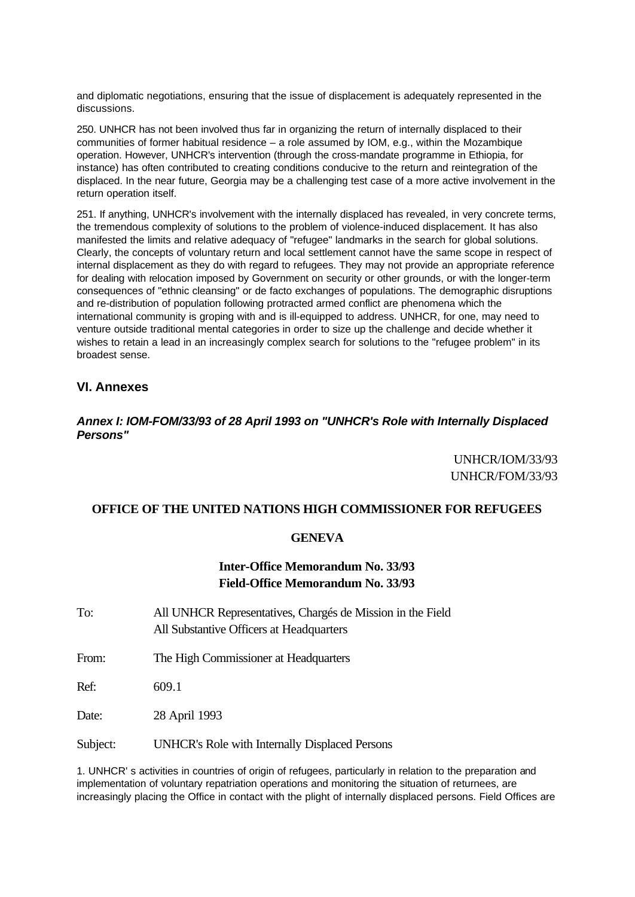and diplomatic negotiations, ensuring that the issue of displacement is adequately represented in the discussions.

250. UNHCR has not been involved thus far in organizing the return of internally displaced to their communities of former habitual residence – a role assumed by IOM, e.g., within the Mozambique operation. However, UNHCR's intervention (through the cross-mandate programme in Ethiopia, for instance) has often contributed to creating conditions conducive to the return and reintegration of the displaced. In the near future, Georgia may be a challenging test case of a more active involvement in the return operation itself.

251. If anything, UNHCR's involvement with the internally displaced has revealed, in very concrete terms, the tremendous complexity of solutions to the problem of violence-induced displacement. It has also manifested the limits and relative adequacy of "refugee" landmarks in the search for global solutions. Clearly, the concepts of voluntary return and local settlement cannot have the same scope in respect of internal displacement as they do with regard to refugees. They may not provide an appropriate reference for dealing with relocation imposed by Government on security or other grounds, or with the longer-term consequences of "ethnic cleansing" or de facto exchanges of populations. The demographic disruptions and re-distribution of population following protracted armed conflict are phenomena which the international community is groping with and is ill-equipped to address. UNHCR, for one, may need to venture outside traditional mental categories in order to size up the challenge and decide whether it wishes to retain a lead in an increasingly complex search for solutions to the "refugee problem" in its broadest sense.

## VI. Annexes

### *Annex I: IOM-FOM/33/93 of 28 April 1993 on "UNHCR's Role with Internally Displaced Persons"*

UNHCR/IOM/33/93
UNHCR/FOM/33/93

**OFFICE OF THE UNITED NATIONS HIGH COMMISSIONER FOR REFUGEES**

**GENEVA**

**Inter-Office Memorandum No. 33/93**
**Field-Office Memorandum No. 33/93**

To: All UNHCR Representatives, Chargés de Mission in the Field
All Substantive Officers at Headquarters

From: The High Commissioner at Headquarters

Ref: 609.1

Date: 28 April 1993

Subject: UNHCR's Role with Internally Displaced Persons

1. UNHCR' s activities in countries of origin of refugees, particularly in relation to the preparation and implementation of voluntary repatriation operations and monitoring the situation of returnees, are increasingly placing the Office in contact with the plight of internally displaced persons. Field Offices are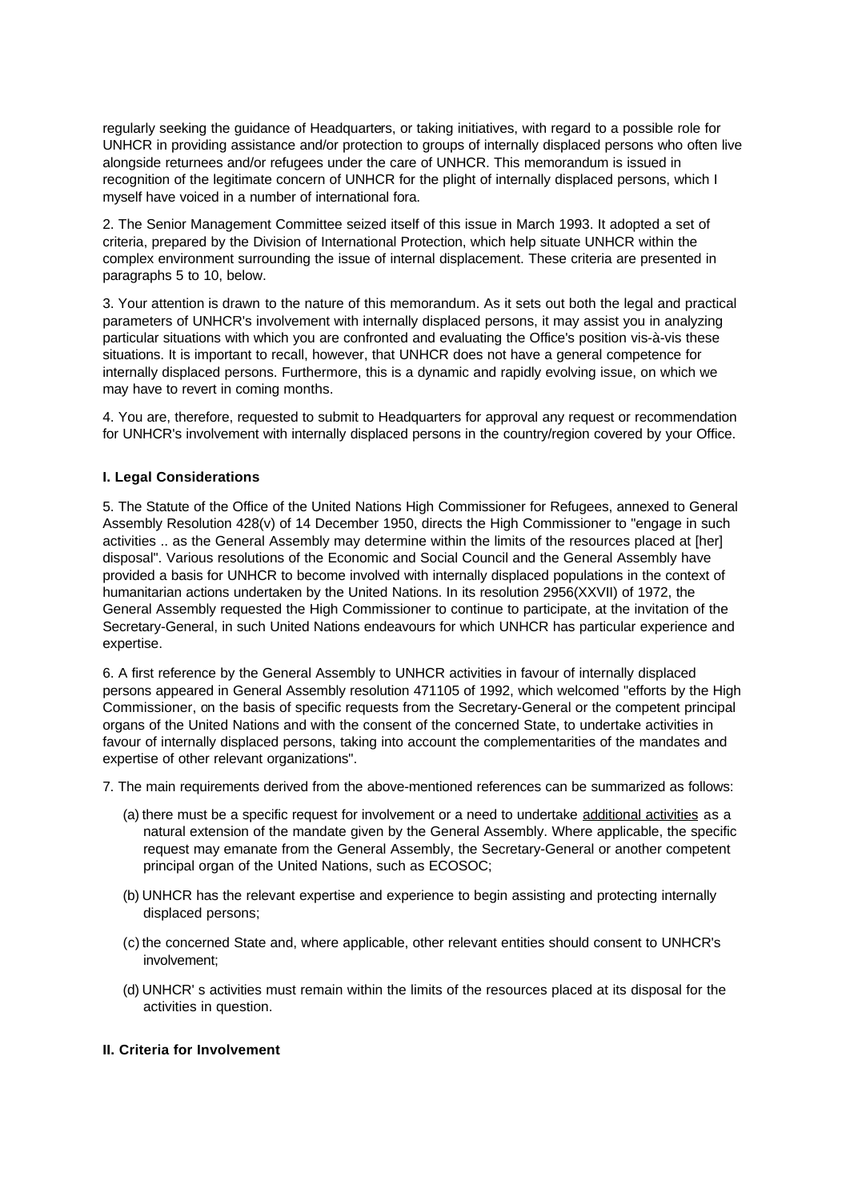regularly seeking the guidance of Headquarters, or taking initiatives, with regard to a possible role for UNHCR in providing assistance and/or protection to groups of internally displaced persons who often live alongside returnees and/or refugees under the care of UNHCR. This memorandum is issued in recognition of the legitimate concern of UNHCR for the plight of internally displaced persons, which I myself have voiced in a number of international fora.

2. The Senior Management Committee seized itself of this issue in March 1993. It adopted a set of criteria, prepared by the Division of International Protection, which help situate UNHCR within the complex environment surrounding the issue of internal displacement. These criteria are presented in paragraphs 5 to 10, below.

3. Your attention is drawn to the nature of this memorandum. As it sets out both the legal and practical parameters of UNHCR's involvement with internally displaced persons, it may assist you in analyzing particular situations with which you are confronted and evaluating the Office's position vis-à-vis these situations. It is important to recall, however, that UNHCR does not have a general competence for internally displaced persons. Furthermore, this is a dynamic and rapidly evolving issue, on which we may have to revert in coming months.

4. You are, therefore, requested to submit to Headquarters for approval any request or recommendation for UNHCR's involvement with internally displaced persons in the country/region covered by your Office.

### I. Legal Considerations

5. The Statute of the Office of the United Nations High Commissioner for Refugees, annexed to General Assembly Resolution 428(v) of 14 December 1950, directs the High Commissioner to "engage in such activities .. as the General Assembly may determine within the limits of the resources placed at [her] disposal". Various resolutions of the Economic and Social Council and the General Assembly have provided a basis for UNHCR to become involved with internally displaced populations in the context of humanitarian actions undertaken by the United Nations. In its resolution 2956(XXVII) of 1972, the General Assembly requested the High Commissioner to continue to participate, at the invitation of the Secretary-General, in such United Nations endeavours for which UNHCR has particular experience and expertise.

6. A first reference by the General Assembly to UNHCR activities in favour of internally displaced persons appeared in General Assembly resolution 471105 of 1992, which welcomed "efforts by the High Commissioner, on the basis of specific requests from the Secretary-General or the competent principal organs of the United Nations and with the consent of the concerned State, to undertake activities in favour of internally displaced persons, taking into account the complementarities of the mandates and expertise of other relevant organizations".

7. The main requirements derived from the above-mentioned references can be summarized as follows:

(a) there must be a specific request for involvement or a need to undertake additional activities as a natural extension of the mandate given by the General Assembly. Where applicable, the specific request may emanate from the General Assembly, the Secretary-General or another competent principal organ of the United Nations, such as ECOSOC;

(b) UNHCR has the relevant expertise and experience to begin assisting and protecting internally displaced persons;

(c) the concerned State and, where applicable, other relevant entities should consent to UNHCR's involvement;

(d) UNHCR' s activities must remain within the limits of the resources placed at its disposal for the activities in question.

### II. Criteria for Involvement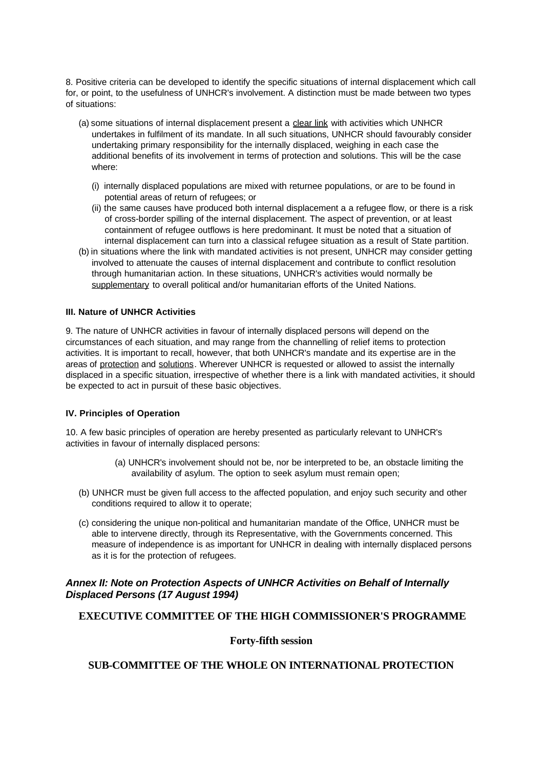8. Positive criteria can be developed to identify the specific situations of internal displacement which call for, or point, to the usefulness of UNHCR's involvement. A distinction must be made between two types of situations:

(a) some situations of internal displacement present a <u>clear link</u> with activities which UNHCR undertakes in fulfilment of its mandate. In all such situations, UNHCR should favourably consider undertaking primary responsibility for the internally displaced, weighing in each case the additional benefits of its involvement in terms of protection and solutions. This will be the case where:

   (i) internally displaced populations are mixed with returnee populations, or are to be found in potential areas of return of refugees; or
   (ii) the same causes have produced both internal displacement a a refugee flow, or there is a risk of cross-border spilling of the internal displacement. The aspect of prevention, or at least containment of refugee outflows is here predominant. It must be noted that a situation of internal displacement can turn into a classical refugee situation as a result of State partition.

(b) in situations where the link with mandated activities is not present, UNHCR may consider getting involved to attenuate the causes of internal displacement and contribute to conflict resolution through humanitarian action. In these situations, UNHCR's activities would normally be <u>supplementary</u> to overall political and/or humanitarian efforts of the United Nations.

### III. Nature of UNHCR Activities

9. The nature of UNHCR activities in favour of internally displaced persons will depend on the circumstances of each situation, and may range from the channelling of relief items to protection activities. It is important to recall, however, that both UNHCR's mandate and its expertise are in the areas of <u>protection</u> and <u>solutions</u>. Wherever UNHCR is requested or allowed to assist the internally displaced in a specific situation, irrespective of whether there is a link with mandated activities, it should be expected to act in pursuit of these basic objectives.

### IV. Principles of Operation

10. A few basic principles of operation are hereby presented as particularly relevant to UNHCR's activities in favour of internally displaced persons:

(a) UNHCR's involvement should not be, nor be interpreted to be, an obstacle limiting the availability of asylum. The option to seek asylum must remain open;

(b) UNHCR must be given full access to the affected population, and enjoy such security and other conditions required to allow it to operate;

(c) considering the unique non-political and humanitarian mandate of the Office, UNHCR must be able to intervene directly, through its Representative, with the Governments concerned. This measure of independence is as important for UNHCR in dealing with internally displaced persons as it is for the protection of refugees.

## *Annex II: Note on Protection Aspects of UNHCR Activities on Behalf of Internally Displaced Persons (17 August 1994)*

### EXECUTIVE COMMITTEE OF THE HIGH COMMISSIONER'S PROGRAMME

### Forty-fifth session

### SUB-COMMITTEE OF THE WHOLE ON INTERNATIONAL PROTECTION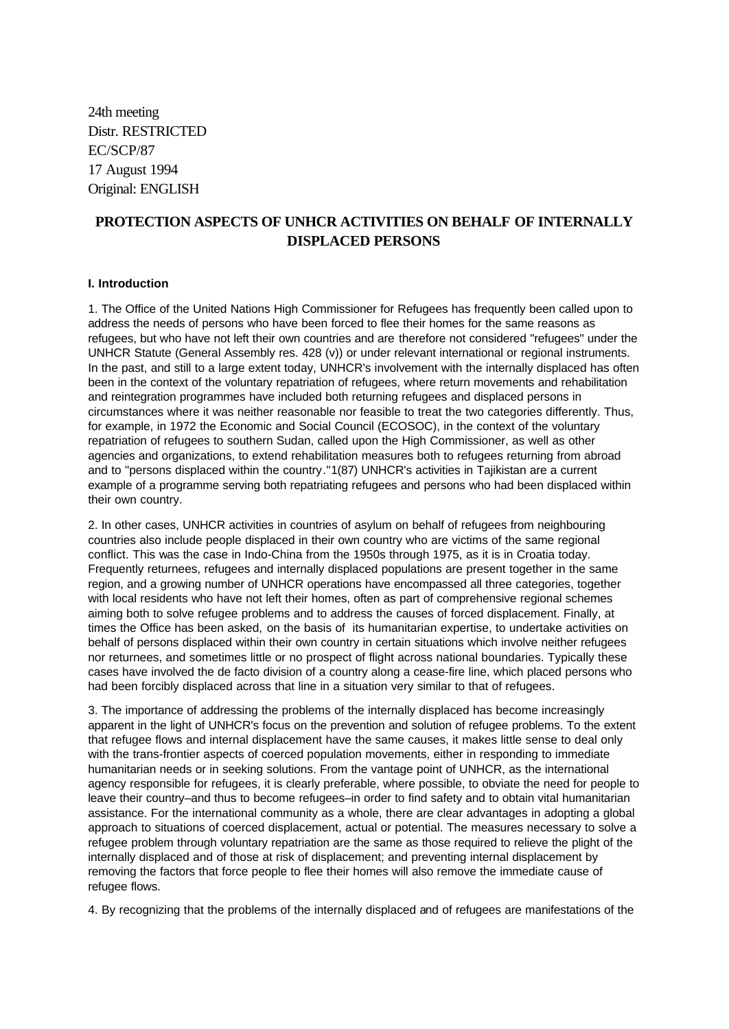24th meeting
Distr. RESTRICTED
EC/SCP/87
17 August 1994
Original: ENGLISH

# PROTECTION ASPECTS OF UNHCR ACTIVITIES ON BEHALF OF INTERNALLY DISPLACED PERSONS

### I. Introduction

1. The Office of the United Nations High Commissioner for Refugees has frequently been called upon to address the needs of persons who have been forced to flee their homes for the same reasons as refugees, but who have not left their own countries and are therefore not considered "refugees" under the UNHCR Statute (General Assembly res. 428 (v)) or under relevant international or regional instruments. In the past, and still to a large extent today, UNHCR's involvement with the internally displaced has often been in the context of the voluntary repatriation of refugees, where return movements and rehabilitation and reintegration programmes have included both returning refugees and displaced persons in circumstances where it was neither reasonable nor feasible to treat the two categories differently. Thus, for example, in 1972 the Economic and Social Council (ECOSOC), in the context of the voluntary repatriation of refugees to southern Sudan, called upon the High Commissioner, as well as other agencies and organizations, to extend rehabilitation measures both to refugees returning from abroad and to "persons displaced within the country."1(87) UNHCR's activities in Tajikistan are a current example of a programme serving both repatriating refugees and persons who had been displaced within their own country.

2. In other cases, UNHCR activities in countries of asylum on behalf of refugees from neighbouring countries also include people displaced in their own country who are victims of the same regional conflict. This was the case in Indo-China from the 1950s through 1975, as it is in Croatia today. Frequently returnees, refugees and internally displaced populations are present together in the same region, and a growing number of UNHCR operations have encompassed all three categories, together with local residents who have not left their homes, often as part of comprehensive regional schemes aiming both to solve refugee problems and to address the causes of forced displacement. Finally, at times the Office has been asked, on the basis of its humanitarian expertise, to undertake activities on behalf of persons displaced within their own country in certain situations which involve neither refugees nor returnees, and sometimes little or no prospect of flight across national boundaries. Typically these cases have involved the de facto division of a country along a cease-fire line, which placed persons who had been forcibly displaced across that line in a situation very similar to that of refugees.

3. The importance of addressing the problems of the internally displaced has become increasingly apparent in the light of UNHCR's focus on the prevention and solution of refugee problems. To the extent that refugee flows and internal displacement have the same causes, it makes little sense to deal only with the trans-frontier aspects of coerced population movements, either in responding to immediate humanitarian needs or in seeking solutions. From the vantage point of UNHCR, as the international agency responsible for refugees, it is clearly preferable, where possible, to obviate the need for people to leave their country–and thus to become refugees–in order to find safety and to obtain vital humanitarian assistance. For the international community as a whole, there are clear advantages in adopting a global approach to situations of coerced displacement, actual or potential. The measures necessary to solve a refugee problem through voluntary repatriation are the same as those required to relieve the plight of the internally displaced and of those at risk of displacement; and preventing internal displacement by removing the factors that force people to flee their homes will also remove the immediate cause of refugee flows.

4. By recognizing that the problems of the internally displaced and of refugees are manifestations of the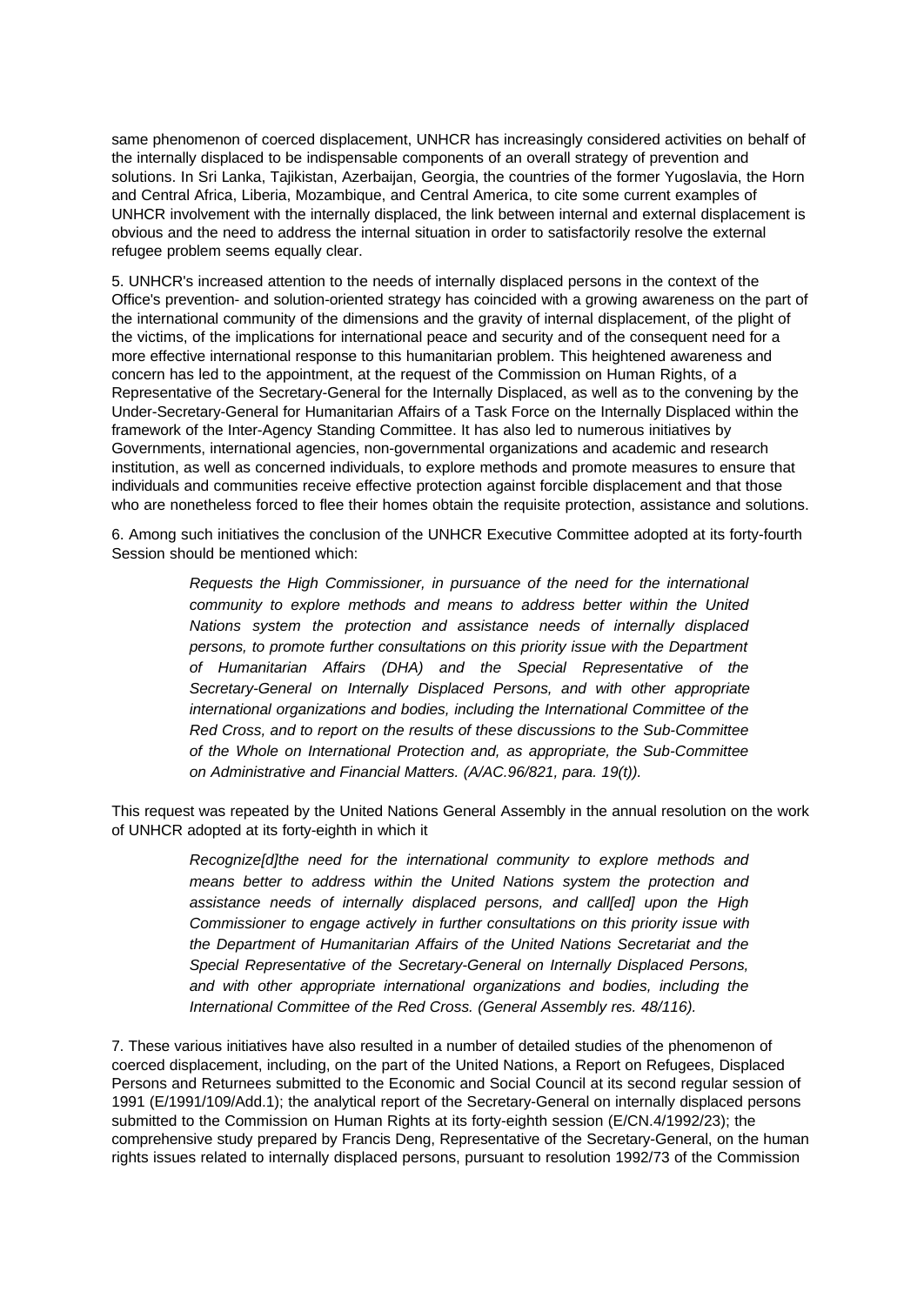same phenomenon of coerced displacement, UNHCR has increasingly considered activities on behalf of the internally displaced to be indispensable components of an overall strategy of prevention and solutions. In Sri Lanka, Tajikistan, Azerbaijan, Georgia, the countries of the former Yugoslavia, the Horn and Central Africa, Liberia, Mozambique, and Central America, to cite some current examples of UNHCR involvement with the internally displaced, the link between internal and external displacement is obvious and the need to address the internal situation in order to satisfactorily resolve the external refugee problem seems equally clear.

5. UNHCR's increased attention to the needs of internally displaced persons in the context of the Office's prevention- and solution-oriented strategy has coincided with a growing awareness on the part of the international community of the dimensions and the gravity of internal displacement, of the plight of the victims, of the implications for international peace and security and of the consequent need for a more effective international response to this humanitarian problem. This heightened awareness and concern has led to the appointment, at the request of the Commission on Human Rights, of a Representative of the Secretary-General for the Internally Displaced, as well as to the convening by the Under-Secretary-General for Humanitarian Affairs of a Task Force on the Internally Displaced within the framework of the Inter-Agency Standing Committee. It has also led to numerous initiatives by Governments, international agencies, non-governmental organizations and academic and research institution, as well as concerned individuals, to explore methods and promote measures to ensure that individuals and communities receive effective protection against forcible displacement and that those who are nonetheless forced to flee their homes obtain the requisite protection, assistance and solutions.

6. Among such initiatives the conclusion of the UNHCR Executive Committee adopted at its forty-fourth Session should be mentioned which:

> *Requests the High Commissioner, in pursuance of the need for the international community to explore methods and means to address better within the United Nations system the protection and assistance needs of internally displaced persons, to promote further consultations on this priority issue with the Department of Humanitarian Affairs (DHA) and the Special Representative of the Secretary-General on Internally Displaced Persons, and with other appropriate international organizations and bodies, including the International Committee of the Red Cross, and to report on the results of these discussions to the Sub-Committee of the Whole on International Protection and, as appropriate, the Sub-Committee on Administrative and Financial Matters. (A/AC.96/821, para. 19(t)).*

This request was repeated by the United Nations General Assembly in the annual resolution on the work of UNHCR adopted at its forty-eighth in which it

> *Recognize[d]the need for the international community to explore methods and means better to address within the United Nations system the protection and assistance needs of internally displaced persons, and call[ed] upon the High Commissioner to engage actively in further consultations on this priority issue with the Department of Humanitarian Affairs of the United Nations Secretariat and the Special Representative of the Secretary-General on Internally Displaced Persons, and with other appropriate international organizations and bodies, including the International Committee of the Red Cross. (General Assembly res. 48/116).*

7. These various initiatives have also resulted in a number of detailed studies of the phenomenon of coerced displacement, including, on the part of the United Nations, a Report on Refugees, Displaced Persons and Returnees submitted to the Economic and Social Council at its second regular session of 1991 (E/1991/109/Add.1); the analytical report of the Secretary-General on internally displaced persons submitted to the Commission on Human Rights at its forty-eighth session (E/CN.4/1992/23); the comprehensive study prepared by Francis Deng, Representative of the Secretary-General, on the human rights issues related to internally displaced persons, pursuant to resolution 1992/73 of the Commission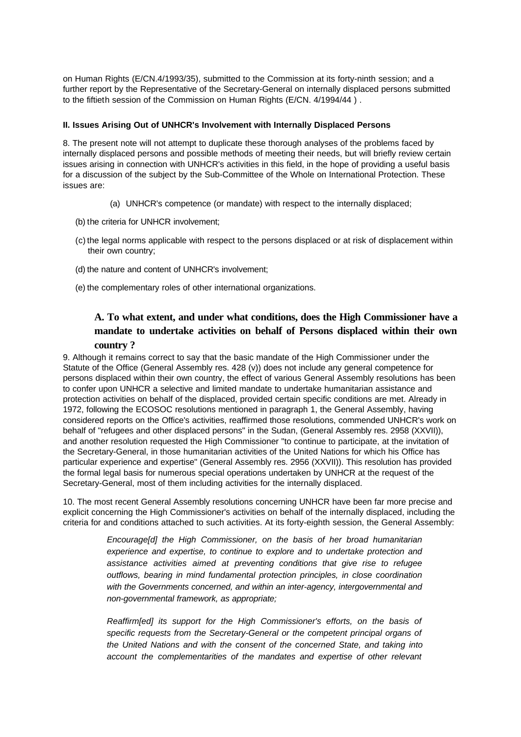on Human Rights (E/CN.4/1993/35), submitted to the Commission at its forty-ninth session; and a further report by the Representative of the Secretary-General on internally displaced persons submitted to the fiftieth session of the Commission on Human Rights (E/CN. 4/1994/44 ) .

#### II. Issues Arising Out of UNHCR's Involvement with Internally Displaced Persons

8. The present note will not attempt to duplicate these thorough analyses of the problems faced by internally displaced persons and possible methods of meeting their needs, but will briefly review certain issues arising in connection with UNHCR's activities in this field, in the hope of providing a useful basis for a discussion of the subject by the Sub-Committee of the Whole on International Protection. These issues are:

(a) UNHCR's competence (or mandate) with respect to the internally displaced;

(b) the criteria for UNHCR involvement;

(c) the legal norms applicable with respect to the persons displaced or at risk of displacement within their own country;

(d) the nature and content of UNHCR's involvement;

(e) the complementary roles of other international organizations.

### A. To what extent, and under what conditions, does the High Commissioner have a mandate to undertake activities on behalf of Persons displaced within their own country ?

9. Although it remains correct to say that the basic mandate of the High Commissioner under the Statute of the Office (General Assembly res. 428 (v)) does not include any general competence for persons displaced within their own country, the effect of various General Assembly resolutions has been to confer upon UNHCR a selective and limited mandate to undertake humanitarian assistance and protection activities on behalf of the displaced, provided certain specific conditions are met. Already in 1972, following the ECOSOC resolutions mentioned in paragraph 1, the General Assembly, having considered reports on the Office's activities, reaffirmed those resolutions, commended UNHCR's work on behalf of "refugees and other displaced persons" in the Sudan, (General Assembly res. 2958 (XXVII)), and another resolution requested the High Commissioner "to continue to participate, at the invitation of the Secretary-General, in those humanitarian activities of the United Nations for which his Office has particular experience and expertise" (General Assembly res. 2956 (XXVII)). This resolution has provided the formal legal basis for numerous special operations undertaken by UNHCR at the request of the Secretary-General, most of them including activities for the internally displaced.

10. The most recent General Assembly resolutions concerning UNHCR have been far more precise and explicit concerning the High Commissioner's activities on behalf of the internally displaced, including the criteria for and conditions attached to such activities. At its forty-eighth session, the General Assembly:

> *Encourage[d] the High Commissioner, on the basis of her broad humanitarian experience and expertise, to continue to explore and to undertake protection and assistance activities aimed at preventing conditions that give rise to refugee outflows, bearing in mind fundamental protection principles, in close coordination with the Governments concerned, and within an inter-agency, intergovernmental and non-governmental framework, as appropriate;*
>
> *Reaffirm[ed] its support for the High Commissioner's efforts, on the basis of specific requests from the Secretary-General or the competent principal organs of the United Nations and with the consent of the concerned State, and taking into account the complementarities of the mandates and expertise of other relevant*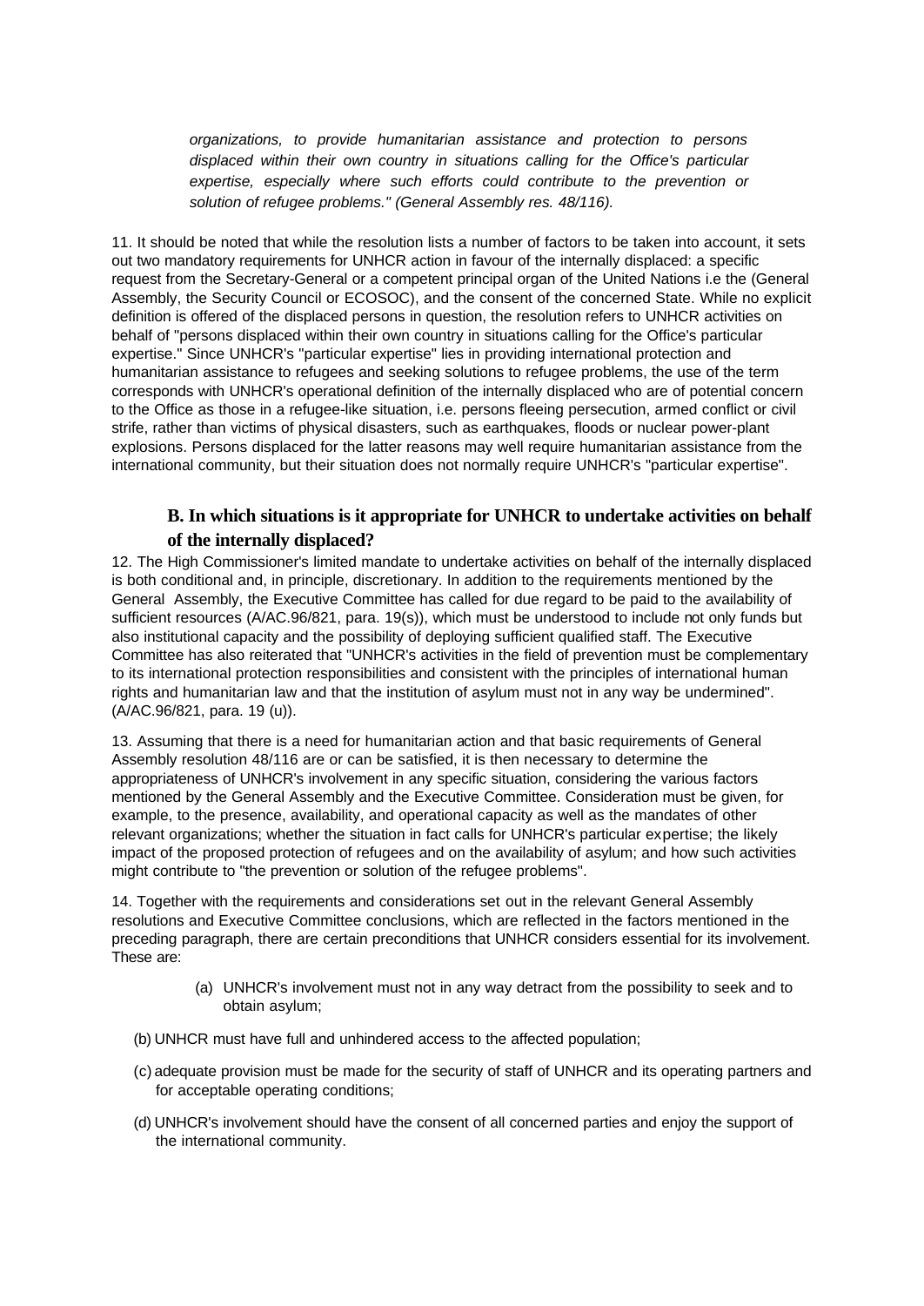*organizations, to provide humanitarian assistance and protection to persons displaced within their own country in situations calling for the Office's particular expertise, especially where such efforts could contribute to the prevention or solution of refugee problems." (General Assembly res. 48/116).*

11. It should be noted that while the resolution lists a number of factors to be taken into account, it sets out two mandatory requirements for UNHCR action in favour of the internally displaced: a specific request from the Secretary-General or a competent principal organ of the United Nations i.e the (General Assembly, the Security Council or ECOSOC), and the consent of the concerned State. While no explicit definition is offered of the displaced persons in question, the resolution refers to UNHCR activities on behalf of "persons displaced within their own country in situations calling for the Office's particular expertise." Since UNHCR's "particular expertise" lies in providing international protection and humanitarian assistance to refugees and seeking solutions to refugee problems, the use of the term corresponds with UNHCR's operational definition of the internally displaced who are of potential concern to the Office as those in a refugee-like situation, i.e. persons fleeing persecution, armed conflict or civil strife, rather than victims of physical disasters, such as earthquakes, floods or nuclear power-plant explosions. Persons displaced for the latter reasons may well require humanitarian assistance from the international community, but their situation does not normally require UNHCR's "particular expertise".

### B. In which situations is it appropriate for UNHCR to undertake activities on behalf of the internally displaced?

12. The High Commissioner's limited mandate to undertake activities on behalf of the internally displaced is both conditional and, in principle, discretionary. In addition to the requirements mentioned by the General Assembly, the Executive Committee has called for due regard to be paid to the availability of sufficient resources (A/AC.96/821, para. 19(s)), which must be understood to include not only funds but also institutional capacity and the possibility of deploying sufficient qualified staff. The Executive Committee has also reiterated that "UNHCR's activities in the field of prevention must be complementary to its international protection responsibilities and consistent with the principles of international human rights and humanitarian law and that the institution of asylum must not in any way be undermined". (A/AC.96/821, para. 19 (u)).

13. Assuming that there is a need for humanitarian action and that basic requirements of General Assembly resolution 48/116 are or can be satisfied, it is then necessary to determine the appropriateness of UNHCR's involvement in any specific situation, considering the various factors mentioned by the General Assembly and the Executive Committee. Consideration must be given, for example, to the presence, availability, and operational capacity as well as the mandates of other relevant organizations; whether the situation in fact calls for UNHCR's particular expertise; the likely impact of the proposed protection of refugees and on the availability of asylum; and how such activities might contribute to "the prevention or solution of the refugee problems".

14. Together with the requirements and considerations set out in the relevant General Assembly resolutions and Executive Committee conclusions, which are reflected in the factors mentioned in the preceding paragraph, there are certain preconditions that UNHCR considers essential for its involvement. These are:

(a) UNHCR's involvement must not in any way detract from the possibility to seek and to obtain asylum;

(b) UNHCR must have full and unhindered access to the affected population;

(c) adequate provision must be made for the security of staff of UNHCR and its operating partners and for acceptable operating conditions;

(d) UNHCR's involvement should have the consent of all concerned parties and enjoy the support of the international community.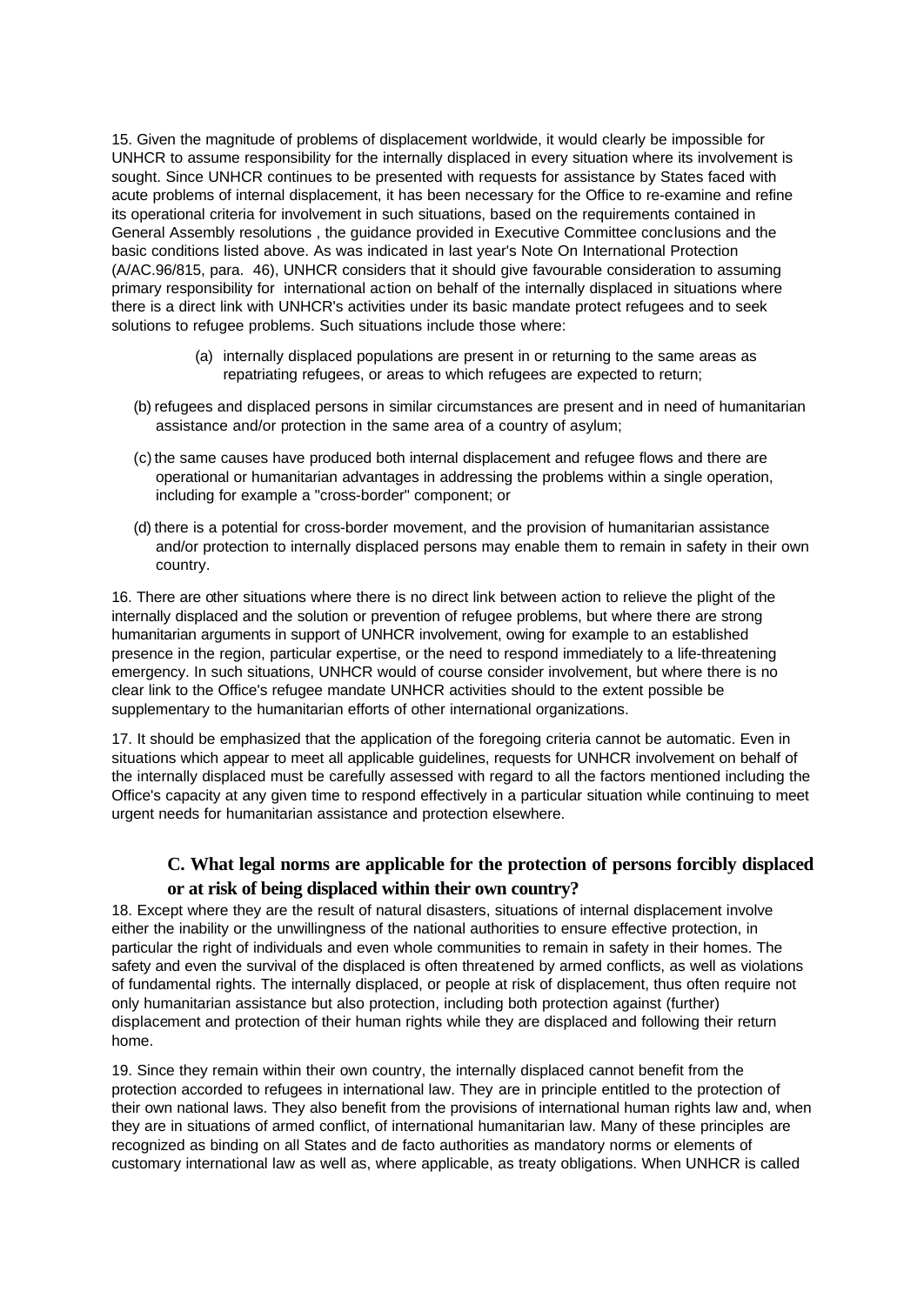15. Given the magnitude of problems of displacement worldwide, it would clearly be impossible for UNHCR to assume responsibility for the internally displaced in every situation where its involvement is sought. Since UNHCR continues to be presented with requests for assistance by States faced with acute problems of internal displacement, it has been necessary for the Office to re-examine and refine its operational criteria for involvement in such situations, based on the requirements contained in General Assembly resolutions , the guidance provided in Executive Committee conclusions and the basic conditions listed above. As was indicated in last year's Note On International Protection (A/AC.96/815, para. 46), UNHCR considers that it should give favourable consideration to assuming primary responsibility for international action on behalf of the internally displaced in situations where there is a direct link with UNHCR's activities under its basic mandate protect refugees and to seek solutions to refugee problems. Such situations include those where:

(a) internally displaced populations are present in or returning to the same areas as repatriating refugees, or areas to which refugees are expected to return;

(b) refugees and displaced persons in similar circumstances are present and in need of humanitarian assistance and/or protection in the same area of a country of asylum;

(c) the same causes have produced both internal displacement and refugee flows and there are operational or humanitarian advantages in addressing the problems within a single operation, including for example a "cross-border" component; or

(d) there is a potential for cross-border movement, and the provision of humanitarian assistance and/or protection to internally displaced persons may enable them to remain in safety in their own country.

16. There are other situations where there is no direct link between action to relieve the plight of the internally displaced and the solution or prevention of refugee problems, but where there are strong humanitarian arguments in support of UNHCR involvement, owing for example to an established presence in the region, particular expertise, or the need to respond immediately to a life-threatening emergency. In such situations, UNHCR would of course consider involvement, but where there is no clear link to the Office's refugee mandate UNHCR activities should to the extent possible be supplementary to the humanitarian efforts of other international organizations.

17. It should be emphasized that the application of the foregoing criteria cannot be automatic. Even in situations which appear to meet all applicable guidelines, requests for UNHCR involvement on behalf of the internally displaced must be carefully assessed with regard to all the factors mentioned including the Office's capacity at any given time to respond effectively in a particular situation while continuing to meet urgent needs for humanitarian assistance and protection elsewhere.

### C. What legal norms are applicable for the protection of persons forcibly displaced or at risk of being displaced within their own country?

18. Except where they are the result of natural disasters, situations of internal displacement involve either the inability or the unwillingness of the national authorities to ensure effective protection, in particular the right of individuals and even whole communities to remain in safety in their homes. The safety and even the survival of the displaced is often threatened by armed conflicts, as well as violations of fundamental rights. The internally displaced, or people at risk of displacement, thus often require not only humanitarian assistance but also protection, including both protection against (further) displacement and protection of their human rights while they are displaced and following their return home.

19. Since they remain within their own country, the internally displaced cannot benefit from the protection accorded to refugees in international law. They are in principle entitled to the protection of their own national laws. They also benefit from the provisions of international human rights law and, when they are in situations of armed conflict, of international humanitarian law. Many of these principles are recognized as binding on all States and de facto authorities as mandatory norms or elements of customary international law as well as, where applicable, as treaty obligations. When UNHCR is called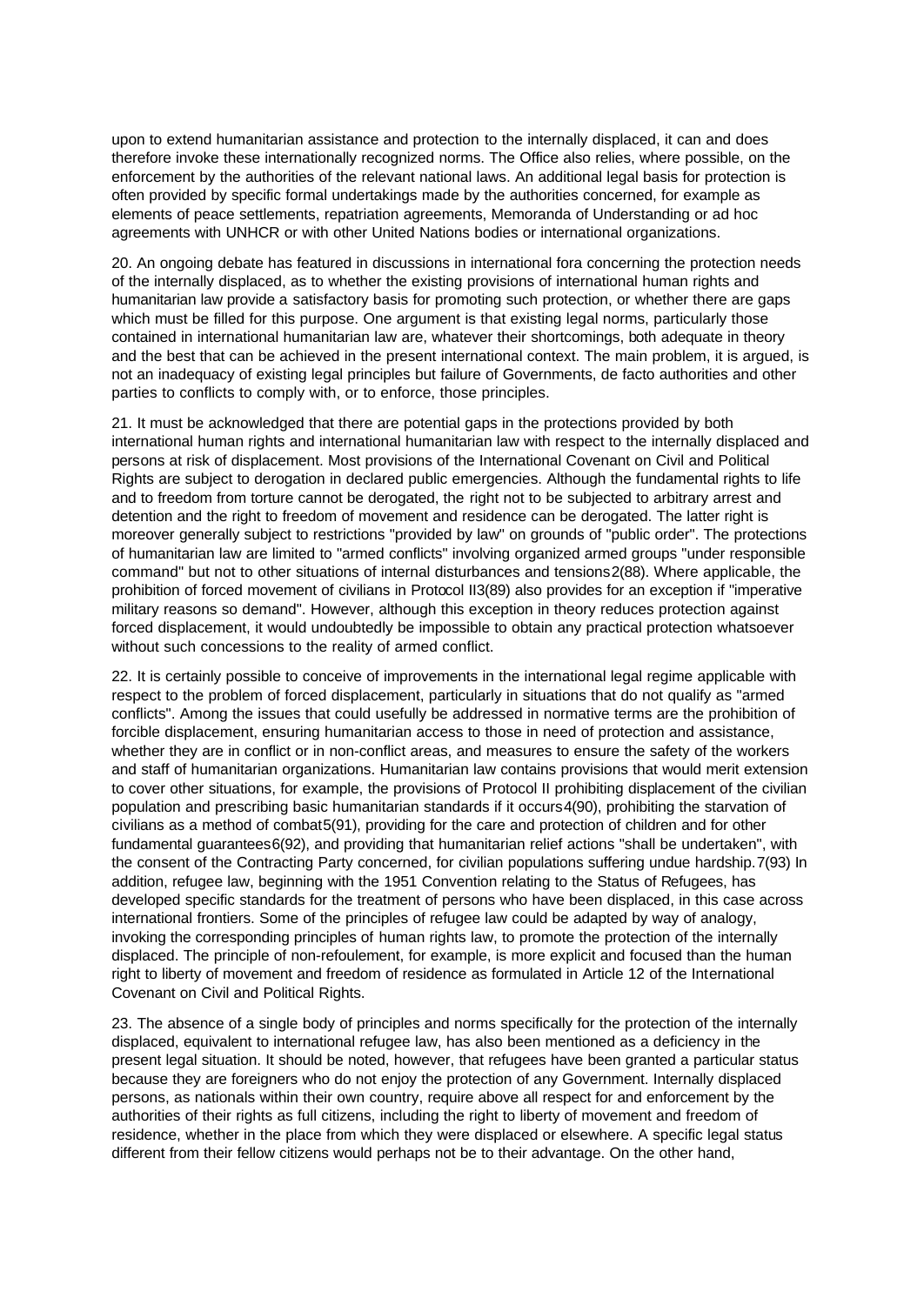upon to extend humanitarian assistance and protection to the internally displaced, it can and does therefore invoke these internationally recognized norms. The Office also relies, where possible, on the enforcement by the authorities of the relevant national laws. An additional legal basis for protection is often provided by specific formal undertakings made by the authorities concerned, for example as elements of peace settlements, repatriation agreements, Memoranda of Understanding or ad hoc agreements with UNHCR or with other United Nations bodies or international organizations.

20. An ongoing debate has featured in discussions in international fora concerning the protection needs of the internally displaced, as to whether the existing provisions of international human rights and humanitarian law provide a satisfactory basis for promoting such protection, or whether there are gaps which must be filled for this purpose. One argument is that existing legal norms, particularly those contained in international humanitarian law are, whatever their shortcomings, both adequate in theory and the best that can be achieved in the present international context. The main problem, it is argued, is not an inadequacy of existing legal principles but failure of Governments, de facto authorities and other parties to conflicts to comply with, or to enforce, those principles.

21. It must be acknowledged that there are potential gaps in the protections provided by both international human rights and international humanitarian law with respect to the internally displaced and persons at risk of displacement. Most provisions of the International Covenant on Civil and Political Rights are subject to derogation in declared public emergencies. Although the fundamental rights to life and to freedom from torture cannot be derogated, the right not to be subjected to arbitrary arrest and detention and the right to freedom of movement and residence can be derogated. The latter right is moreover generally subject to restrictions "provided by law" on grounds of "public order". The protections of humanitarian law are limited to "armed conflicts" involving organized armed groups "under responsible command" but not to other situations of internal disturbances and tensions2(88). Where applicable, the prohibition of forced movement of civilians in Protocol II3(89) also provides for an exception if "imperative military reasons so demand". However, although this exception in theory reduces protection against forced displacement, it would undoubtedly be impossible to obtain any practical protection whatsoever without such concessions to the reality of armed conflict.

22. It is certainly possible to conceive of improvements in the international legal regime applicable with respect to the problem of forced displacement, particularly in situations that do not qualify as "armed conflicts". Among the issues that could usefully be addressed in normative terms are the prohibition of forcible displacement, ensuring humanitarian access to those in need of protection and assistance, whether they are in conflict or in non-conflict areas, and measures to ensure the safety of the workers and staff of humanitarian organizations. Humanitarian law contains provisions that would merit extension to cover other situations, for example, the provisions of Protocol II prohibiting displacement of the civilian population and prescribing basic humanitarian standards if it occurs4(90), prohibiting the starvation of civilians as a method of combat5(91), providing for the care and protection of children and for other fundamental guarantees6(92), and providing that humanitarian relief actions "shall be undertaken", with the consent of the Contracting Party concerned, for civilian populations suffering undue hardship.7(93) In addition, refugee law, beginning with the 1951 Convention relating to the Status of Refugees, has developed specific standards for the treatment of persons who have been displaced, in this case across international frontiers. Some of the principles of refugee law could be adapted by way of analogy, invoking the corresponding principles of human rights law, to promote the protection of the internally displaced. The principle of non-refoulement, for example, is more explicit and focused than the human right to liberty of movement and freedom of residence as formulated in Article 12 of the International Covenant on Civil and Political Rights.

23. The absence of a single body of principles and norms specifically for the protection of the internally displaced, equivalent to international refugee law, has also been mentioned as a deficiency in the present legal situation. It should be noted, however, that refugees have been granted a particular status because they are foreigners who do not enjoy the protection of any Government. Internally displaced persons, as nationals within their own country, require above all respect for and enforcement by the authorities of their rights as full citizens, including the right to liberty of movement and freedom of residence, whether in the place from which they were displaced or elsewhere. A specific legal status different from their fellow citizens would perhaps not be to their advantage. On the other hand,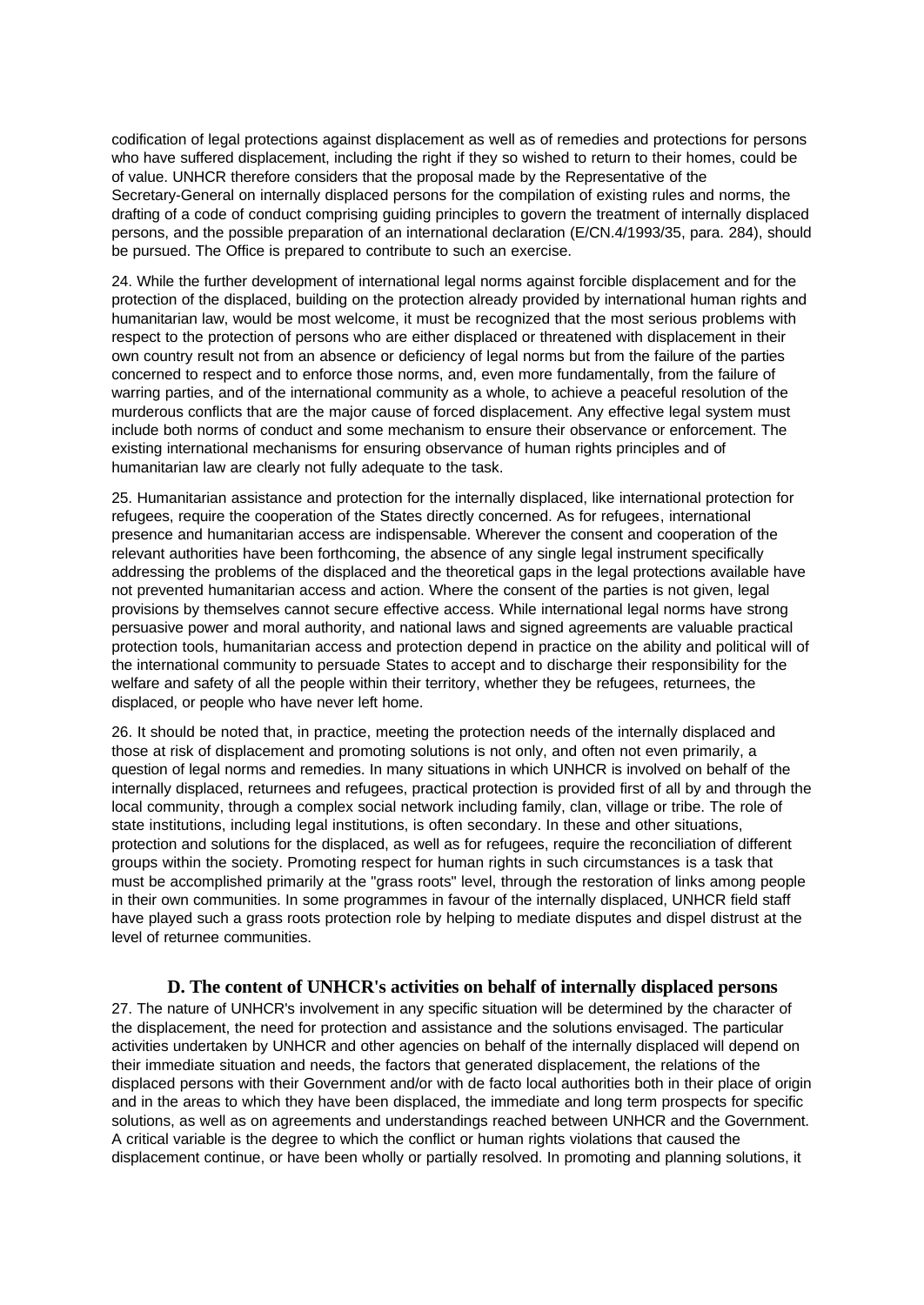codification of legal protections against displacement as well as of remedies and protections for persons who have suffered displacement, including the right if they so wished to return to their homes, could be of value. UNHCR therefore considers that the proposal made by the Representative of the Secretary-General on internally displaced persons for the compilation of existing rules and norms, the drafting of a code of conduct comprising guiding principles to govern the treatment of internally displaced persons, and the possible preparation of an international declaration (E/CN.4/1993/35, para. 284), should be pursued. The Office is prepared to contribute to such an exercise.

24. While the further development of international legal norms against forcible displacement and for the protection of the displaced, building on the protection already provided by international human rights and humanitarian law, would be most welcome, it must be recognized that the most serious problems with respect to the protection of persons who are either displaced or threatened with displacement in their own country result not from an absence or deficiency of legal norms but from the failure of the parties concerned to respect and to enforce those norms, and, even more fundamentally, from the failure of warring parties, and of the international community as a whole, to achieve a peaceful resolution of the murderous conflicts that are the major cause of forced displacement. Any effective legal system must include both norms of conduct and some mechanism to ensure their observance or enforcement. The existing international mechanisms for ensuring observance of human rights principles and of humanitarian law are clearly not fully adequate to the task.

25. Humanitarian assistance and protection for the internally displaced, like international protection for refugees, require the cooperation of the States directly concerned. As for refugees, international presence and humanitarian access are indispensable. Wherever the consent and cooperation of the relevant authorities have been forthcoming, the absence of any single legal instrument specifically addressing the problems of the displaced and the theoretical gaps in the legal protections available have not prevented humanitarian access and action. Where the consent of the parties is not given, legal provisions by themselves cannot secure effective access. While international legal norms have strong persuasive power and moral authority, and national laws and signed agreements are valuable practical protection tools, humanitarian access and protection depend in practice on the ability and political will of the international community to persuade States to accept and to discharge their responsibility for the welfare and safety of all the people within their territory, whether they be refugees, returnees, the displaced, or people who have never left home.

26. It should be noted that, in practice, meeting the protection needs of the internally displaced and those at risk of displacement and promoting solutions is not only, and often not even primarily, a question of legal norms and remedies. In many situations in which UNHCR is involved on behalf of the internally displaced, returnees and refugees, practical protection is provided first of all by and through the local community, through a complex social network including family, clan, village or tribe. The role of state institutions, including legal institutions, is often secondary. In these and other situations, protection and solutions for the displaced, as well as for refugees, require the reconciliation of different groups within the society. Promoting respect for human rights in such circumstances is a task that must be accomplished primarily at the "grass roots" level, through the restoration of links among people in their own communities. In some programmes in favour of the internally displaced, UNHCR field staff have played such a grass roots protection role by helping to mediate disputes and dispel distrust at the level of returnee communities.

### D. The content of UNHCR's activities on behalf of internally displaced persons

27. The nature of UNHCR's involvement in any specific situation will be determined by the character of the displacement, the need for protection and assistance and the solutions envisaged. The particular activities undertaken by UNHCR and other agencies on behalf of the internally displaced will depend on their immediate situation and needs, the factors that generated displacement, the relations of the displaced persons with their Government and/or with de facto local authorities both in their place of origin and in the areas to which they have been displaced, the immediate and long term prospects for specific solutions, as well as on agreements and understandings reached between UNHCR and the Government. A critical variable is the degree to which the conflict or human rights violations that caused the displacement continue, or have been wholly or partially resolved. In promoting and planning solutions, it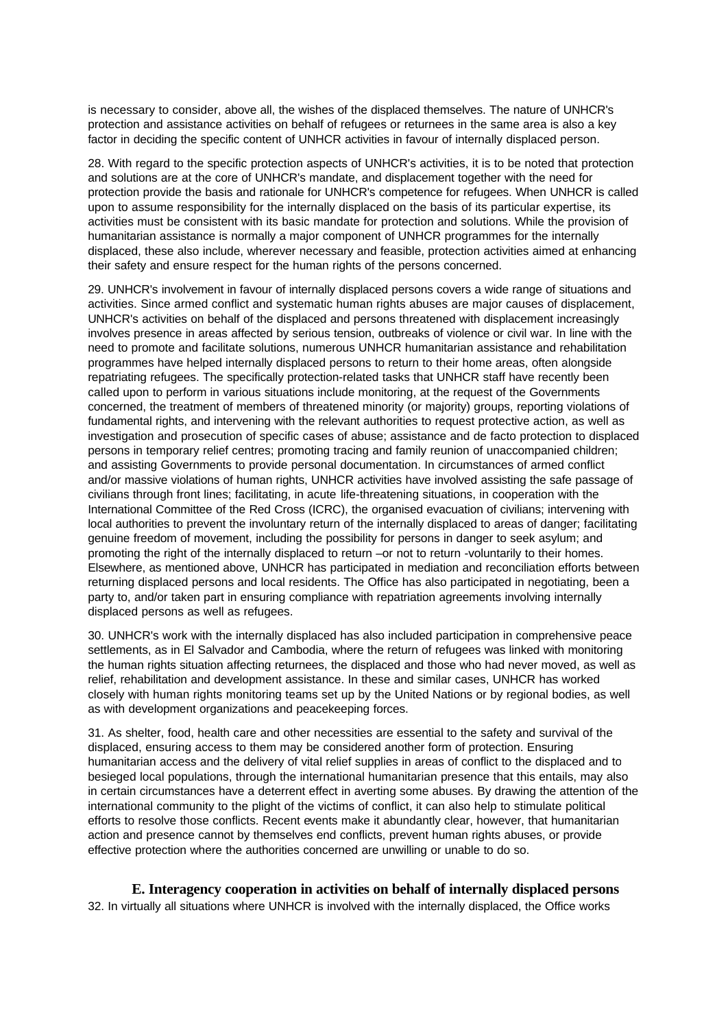is necessary to consider, above all, the wishes of the displaced themselves. The nature of UNHCR's protection and assistance activities on behalf of refugees or returnees in the same area is also a key factor in deciding the specific content of UNHCR activities in favour of internally displaced person.

28. With regard to the specific protection aspects of UNHCR's activities, it is to be noted that protection and solutions are at the core of UNHCR's mandate, and displacement together with the need for protection provide the basis and rationale for UNHCR's competence for refugees. When UNHCR is called upon to assume responsibility for the internally displaced on the basis of its particular expertise, its activities must be consistent with its basic mandate for protection and solutions. While the provision of humanitarian assistance is normally a major component of UNHCR programmes for the internally displaced, these also include, wherever necessary and feasible, protection activities aimed at enhancing their safety and ensure respect for the human rights of the persons concerned.

29. UNHCR's involvement in favour of internally displaced persons covers a wide range of situations and activities. Since armed conflict and systematic human rights abuses are major causes of displacement, UNHCR's activities on behalf of the displaced and persons threatened with displacement increasingly involves presence in areas affected by serious tension, outbreaks of violence or civil war. In line with the need to promote and facilitate solutions, numerous UNHCR humanitarian assistance and rehabilitation programmes have helped internally displaced persons to return to their home areas, often alongside repatriating refugees. The specifically protection-related tasks that UNHCR staff have recently been called upon to perform in various situations include monitoring, at the request of the Governments concerned, the treatment of members of threatened minority (or majority) groups, reporting violations of fundamental rights, and intervening with the relevant authorities to request protective action, as well as investigation and prosecution of specific cases of abuse; assistance and de facto protection to displaced persons in temporary relief centres; promoting tracing and family reunion of unaccompanied children; and assisting Governments to provide personal documentation. In circumstances of armed conflict and/or massive violations of human rights, UNHCR activities have involved assisting the safe passage of civilians through front lines; facilitating, in acute life-threatening situations, in cooperation with the International Committee of the Red Cross (ICRC), the organised evacuation of civilians; intervening with local authorities to prevent the involuntary return of the internally displaced to areas of danger; facilitating genuine freedom of movement, including the possibility for persons in danger to seek asylum; and promoting the right of the internally displaced to return –or not to return -voluntarily to their homes. Elsewhere, as mentioned above, UNHCR has participated in mediation and reconciliation efforts between returning displaced persons and local residents. The Office has also participated in negotiating, been a party to, and/or taken part in ensuring compliance with repatriation agreements involving internally displaced persons as well as refugees.

30. UNHCR's work with the internally displaced has also included participation in comprehensive peace settlements, as in El Salvador and Cambodia, where the return of refugees was linked with monitoring the human rights situation affecting returnees, the displaced and those who had never moved, as well as relief, rehabilitation and development assistance. In these and similar cases, UNHCR has worked closely with human rights monitoring teams set up by the United Nations or by regional bodies, as well as with development organizations and peacekeeping forces.

31. As shelter, food, health care and other necessities are essential to the safety and survival of the displaced, ensuring access to them may be considered another form of protection. Ensuring humanitarian access and the delivery of vital relief supplies in areas of conflict to the displaced and to besieged local populations, through the international humanitarian presence that this entails, may also in certain circumstances have a deterrent effect in averting some abuses. By drawing the attention of the international community to the plight of the victims of conflict, it can also help to stimulate political efforts to resolve those conflicts. Recent events make it abundantly clear, however, that humanitarian action and presence cannot by themselves end conflicts, prevent human rights abuses, or provide effective protection where the authorities concerned are unwilling or unable to do so.

### E. Interagency cooperation in activities on behalf of internally displaced persons

32. In virtually all situations where UNHCR is involved with the internally displaced, the Office works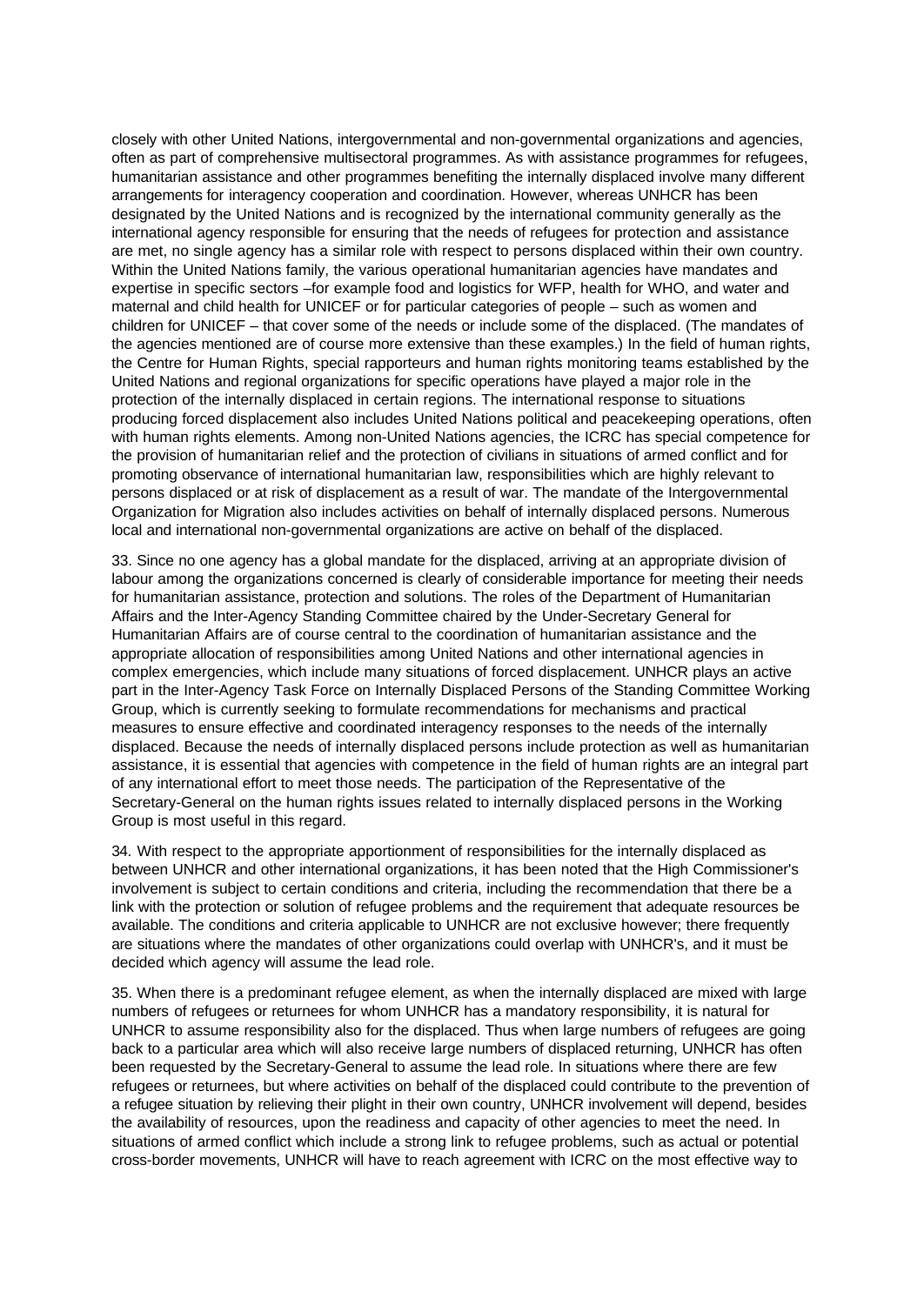closely with other United Nations, intergovernmental and non-governmental organizations and agencies, often as part of comprehensive multisectoral programmes. As with assistance programmes for refugees, humanitarian assistance and other programmes benefiting the internally displaced involve many different arrangements for interagency cooperation and coordination. However, whereas UNHCR has been designated by the United Nations and is recognized by the international community generally as the international agency responsible for ensuring that the needs of refugees for protection and assistance are met, no single agency has a similar role with respect to persons displaced within their own country. Within the United Nations family, the various operational humanitarian agencies have mandates and expertise in specific sectors –for example food and logistics for WFP, health for WHO, and water and maternal and child health for UNICEF or for particular categories of people – such as women and children for UNICEF – that cover some of the needs or include some of the displaced. (The mandates of the agencies mentioned are of course more extensive than these examples.) In the field of human rights, the Centre for Human Rights, special rapporteurs and human rights monitoring teams established by the United Nations and regional organizations for specific operations have played a major role in the protection of the internally displaced in certain regions. The international response to situations producing forced displacement also includes United Nations political and peacekeeping operations, often with human rights elements. Among non-United Nations agencies, the ICRC has special competence for the provision of humanitarian relief and the protection of civilians in situations of armed conflict and for promoting observance of international humanitarian law, responsibilities which are highly relevant to persons displaced or at risk of displacement as a result of war. The mandate of the Intergovernmental Organization for Migration also includes activities on behalf of internally displaced persons. Numerous local and international non-governmental organizations are active on behalf of the displaced.

33. Since no one agency has a global mandate for the displaced, arriving at an appropriate division of labour among the organizations concerned is clearly of considerable importance for meeting their needs for humanitarian assistance, protection and solutions. The roles of the Department of Humanitarian Affairs and the Inter-Agency Standing Committee chaired by the Under-Secretary General for Humanitarian Affairs are of course central to the coordination of humanitarian assistance and the appropriate allocation of responsibilities among United Nations and other international agencies in complex emergencies, which include many situations of forced displacement. UNHCR plays an active part in the Inter-Agency Task Force on Internally Displaced Persons of the Standing Committee Working Group, which is currently seeking to formulate recommendations for mechanisms and practical measures to ensure effective and coordinated interagency responses to the needs of the internally displaced. Because the needs of internally displaced persons include protection as well as humanitarian assistance, it is essential that agencies with competence in the field of human rights are an integral part of any international effort to meet those needs. The participation of the Representative of the Secretary-General on the human rights issues related to internally displaced persons in the Working Group is most useful in this regard.

34. With respect to the appropriate apportionment of responsibilities for the internally displaced as between UNHCR and other international organizations, it has been noted that the High Commissioner's involvement is subject to certain conditions and criteria, including the recommendation that there be a link with the protection or solution of refugee problems and the requirement that adequate resources be available. The conditions and criteria applicable to UNHCR are not exclusive however; there frequently are situations where the mandates of other organizations could overlap with UNHCR's, and it must be decided which agency will assume the lead role.

35. When there is a predominant refugee element, as when the internally displaced are mixed with large numbers of refugees or returnees for whom UNHCR has a mandatory responsibility, it is natural for UNHCR to assume responsibility also for the displaced. Thus when large numbers of refugees are going back to a particular area which will also receive large numbers of displaced returning, UNHCR has often been requested by the Secretary-General to assume the lead role. In situations where there are few refugees or returnees, but where activities on behalf of the displaced could contribute to the prevention of a refugee situation by relieving their plight in their own country, UNHCR involvement will depend, besides the availability of resources, upon the readiness and capacity of other agencies to meet the need. In situations of armed conflict which include a strong link to refugee problems, such as actual or potential cross-border movements, UNHCR will have to reach agreement with ICRC on the most effective way to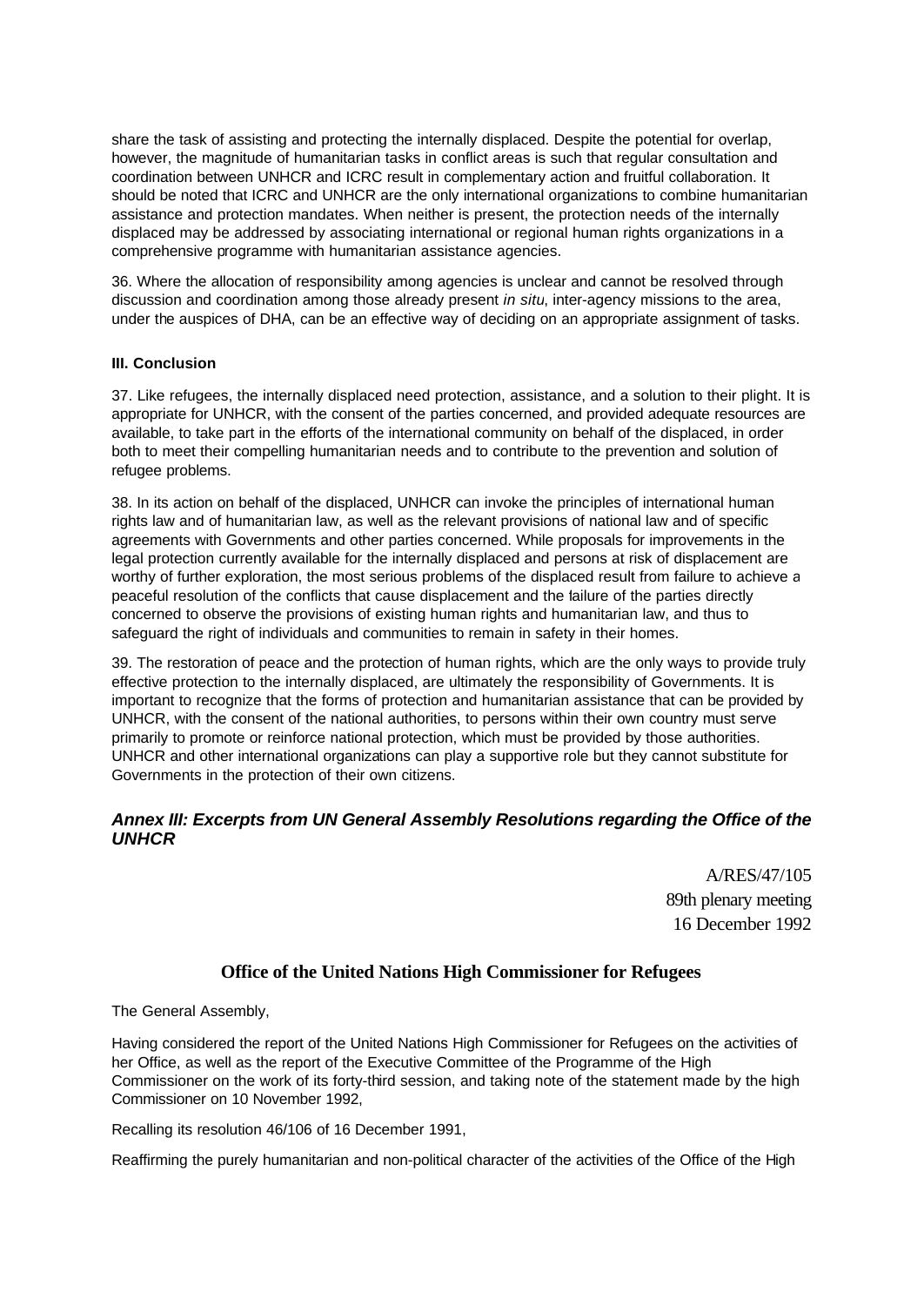share the task of assisting and protecting the internally displaced. Despite the potential for overlap, however, the magnitude of humanitarian tasks in conflict areas is such that regular consultation and coordination between UNHCR and ICRC result in complementary action and fruitful collaboration. It should be noted that ICRC and UNHCR are the only international organizations to combine humanitarian assistance and protection mandates. When neither is present, the protection needs of the internally displaced may be addressed by associating international or regional human rights organizations in a comprehensive programme with humanitarian assistance agencies.

36. Where the allocation of responsibility among agencies is unclear and cannot be resolved through discussion and coordination among those already present *in situ*, inter-agency missions to the area, under the auspices of DHA, can be an effective way of deciding on an appropriate assignment of tasks.

#### III. Conclusion

37. Like refugees, the internally displaced need protection, assistance, and a solution to their plight. It is appropriate for UNHCR, with the consent of the parties concerned, and provided adequate resources are available, to take part in the efforts of the international community on behalf of the displaced, in order both to meet their compelling humanitarian needs and to contribute to the prevention and solution of refugee problems.

38. In its action on behalf of the displaced, UNHCR can invoke the principles of international human rights law and of humanitarian law, as well as the relevant provisions of national law and of specific agreements with Governments and other parties concerned. While proposals for improvements in the legal protection currently available for the internally displaced and persons at risk of displacement are worthy of further exploration, the most serious problems of the displaced result from failure to achieve a peaceful resolution of the conflicts that cause displacement and the failure of the parties directly concerned to observe the provisions of existing human rights and humanitarian law, and thus to safeguard the right of individuals and communities to remain in safety in their homes.

39. The restoration of peace and the protection of human rights, which are the only ways to provide truly effective protection to the internally displaced, are ultimately the responsibility of Governments. It is important to recognize that the forms of protection and humanitarian assistance that can be provided by UNHCR, with the consent of the national authorities, to persons within their own country must serve primarily to promote or reinforce national protection, which must be provided by those authorities. UNHCR and other international organizations can play a supportive role but they cannot substitute for Governments in the protection of their own citizens.

## *Annex III: Excerpts from UN General Assembly Resolutions regarding the Office of the UNHCR*

A/RES/47/105
89th plenary meeting
16 December 1992

### Office of the United Nations High Commissioner for Refugees

The General Assembly,

Having considered the report of the United Nations High Commissioner for Refugees on the activities of her Office, as well as the report of the Executive Committee of the Programme of the High Commissioner on the work of its forty-third session, and taking note of the statement made by the high Commissioner on 10 November 1992,

Recalling its resolution 46/106 of 16 December 1991,

Reaffirming the purely humanitarian and non-political character of the activities of the Office of the High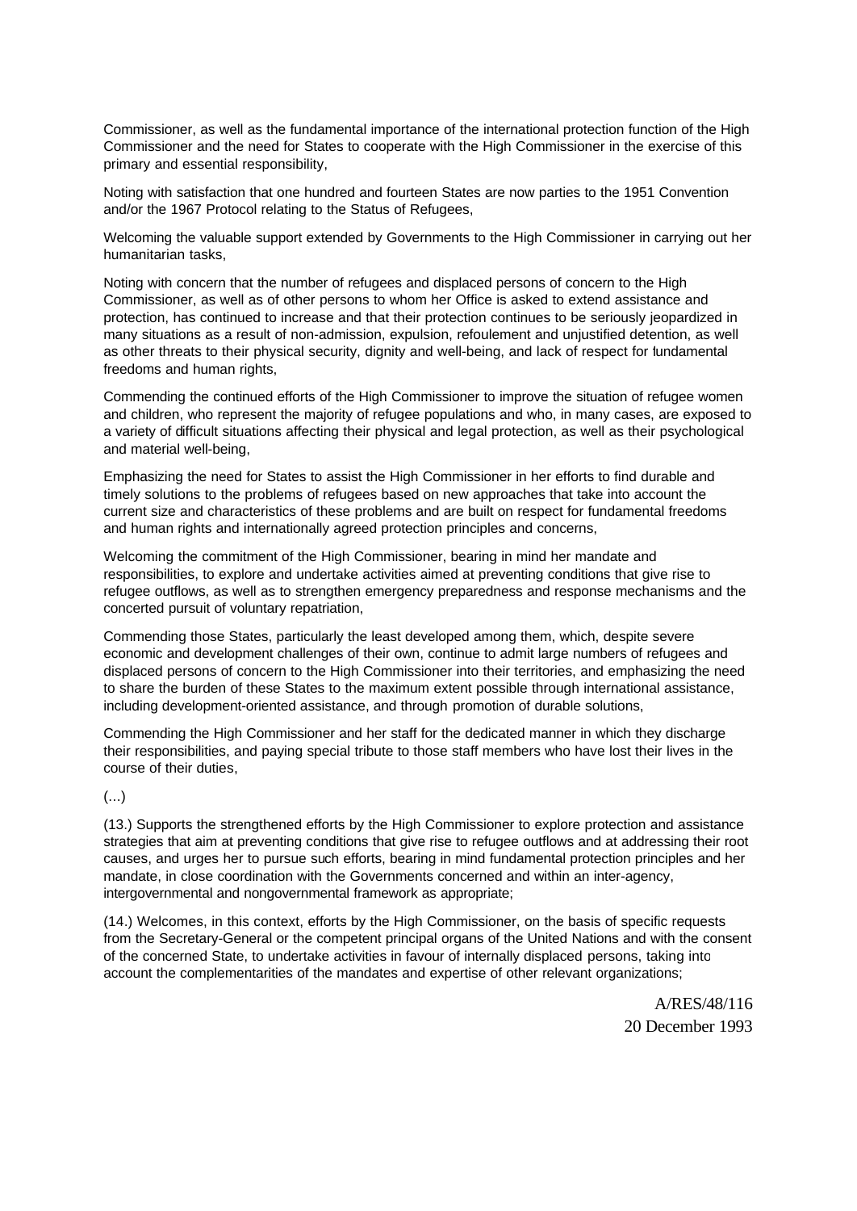Commissioner, as well as the fundamental importance of the international protection function of the High Commissioner and the need for States to cooperate with the High Commissioner in the exercise of this primary and essential responsibility,

Noting with satisfaction that one hundred and fourteen States are now parties to the 1951 Convention and/or the 1967 Protocol relating to the Status of Refugees,

Welcoming the valuable support extended by Governments to the High Commissioner in carrying out her humanitarian tasks,

Noting with concern that the number of refugees and displaced persons of concern to the High Commissioner, as well as of other persons to whom her Office is asked to extend assistance and protection, has continued to increase and that their protection continues to be seriously jeopardized in many situations as a result of non-admission, expulsion, refoulement and unjustified detention, as well as other threats to their physical security, dignity and well-being, and lack of respect for fundamental freedoms and human rights,

Commending the continued efforts of the High Commissioner to improve the situation of refugee women and children, who represent the majority of refugee populations and who, in many cases, are exposed to a variety of difficult situations affecting their physical and legal protection, as well as their psychological and material well-being,

Emphasizing the need for States to assist the High Commissioner in her efforts to find durable and timely solutions to the problems of refugees based on new approaches that take into account the current size and characteristics of these problems and are built on respect for fundamental freedoms and human rights and internationally agreed protection principles and concerns,

Welcoming the commitment of the High Commissioner, bearing in mind her mandate and responsibilities, to explore and undertake activities aimed at preventing conditions that give rise to refugee outflows, as well as to strengthen emergency preparedness and response mechanisms and the concerted pursuit of voluntary repatriation,

Commending those States, particularly the least developed among them, which, despite severe economic and development challenges of their own, continue to admit large numbers of refugees and displaced persons of concern to the High Commissioner into their territories, and emphasizing the need to share the burden of these States to the maximum extent possible through international assistance, including development-oriented assistance, and through promotion of durable solutions,

Commending the High Commissioner and her staff for the dedicated manner in which they discharge their responsibilities, and paying special tribute to those staff members who have lost their lives in the course of their duties,

(...)

(13.) Supports the strengthened efforts by the High Commissioner to explore protection and assistance strategies that aim at preventing conditions that give rise to refugee outflows and at addressing their root causes, and urges her to pursue such efforts, bearing in mind fundamental protection principles and her mandate, in close coordination with the Governments concerned and within an inter-agency, intergovernmental and nongovernmental framework as appropriate;

(14.) Welcomes, in this context, efforts by the High Commissioner, on the basis of specific requests from the Secretary-General or the competent principal organs of the United Nations and with the consent of the concerned State, to undertake activities in favour of internally displaced persons, taking into account the complementarities of the mandates and expertise of other relevant organizations;

A/RES/48/116
20 December 1993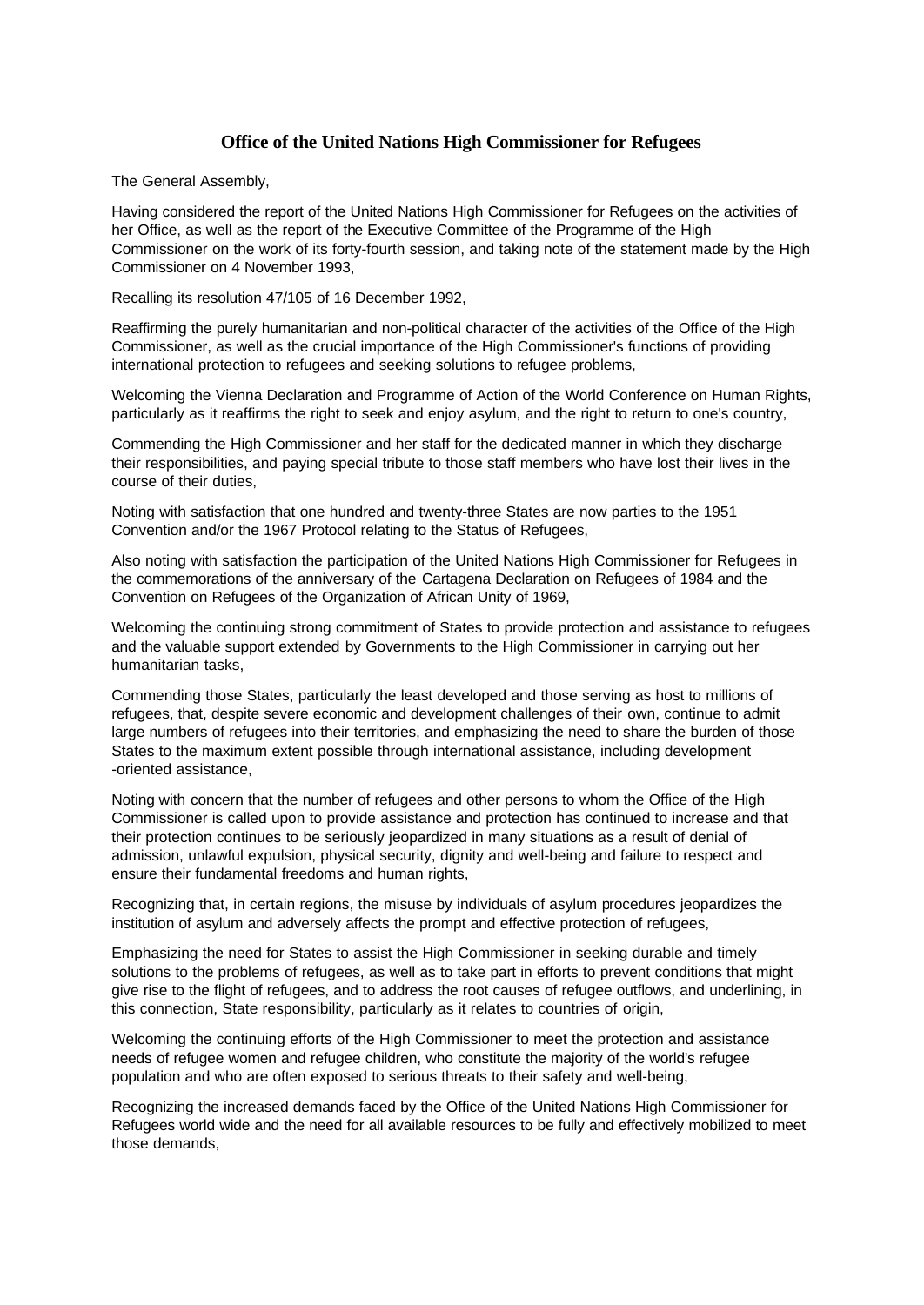## Office of the United Nations High Commissioner for Refugees

The General Assembly,

Having considered the report of the United Nations High Commissioner for Refugees on the activities of her Office, as well as the report of the Executive Committee of the Programme of the High Commissioner on the work of its forty-fourth session, and taking note of the statement made by the High Commissioner on 4 November 1993,

Recalling its resolution 47/105 of 16 December 1992,

Reaffirming the purely humanitarian and non-political character of the activities of the Office of the High Commissioner, as well as the crucial importance of the High Commissioner's functions of providing international protection to refugees and seeking solutions to refugee problems,

Welcoming the Vienna Declaration and Programme of Action of the World Conference on Human Rights, particularly as it reaffirms the right to seek and enjoy asylum, and the right to return to one's country,

Commending the High Commissioner and her staff for the dedicated manner in which they discharge their responsibilities, and paying special tribute to those staff members who have lost their lives in the course of their duties,

Noting with satisfaction that one hundred and twenty-three States are now parties to the 1951 Convention and/or the 1967 Protocol relating to the Status of Refugees,

Also noting with satisfaction the participation of the United Nations High Commissioner for Refugees in the commemorations of the anniversary of the Cartagena Declaration on Refugees of 1984 and the Convention on Refugees of the Organization of African Unity of 1969,

Welcoming the continuing strong commitment of States to provide protection and assistance to refugees and the valuable support extended by Governments to the High Commissioner in carrying out her humanitarian tasks,

Commending those States, particularly the least developed and those serving as host to millions of refugees, that, despite severe economic and development challenges of their own, continue to admit large numbers of refugees into their territories, and emphasizing the need to share the burden of those States to the maximum extent possible through international assistance, including development -oriented assistance,

Noting with concern that the number of refugees and other persons to whom the Office of the High Commissioner is called upon to provide assistance and protection has continued to increase and that their protection continues to be seriously jeopardized in many situations as a result of denial of admission, unlawful expulsion, physical security, dignity and well-being and failure to respect and ensure their fundamental freedoms and human rights,

Recognizing that, in certain regions, the misuse by individuals of asylum procedures jeopardizes the institution of asylum and adversely affects the prompt and effective protection of refugees,

Emphasizing the need for States to assist the High Commissioner in seeking durable and timely solutions to the problems of refugees, as well as to take part in efforts to prevent conditions that might give rise to the flight of refugees, and to address the root causes of refugee outflows, and underlining, in this connection, State responsibility, particularly as it relates to countries of origin,

Welcoming the continuing efforts of the High Commissioner to meet the protection and assistance needs of refugee women and refugee children, who constitute the majority of the world's refugee population and who are often exposed to serious threats to their safety and well-being,

Recognizing the increased demands faced by the Office of the United Nations High Commissioner for Refugees world wide and the need for all available resources to be fully and effectively mobilized to meet those demands,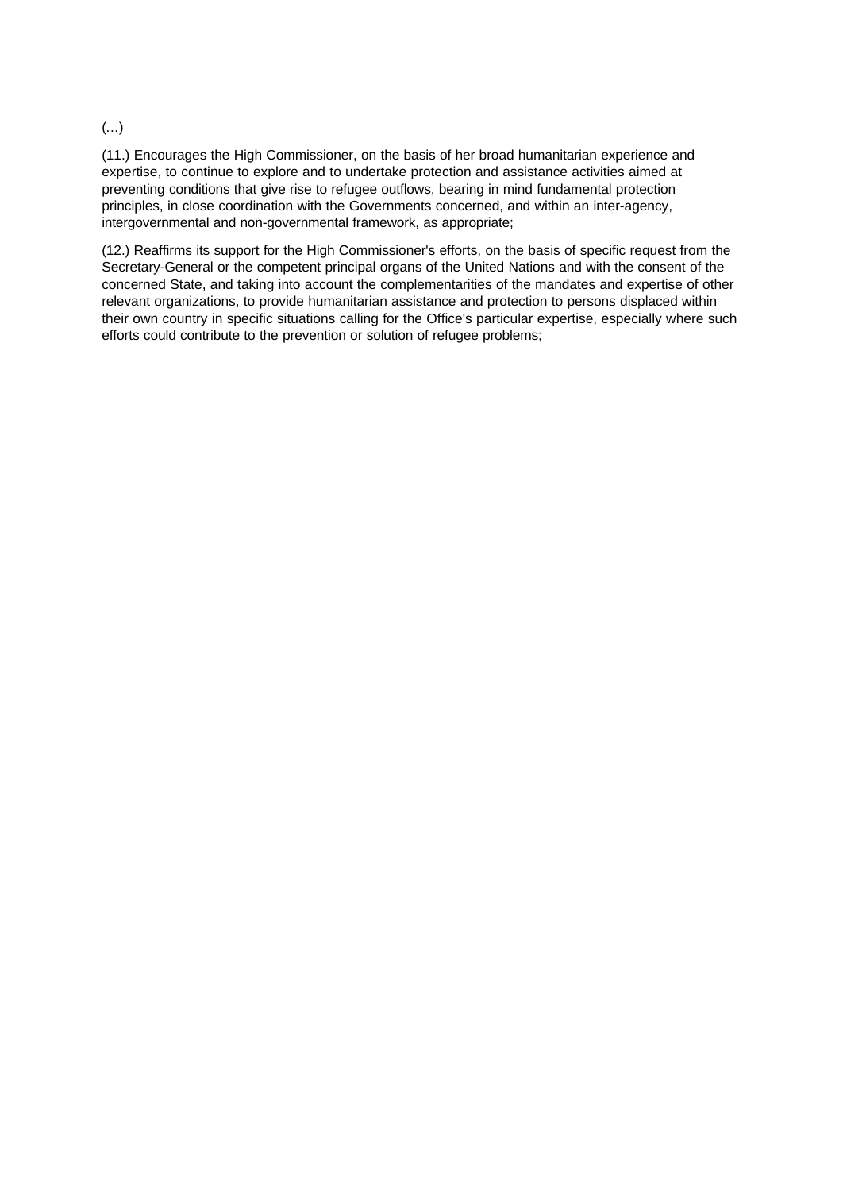(…)

(11.) Encourages the High Commissioner, on the basis of her broad humanitarian experience and expertise, to continue to explore and to undertake protection and assistance activities aimed at preventing conditions that give rise to refugee outflows, bearing in mind fundamental protection principles, in close coordination with the Governments concerned, and within an inter-agency, intergovernmental and non-governmental framework, as appropriate;

(12.) Reaffirms its support for the High Commissioner's efforts, on the basis of specific request from the Secretary-General or the competent principal organs of the United Nations and with the consent of the concerned State, and taking into account the complementarities of the mandates and expertise of other relevant organizations, to provide humanitarian assistance and protection to persons displaced within their own country in specific situations calling for the Office's particular expertise, especially where such efforts could contribute to the prevention or solution of refugee problems;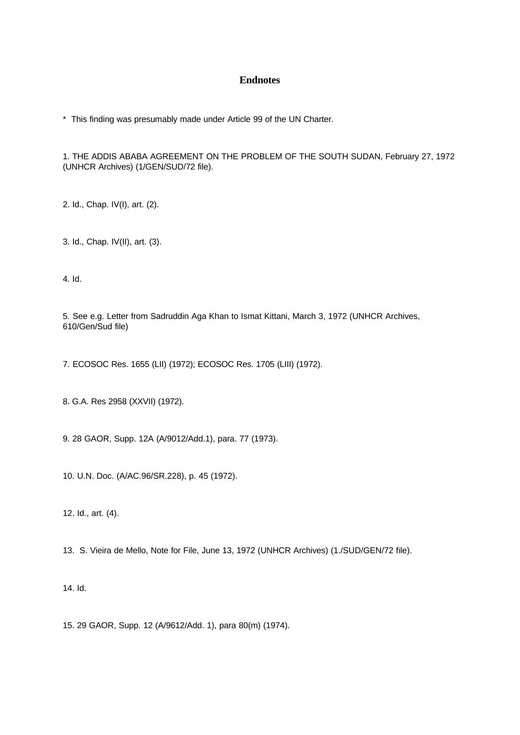## Endnotes

* This finding was presumably made under Article 99 of the UN Charter.

1. THE ADDIS ABABA AGREEMENT ON THE PROBLEM OF THE SOUTH SUDAN, February 27, 1972 (UNHCR Archives) (1/GEN/SUD/72 file).

2. Id., Chap. IV(I), art. (2).

3. Id., Chap. IV(II), art. (3).

4. Id.

5. See e.g. Letter from Sadruddin Aga Khan to Ismat Kittani, March 3, 1972 (UNHCR Archives, 610/Gen/Sud file)

7. ECOSOC Res. 1655 (LII) (1972); ECOSOC Res. 1705 (LIII) (1972).

8. G.A. Res 2958 (XXVII) (1972).

9. 28 GAOR, Supp. 12A (A/9012/Add.1), para. 77 (1973).

10. U.N. Doc. (A/AC.96/SR.228), p. 45 (1972).

12. Id., art. (4).

13. S. Vieira de Mello, Note for File, June 13, 1972 (UNHCR Archives) (1./SUD/GEN/72 file).

14. Id.

15. 29 GAOR, Supp. 12 (A/9612/Add. 1), para 80(m) (1974).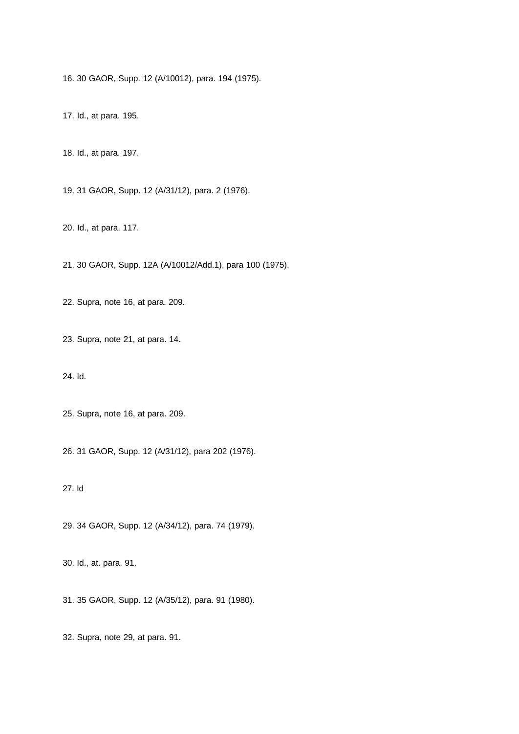16. 30 GAOR, Supp. 12 (A/10012), para. 194 (1975).

17. Id., at para. 195.

18. Id., at para. 197.

19. 31 GAOR, Supp. 12 (A/31/12), para. 2 (1976).

20. Id., at para. 117.

21. 30 GAOR, Supp. 12A (A/10012/Add.1), para 100 (1975).

22. Supra, note 16, at para. 209.

23. Supra, note 21, at para. 14.

24. Id.

25. Supra, note 16, at para. 209.

26. 31 GAOR, Supp. 12 (A/31/12), para 202 (1976).

27. Id

29. 34 GAOR, Supp. 12 (A/34/12), para. 74 (1979).

30. Id., at. para. 91.

31. 35 GAOR, Supp. 12 (A/35/12), para. 91 (1980).

32. Supra, note 29, at para. 91.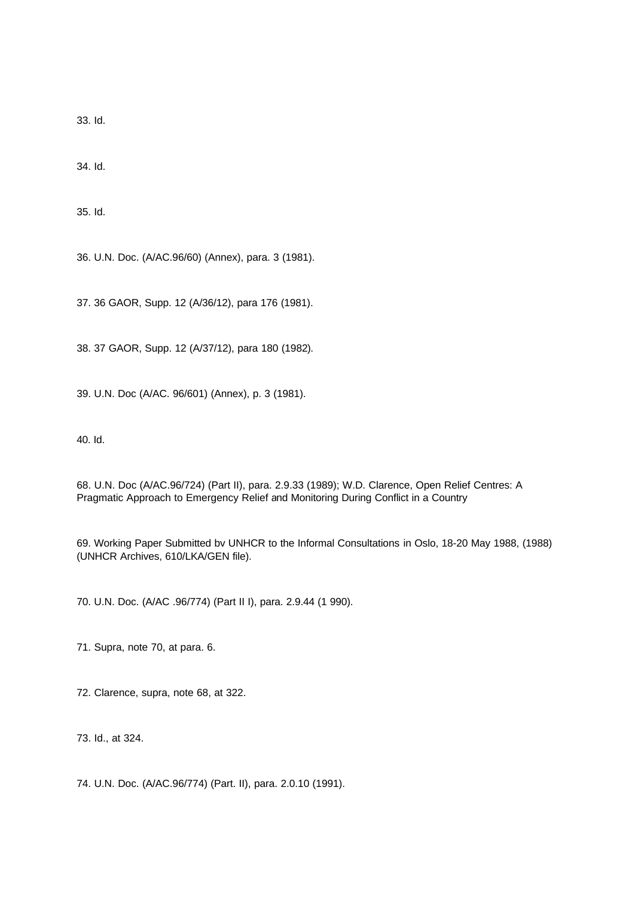33. Id.

34. Id.

35. Id.

36. U.N. Doc. (A/AC.96/60) (Annex), para. 3 (1981).

37. 36 GAOR, Supp. 12 (A/36/12), para 176 (1981).

38. 37 GAOR, Supp. 12 (A/37/12), para 180 (1982).

39. U.N. Doc (A/AC. 96/601) (Annex), p. 3 (1981).

40. Id.

68. U.N. Doc (A/AC.96/724) (Part II), para. 2.9.33 (1989); W.D. Clarence, Open Relief Centres: A Pragmatic Approach to Emergency Relief and Monitoring During Conflict in a Country

69. Working Paper Submitted bv UNHCR to the Informal Consultations in Oslo, 18-20 May 1988, (1988) (UNHCR Archives, 610/LKA/GEN file).

70. U.N. Doc. (A/AC .96/774) (Part II I), para. 2.9.44 (1 990).

71. Supra, note 70, at para. 6.

72. Clarence, supra, note 68, at 322.

73. Id., at 324.

74. U.N. Doc. (A/AC.96/774) (Part. II), para. 2.0.10 (1991).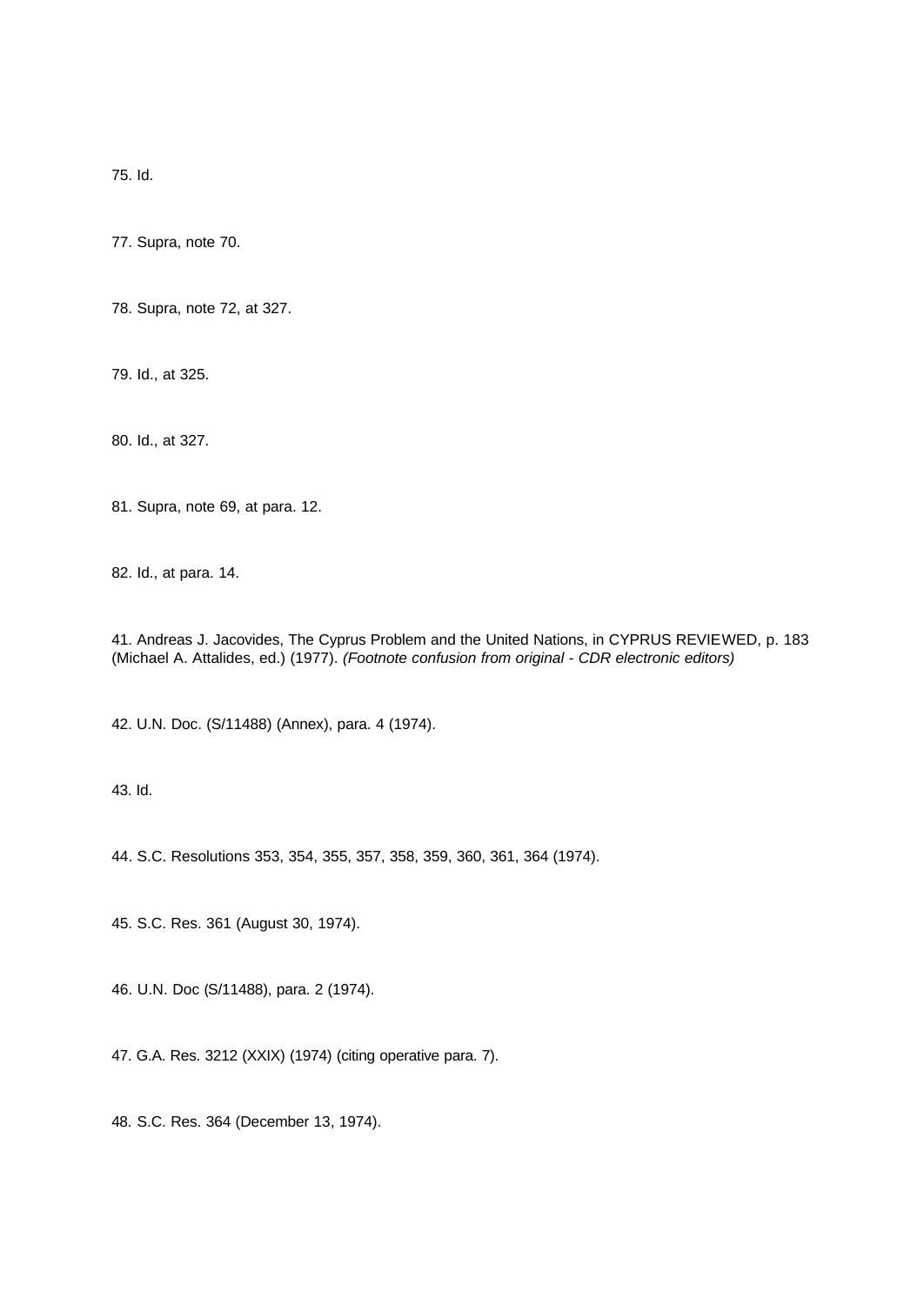75. Id.

77. Supra, note 70.

78. Supra, note 72, at 327.

79. Id., at 325.

80. Id., at 327.

81. Supra, note 69, at para. 12.

82. Id., at para. 14.

41. Andreas J. Jacovides, The Cyprus Problem and the United Nations, in CYPRUS REVIEWED, p. 183 (Michael A. Attalides, ed.) (1977). *(Footnote confusion from original - CDR electronic editors)*

42. U.N. Doc. (S/11488) (Annex), para. 4 (1974).

43. Id.

44. S.C. Resolutions 353, 354, 355, 357, 358, 359, 360, 361, 364 (1974).

45. S.C. Res. 361 (August 30, 1974).

46. U.N. Doc (S/11488), para. 2 (1974).

47. G.A. Res. 3212 (XXIX) (1974) (citing operative para. 7).

48. S.C. Res. 364 (December 13, 1974).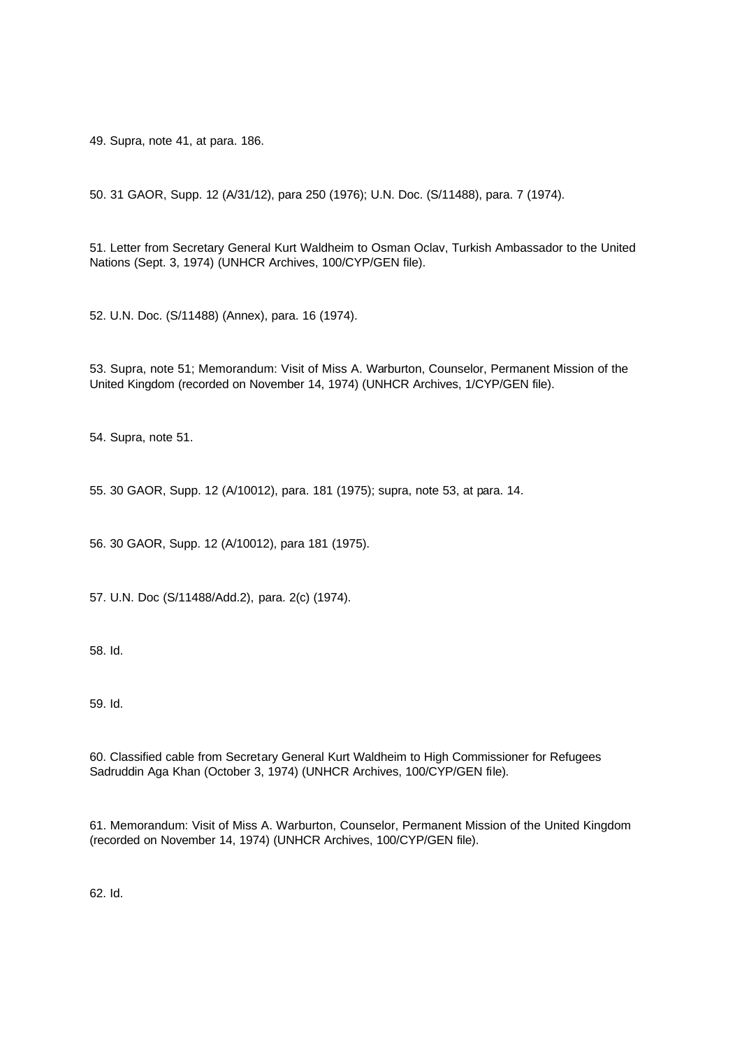49. Supra, note 41, at para. 186.

50. 31 GAOR, Supp. 12 (A/31/12), para 250 (1976); U.N. Doc. (S/11488), para. 7 (1974).

51. Letter from Secretary General Kurt Waldheim to Osman Oclav, Turkish Ambassador to the United Nations (Sept. 3, 1974) (UNHCR Archives, 100/CYP/GEN file).

52. U.N. Doc. (S/11488) (Annex), para. 16 (1974).

53. Supra, note 51; Memorandum: Visit of Miss A. Warburton, Counselor, Permanent Mission of the United Kingdom (recorded on November 14, 1974) (UNHCR Archives, 1/CYP/GEN file).

54. Supra, note 51.

55. 30 GAOR, Supp. 12 (A/10012), para. 181 (1975); supra, note 53, at para. 14.

56. 30 GAOR, Supp. 12 (A/10012), para 181 (1975).

57. U.N. Doc (S/11488/Add.2), para. 2(c) (1974).

58. Id.

59. Id.

60. Classified cable from Secretary General Kurt Waldheim to High Commissioner for Refugees Sadruddin Aga Khan (October 3, 1974) (UNHCR Archives, 100/CYP/GEN file).

61. Memorandum: Visit of Miss A. Warburton, Counselor, Permanent Mission of the United Kingdom (recorded on November 14, 1974) (UNHCR Archives, 100/CYP/GEN file).

62. Id.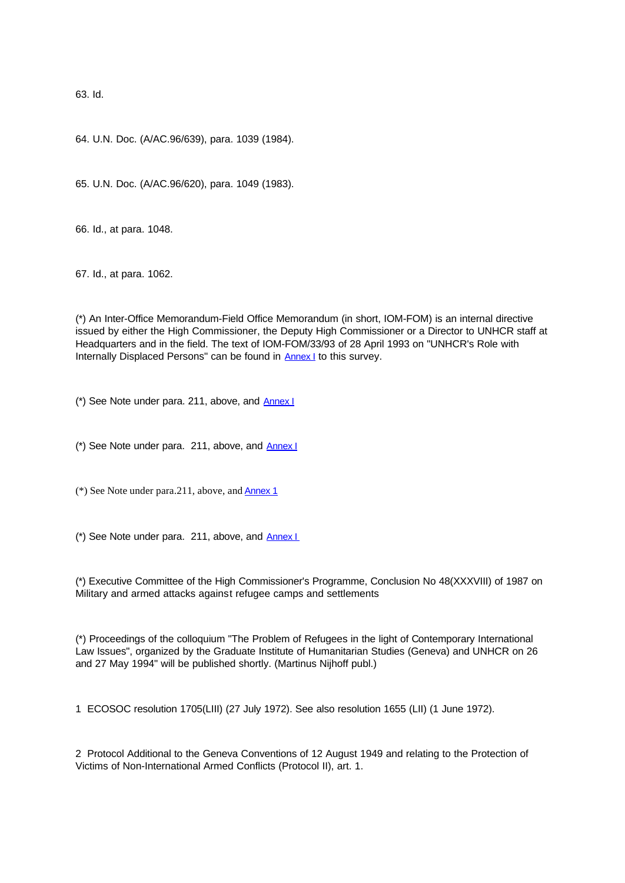63. Id.

64. U.N. Doc. (A/AC.96/639), para. 1039 (1984).

65. U.N. Doc. (A/AC.96/620), para. 1049 (1983).

66. Id., at para. 1048.

67. Id., at para. 1062.

(*) An Inter-Office Memorandum-Field Office Memorandum (in short, IOM-FOM) is an internal directive issued by either the High Commissioner, the Deputy High Commissioner or a Director to UNHCR staff at Headquarters and in the field. The text of IOM-FOM/33/93 of 28 April 1993 on "UNHCR's Role with Internally Displaced Persons" can be found in Annex I to this survey.

(*) See Note under para. 211, above, and Annex I

(*) See Note under para. 211, above, and Annex I

(*) See Note under para.211, above, and Annex 1

(*) See Note under para. 211, above, and Annex I

(*) Executive Committee of the High Commissioner's Programme, Conclusion No 48(XXXVIII) of 1987 on Military and armed attacks against refugee camps and settlements

(*) Proceedings of the colloquium "The Problem of Refugees in the light of Contemporary International Law Issues", organized by the Graduate Institute of Humanitarian Studies (Geneva) and UNHCR on 26 and 27 May 1994" will be published shortly. (Martinus Nijhoff publ.)

1 ECOSOC resolution 1705(LIII) (27 July 1972). See also resolution 1655 (LII) (1 June 1972).

2 Protocol Additional to the Geneva Conventions of 12 August 1949 and relating to the Protection of Victims of Non-International Armed Conflicts (Protocol II), art. 1.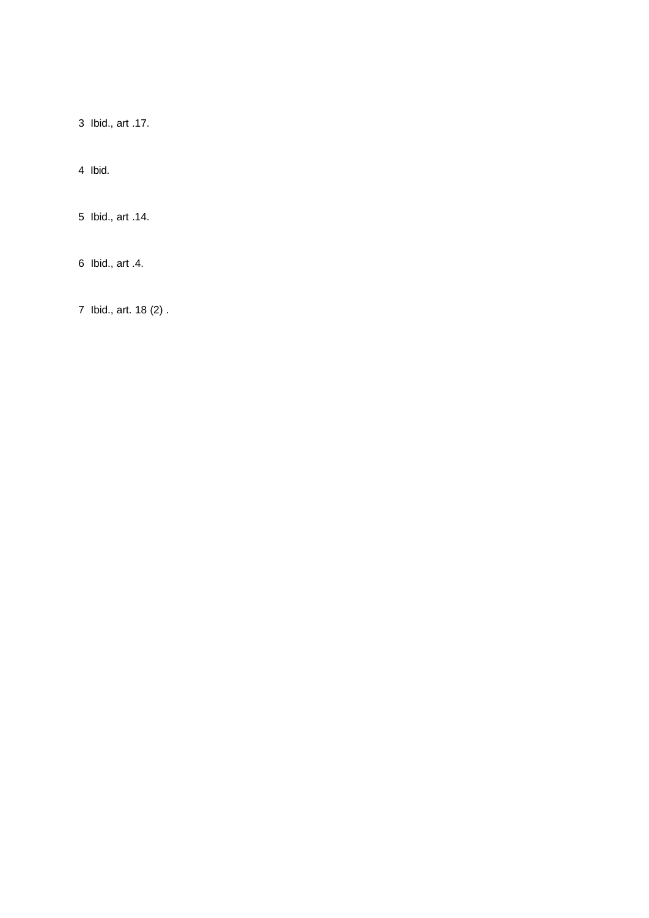3 Ibid., art .17.

4 Ibid.

5 Ibid., art .14.

6 Ibid., art .4.

7 Ibid., art. 18 (2) .